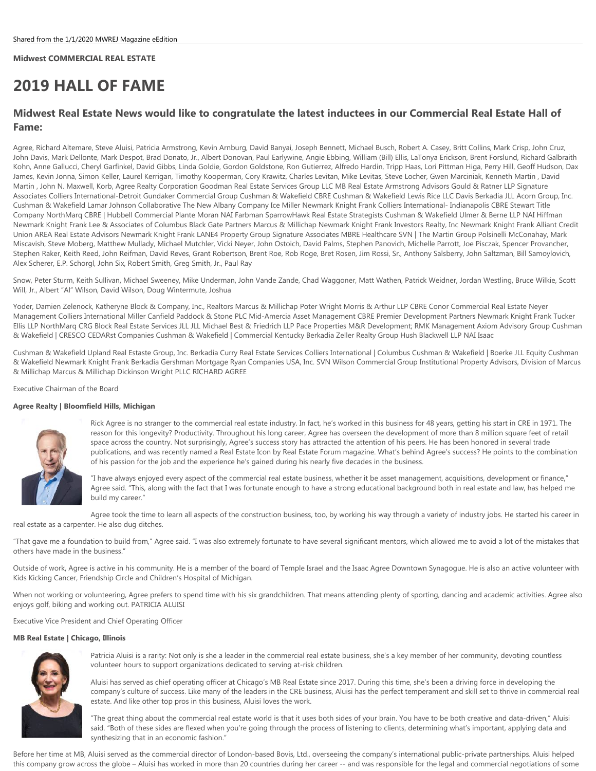Shared from the 1/1/2020 MWREJ Magazine eEdition

**Midwest COMMERCIAL REAL ESTATE**

# 2019 HALL OF FAME

## Midwest Real Estate News would like to congratulate the latest inductees in our Commercial Real Estate Hall of Fame:

Agree, Richard Altemare, Steve Aluisi, Patricia Armstrong, Kevin Arnburg, David Banyai, Joseph Bennett, Michael Busch, Robert A. Casey, Britt Collins, Mark Crisp, John Cruz, John Davis, Mark Dellonte, Mark Despot, Brad Donato, Jr., Albert Donovan, Paul Earlywine, Angie Ebbing, William (Bill) Ellis, LaTonya Erickson, Brent Forslund, Richard Galbraith Kohn, Anne Gallucci, Cheryl Garfinkel, David Gibbs, Linda Goldie, Gordon Goldstone, Ron Gutierrez, Alfredo Hardin, Tripp Haas, Lori Pittman Higa, Perry Hill, Geoff Hudson, Dax James, Kevin Jonna, Simon Keller, Laurel Kerrigan, Timothy Kooperman, Cory Krawitz, Charles Levitan, Mike Levitas, Steve Locher, Gwen Marciniak, Kenneth Martin , David Martin , John N. Maxwell, Korb, Agree Realty Corporation Goodman Real Estate Services Group LLC MB Real Estate Armstrong Advisors Gould & Ratner LLP Signature Associates Colliers International-Detroit Gundaker Commercial Group Cushman & Wakefield CBRE Cushman & Wakefield Lewis Rice LLC Davis Berkadia JLL Acorn Group, Inc. Cushman & Wakefield Lamar Johnson Collaborative The New Albany Company Ice Miller Newmark Knight Frank Colliers International- Indianapolis CBRE Stewart Title Company NorthMarq CBRE | Hubbell Commercial Plante Moran NAI Farbman SparrowHawk Real Estate Strategists Cushman & Wakefield Ulmer & Berne LLP NAI Hiffman Newmark Knight Frank Lee & Associates of Columbus Black Gate Partners Marcus & Millichap Newmark Knight Frank Investors Realty, Inc Newmark Knight Frank Alliant Credit Union AREA Real Estate Advisors Newmark Knight Frank LANE4 Property Group Signature Associates MBRE Healthcare SVN | The Martin Group Polsinelli McConahay, Mark Miscavish, Steve Moberg, Matthew Mullady, Michael Mutchler, Vicki Neyer, John Ostoich, David Palms, Stephen Panovich, Michelle Parrott, Joe Pisczak, Spencer Provancher, Stephen Raker, Keith Reed, John Reifman, David Reves, Grant Robertson, Brent Roe, Rob Roge, Bret Rosen, Jim Rossi, Sr., Anthony Salsberry, John Saltzman, Bill Samoylovich, Alex Scherer, E.P. Schorgl, John Six, Robert Smith, Greg Smith, Jr., Paul Ray

Snow, Peter Sturm, Keith Sullivan, Michael Sweeney, Mike Underman, John Vande Zande, Chad Waggoner, Matt Wathen, Patrick Weidner, Jordan Westling, Bruce Wilkie, Scott Will, Jr., Albert "Al" Wilson, David Wilson, Doug Wintermute, Joshua

Yoder, Damien Zelenock, Katheryne Block & Company, Inc., Realtors Marcus & Millichap Poter Wright Morris & Arthur LLP CBRE Conor Commercial Real Estate Neyer Management Colliers International Miller Canfield Paddock & Stone PLC Mid-Amercia Asset Management CBRE Premier Development Partners Newmark Knight Frank Tucker Ellis LLP NorthMarq CRG Block Real Estate Services JLL JLL Michael Best & Friedrich LLP Pace Properties M&R Development; RMK Management Axiom Advisory Group Cushman & Wakefield | CRESCO CEDARst Companies Cushman & Wakefield | Commercial Kentucky Berkadia Zeller Realty Group Hush Blackwell LLP NAI Isaac

Cushman & Wakefield Upland Real Estaste Group, Inc. Berkadia Curry Real Estate Services Colliers International | Columbus Cushman & Wakefield | Boerke JLL Equity Cushman & Wakefield Newmark Knight Frank Berkadia Gershman Mortgage Ryan Companies USA, Inc. SVN Wilson Commercial Group Institutional Property Advisors, Division of Marcus & Millichap Marcus & Millichap Dickinson Wright PLLC RICHARD AGREE

Executive Chairman of the Board

**Agree Realty | Bloomfield Hills, Michigan**

Rick Agree is no stranger to the commercial real estate industry. In fact, he's worked in this business for 48 years, getting his start in CRE in 1971. The reason for this longevity? Productivity. Throughout his long career, Agree has overseen the development of more than 8 million square feet of retail space across the country. Not surprisingly, Agree's success story has attracted the attention of his peers. He has been honored in several trade publications, and was recently named a Real Estate Icon by Real Estate Forum magazine. What's behind Agree's success? He points to the combination of his passion for the job and the experience he's gained during his nearly five decades in the business.

"I have always enjoyed every aspect of the commercial real estate business, whether it be asset management, acquisitions, development or finance," Agree said. "This, along with the fact that I was fortunate enough to have a strong educational background both in real estate and law, has helped me build my career."

Agree took the time to learn all aspects of the construction business, too, by working his way through a variety of industry jobs. He started his career in real estate as a carpenter. He also dug ditches.

"That gave me a foundation to build from," Agree said. "I was also extremely fortunate to have several significant mentors, which allowed me to avoid a lot of the mistakes that others have made in the business."

Outside of work, Agree is active in his community. He is a member of the board of Temple Israel and the Isaac Agree Downtown Synagogue. He is also an active volunteer with Kids Kicking Cancer, Friendship Circle and Children's Hospital of Michigan.

When not working or volunteering, Agree prefers to spend time with his six grandchildren. That means attending plenty of sporting, dancing and academic activities. Agree also enjoys golf, biking and working out. PATRICIA ALUISI

Executive Vice President and Chief Operating Officer

**MB Real Estate | Chicago, Illinois**

Patricia Aluisi is a rarity: Not only is she a leader in the commercial real estate business, she's a key member of her community, devoting countless volunteer hours to support organizations dedicated to serving at-risk children.

Aluisi has served as chief operating officer at Chicago's MB Real Estate since 2017. During this time, she's been a driving force in developing the company's culture of success. Like many of the leaders in the CRE business, Aluisi has the perfect temperament and skill set to thrive in commercial real estate. And like other top pros in this business, Aluisi loves the work.

"The great thing about the commercial real estate world is that it uses both sides of your brain. You have to be both creative and data-driven," Aluisi said. "Both of these sides are flexed when you're going through the process of listening to clients, determining what's important, applying data and synthesizing that in an economic fashion."

Before her time at MB, Aluisi served as the commercial director of London-based Bovis, Ltd., overseeing the company's international public-private partnerships. Aluisi helped this company grow across the globe – Aluisi has worked in more than 20 countries during her career -- and was responsible for the legal and commercial negotiations of some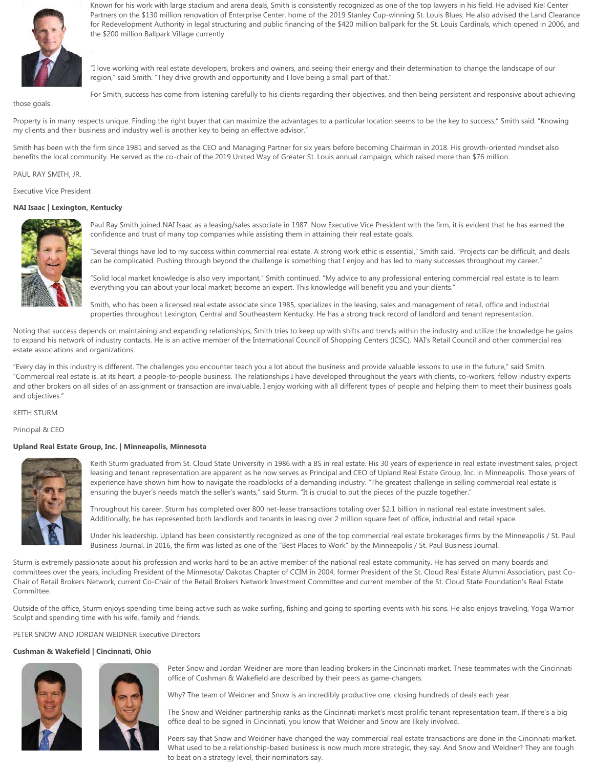Known for his work with large stadium and arena deals, Smith is consistently recognized as one of the top lawyers in his field. He advised Kiel Center Partners on the $130 million renovation of Enterprise Center, home of the 2019 Stanley Cup-winning St. Louis Blues. He also advised the Land Clearance for Redevelopment Authority in legal structuring and public financing of the $420 million ballpark for the St. Louis Cardinals, which opened in 2006, and the $200 million Ballpark Village currently

.

"I love working with real estate developers, brokers and owners, and seeing their energy and their determination to change the landscape of our region," said Smith. "They drive growth and opportunity and I love being a small part of that."

For Smith, success has come from listening carefully to his clients regarding their objectives, and then being persistent and responsive about achieving those goals.

Property is in many respects unique. Finding the right buyer that can maximize the advantages to a particular location seems to be the key to success," Smith said. "Knowing my clients and their business and industry well is another key to being an effective advisor."

Smith has been with the firm since 1981 and served as the CEO and Managing Partner for six years before becoming Chairman in 2018. His growth-oriented mindset also benefits the local community. He served as the co-chair of the 2019 United Way of Greater St. Louis annual campaign, which raised more than $76 million.

PAUL RAY SMITH, JR.

Executive Vice President

**NAI Isaac | Lexington, Kentucky**

Paul Ray Smith joined NAI Isaac as a leasing/sales associate in 1987. Now Executive Vice President with the firm, it is evident that he has earned the confidence and trust of many top companies while assisting them in attaining their real estate goals.

"Several things have led to my success within commercial real estate. A strong work ethic is essential," Smith said. "Projects can be difficult, and deals can be complicated. Pushing through beyond the challenge is something that I enjoy and has led to many successes throughout my career."

"Solid local market knowledge is also very important," Smith continued. "My advice to any professional entering commercial real estate is to learn everything you can about your local market; become an expert. This knowledge will benefit you and your clients."

Smith, who has been a licensed real estate associate since 1985, specializes in the leasing, sales and management of retail, office and industrial properties throughout Lexington, Central and Southeastern Kentucky. He has a strong track record of landlord and tenant representation.

Noting that success depends on maintaining and expanding relationships, Smith tries to keep up with shifts and trends within the industry and utilize the knowledge he gains to expand his network of industry contacts. He is an active member of the International Council of Shopping Centers (ICSC), NAI's Retail Council and other commercial real estate associations and organizations.

"Every day in this industry is different. The challenges you encounter teach you a lot about the business and provide valuable lessons to use in the future," said Smith. "Commercial real estate is, at its heart, a people-to-people business. The relationships I have developed throughout the years with clients, co-workers, fellow industry experts and other brokers on all sides of an assignment or transaction are invaluable. I enjoy working with all different types of people and helping them to meet their business goals and objectives."

KEITH STURM

Principal & CEO

**Upland Real Estate Group, Inc. | Minneapolis, Minnesota**

Keith Sturm graduated from St. Cloud State University in 1986 with a BS in real estate. His 30 years of experience in real estate investment sales, project leasing and tenant representation are apparent as he now serves as Principal and CEO of Upland Real Estate Group, Inc. in Minneapolis. Those years of experience have shown him how to navigate the roadblocks of a demanding industry. "The greatest challenge in selling commercial real estate is ensuring the buyer's needs match the seller's wants," said Sturm. "It is crucial to put the pieces of the puzzle together."

Throughout his career, Sturm has completed over 800 net-lease transactions totaling over $2.1 billion in national real estate investment sales. Additionally, he has represented both landlords and tenants in leasing over 2 million square feet of office, industrial and retail space.

Under his leadership, Upland has been consistently recognized as one of the top commercial real estate brokerages firms by the Minneapolis / St. Paul Business Journal. In 2016, the firm was listed as one of the "Best Places to Work" by the Minneapolis / St. Paul Business Journal.

Sturm is extremely passionate about his profession and works hard to be an active member of the national real estate community. He has served on many boards and committees over the years, including President of the Minnesota/ Dakotas Chapter of CCIM in 2004, former President of the St. Cloud Real Estate Alumni Association, past Co-Chair of Retail Brokers Network, current Co-Chair of the Retail Brokers Network Investment Committee and current member of the St. Cloud State Foundation's Real Estate Committee.

Outside of the office, Sturm enjoys spending time being active such as wake surfing, fishing and going to sporting events with his sons. He also enjoys traveling, Yoga Warrior Sculpt and spending time with his wife, family and friends.

PETER SNOW AND JORDAN WEIDNER Executive Directors

**Cushman & Wakefield | Cincinnati, Ohio**

Peter Snow and Jordan Weidner are more than leading brokers in the Cincinnati market. These teammates with the Cincinnati office of Cushman & Wakefield are described by their peers as game-changers.

Why? The team of Weidner and Snow is an incredibly productive one, closing hundreds of deals each year.

The Snow and Weidner partnership ranks as the Cincinnati market's most prolific tenant representation team. If there's a big office deal to be signed in Cincinnati, you know that Weidner and Snow are likely involved.

Peers say that Snow and Weidner have changed the way commercial real estate transactions are done in the Cincinnati market. What used to be a relationship-based business is now much more strategic, they say. And Snow and Weidner? They are tough to beat on a strategy level, their nominators say.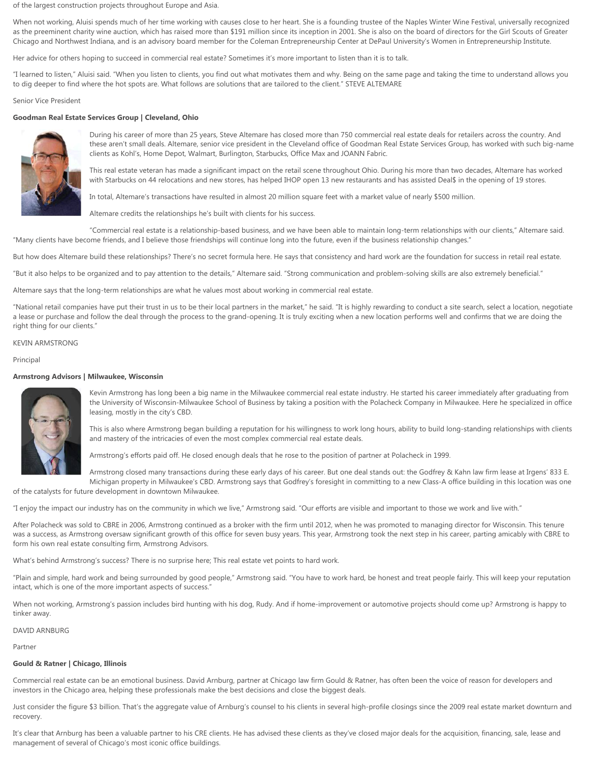of the largest construction projects throughout Europe and Asia.

When not working, Aluisi spends much of her time working with causes close to her heart. She is a founding trustee of the Naples Winter Wine Festival, universally recognized as the preeminent charity wine auction, which has raised more than $191 million since its inception in 2001. She is also on the board of directors for the Girl Scouts of Greater Chicago and Northwest Indiana, and is an advisory board member for the Coleman Entrepreneurship Center at DePaul University's Women in Entrepreneurship Institute.

Her advice for others hoping to succeed in commercial real estate? Sometimes it's more important to listen than it is to talk.

"I learned to listen," Aluisi said. "When you listen to clients, you find out what motivates them and why. Being on the same page and taking the time to understand allows you to dig deeper to find where the hot spots are. What follows are solutions that are tailored to the client." STEVE ALTEMARE

Senior Vice President

**Goodman Real Estate Services Group | Cleveland, Ohio**

During his career of more than 25 years, Steve Altemare has closed more than 750 commercial real estate deals for retailers across the country. And these aren't small deals. Altemare, senior vice president in the Cleveland office of Goodman Real Estate Services Group, has worked with such big-name clients as Kohl's, Home Depot, Walmart, Burlington, Starbucks, Office Max and JOANN Fabric.

This real estate veteran has made a significant impact on the retail scene throughout Ohio. During his more than two decades, Altemare has worked with Starbucks on 44 relocations and new stores, has helped IHOP open 13 new restaurants and has assisted Deal$ in the opening of 19 stores.

In total, Altemare's transactions have resulted in almost 20 million square feet with a market value of nearly $500 million.

Altemare credits the relationships he's built with clients for his success.

"Commercial real estate is a relationship-based business, and we have been able to maintain long-term relationships with our clients," Altemare said. "Many clients have become friends, and I believe those friendships will continue long into the future, even if the business relationship changes."

But how does Altemare build these relationships? There's no secret formula here. He says that consistency and hard work are the foundation for success in retail real estate.

"But it also helps to be organized and to pay attention to the details," Altemare said. "Strong communication and problem-solving skills are also extremely beneficial."

Altemare says that the long-term relationships are what he values most about working in commercial real estate.

"National retail companies have put their trust in us to be their local partners in the market," he said. "It is highly rewarding to conduct a site search, select a location, negotiate a lease or purchase and follow the deal through the process to the grand-opening. It is truly exciting when a new location performs well and confirms that we are doing the right thing for our clients."

KEVIN ARMSTRONG

Principal

**Armstrong Advisors | Milwaukee, Wisconsin**

Kevin Armstrong has long been a big name in the Milwaukee commercial real estate industry. He started his career immediately after graduating from the University of Wisconsin-Milwaukee School of Business by taking a position with the Polacheck Company in Milwaukee. Here he specialized in office leasing, mostly in the city's CBD.

This is also where Armstrong began building a reputation for his willingness to work long hours, ability to build long-standing relationships with clients and mastery of the intricacies of even the most complex commercial real estate deals.

Armstrong's efforts paid off. He closed enough deals that he rose to the position of partner at Polacheck in 1999.

Armstrong closed many transactions during these early days of his career. But one deal stands out: the Godfrey & Kahn law firm lease at Irgens' 833 E. Michigan property in Milwaukee's CBD. Armstrong says that Godfrey's foresight in committing to a new Class-A office building in this location was one of the catalysts for future development in downtown Milwaukee.

"I enjoy the impact our industry has on the community in which we live," Armstrong said. "Our efforts are visible and important to those we work and live with."

After Polacheck was sold to CBRE in 2006, Armstrong continued as a broker with the firm until 2012, when he was promoted to managing director for Wisconsin. This tenure was a success, as Armstrong oversaw significant growth of this office for seven busy years. This year, Armstrong took the next step in his career, parting amicably with CBRE to form his own real estate consulting firm, Armstrong Advisors.

What's behind Armstrong's success? There is no surprise here; This real estate vet points to hard work.

"Plain and simple, hard work and being surrounded by good people," Armstrong said. "You have to work hard, be honest and treat people fairly. This will keep your reputation intact, which is one of the more important aspects of success."

When not working, Armstrong's passion includes bird hunting with his dog, Rudy. And if home-improvement or automotive projects should come up? Armstrong is happy to tinker away.

DAVID ARNBURG

Partner

**Gould & Ratner | Chicago, Illinois**

Commercial real estate can be an emotional business. David Arnburg, partner at Chicago law firm Gould & Ratner, has often been the voice of reason for developers and investors in the Chicago area, helping these professionals make the best decisions and close the biggest deals.

Just consider the figure $3 billion. That's the aggregate value of Arnburg's counsel to his clients in several high-profile closings since the 2009 real estate market downturn and recovery.

It's clear that Arnburg has been a valuable partner to his CRE clients. He has advised these clients as they've closed major deals for the acquisition, financing, sale, lease and management of several of Chicago's most iconic office buildings.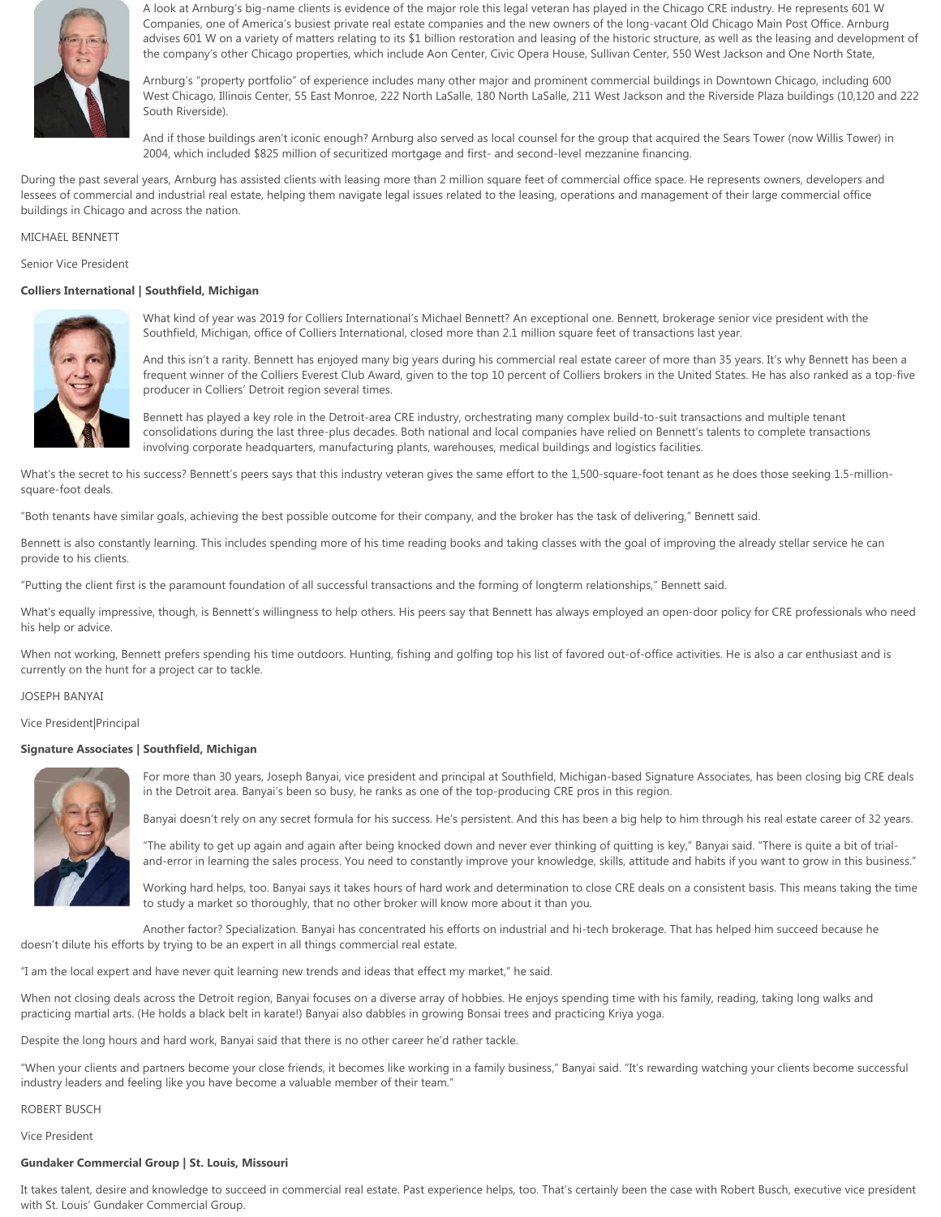A look at Arnburg's big-name clients is evidence of the major role this legal veteran has played in the Chicago CRE industry. He represents 601 W Companies, one of America's busiest private real estate companies and the new owners of the long-vacant Old Chicago Main Post Office. Arnburg advises 601 W on a variety of matters relating to its $1 billion restoration and leasing of the historic structure, as well as the leasing and development of the company's other Chicago properties, which include Aon Center, Civic Opera House, Sullivan Center, 550 West Jackson and One North State,

Arnburg's "property portfolio" of experience includes many other major and prominent commercial buildings in Downtown Chicago, including 600 West Chicago, Illinois Center, 55 East Monroe, 222 North LaSalle, 180 North LaSalle, 211 West Jackson and the Riverside Plaza buildings (10,120 and 222 South Riverside).

And if those buildings aren't iconic enough? Arnburg also served as local counsel for the group that acquired the Sears Tower (now Willis Tower) in 2004, which included $825 million of securitized mortgage and first- and second-level mezzanine financing.

During the past several years, Arnburg has assisted clients with leasing more than 2 million square feet of commercial office space. He represents owners, developers and lessees of commercial and industrial real estate, helping them navigate legal issues related to the leasing, operations and management of their large commercial office buildings in Chicago and across the nation.

MICHAEL BENNETT

Senior Vice President

**Colliers International | Southfield, Michigan**

What kind of year was 2019 for Colliers International's Michael Bennett? An exceptional one. Bennett, brokerage senior vice president with the Southfield, Michigan, office of Colliers International, closed more than 2.1 million square feet of transactions last year.

And this isn't a rarity. Bennett has enjoyed many big years during his commercial real estate career of more than 35 years. It's why Bennett has been a frequent winner of the Colliers Everest Club Award, given to the top 10 percent of Colliers brokers in the United States. He has also ranked as a top-five producer in Colliers' Detroit region several times.

Bennett has played a key role in the Detroit-area CRE industry, orchestrating many complex build-to-suit transactions and multiple tenant consolidations during the last three-plus decades. Both national and local companies have relied on Bennett's talents to complete transactions involving corporate headquarters, manufacturing plants, warehouses, medical buildings and logistics facilities.

What's the secret to his success? Bennett's peers says that this industry veteran gives the same effort to the 1,500-square-foot tenant as he does those seeking 1.5-million-square-foot deals.

"Both tenants have similar goals, achieving the best possible outcome for their company, and the broker has the task of delivering," Bennett said.

Bennett is also constantly learning. This includes spending more of his time reading books and taking classes with the goal of improving the already stellar service he can provide to his clients.

"Putting the client first is the paramount foundation of all successful transactions and the forming of longterm relationships," Bennett said.

What's equally impressive, though, is Bennett's willingness to help others. His peers say that Bennett has always employed an open-door policy for CRE professionals who need his help or advice.

When not working, Bennett prefers spending his time outdoors. Hunting, fishing and golfing top his list of favored out-of-office activities. He is also a car enthusiast and is currently on the hunt for a project car to tackle.

JOSEPH BANYAI

Vice President|Principal

**Signature Associates | Southfield, Michigan**

For more than 30 years, Joseph Banyai, vice president and principal at Southfield, Michigan-based Signature Associates, has been closing big CRE deals in the Detroit area. Banyai's been so busy, he ranks as one of the top-producing CRE pros in this region.

Banyai doesn't rely on any secret formula for his success. He's persistent. And this has been a big help to him through his real estate career of 32 years.

"The ability to get up again and again after being knocked down and never ever thinking of quitting is key," Banyai said. "There is quite a bit of trial-and-error in learning the sales process. You need to constantly improve your knowledge, skills, attitude and habits if you want to grow in this business."

Working hard helps, too. Banyai says it takes hours of hard work and determination to close CRE deals on a consistent basis. This means taking the time to study a market so thoroughly, that no other broker will know more about it than you.

Another factor? Specialization. Banyai has concentrated his efforts on industrial and hi-tech brokerage. That has helped him succeed because he doesn't dilute his efforts by trying to be an expert in all things commercial real estate.

"I am the local expert and have never quit learning new trends and ideas that effect my market," he said.

When not closing deals across the Detroit region, Banyai focuses on a diverse array of hobbies. He enjoys spending time with his family, reading, taking long walks and practicing martial arts. (He holds a black belt in karate!) Banyai also dabbles in growing Bonsai trees and practicing Kriya yoga.

Despite the long hours and hard work, Banyai said that there is no other career he'd rather tackle.

"When your clients and partners become your close friends, it becomes like working in a family business," Banyai said. "It's rewarding watching your clients become successful industry leaders and feeling like you have become a valuable member of their team."

ROBERT BUSCH

Vice President

**Gundaker Commercial Group | St. Louis, Missouri**

It takes talent, desire and knowledge to succeed in commercial real estate. Past experience helps, too. That's certainly been the case with Robert Busch, executive vice president with St. Louis' Gundaker Commercial Group.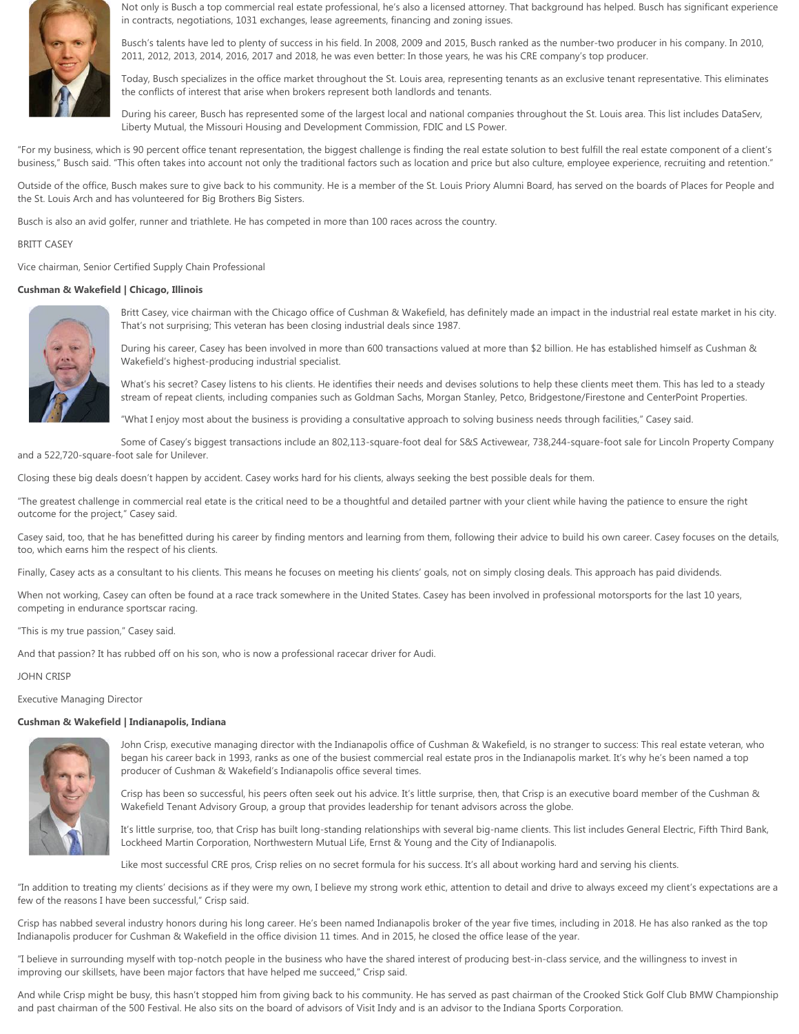Not only is Busch a top commercial real estate professional, he's also a licensed attorney. That background has helped. Busch has significant experience in contracts, negotiations, 1031 exchanges, lease agreements, financing and zoning issues.

Busch's talents have led to plenty of success in his field. In 2008, 2009 and 2015, Busch ranked as the number-two producer in his company. In 2010, 2011, 2012, 2013, 2014, 2016, 2017 and 2018, he was even better: In those years, he was his CRE company's top producer.

Today, Busch specializes in the office market throughout the St. Louis area, representing tenants as an exclusive tenant representative. This eliminates the conflicts of interest that arise when brokers represent both landlords and tenants.

During his career, Busch has represented some of the largest local and national companies throughout the St. Louis area. This list includes DataServ, Liberty Mutual, the Missouri Housing and Development Commission, FDIC and LS Power.

"For my business, which is 90 percent office tenant representation, the biggest challenge is finding the real estate solution to best fulfill the real estate component of a client's business," Busch said. "This often takes into account not only the traditional factors such as location and price but also culture, employee experience, recruiting and retention."

Outside of the office, Busch makes sure to give back to his community. He is a member of the St. Louis Priory Alumni Board, has served on the boards of Places for People and the St. Louis Arch and has volunteered for Big Brothers Big Sisters.

Busch is also an avid golfer, runner and triathlete. He has competed in more than 100 races across the country.

BRITT CASEY

Vice chairman, Senior Certified Supply Chain Professional

**Cushman & Wakefield | Chicago, Illinois**

Britt Casey, vice chairman with the Chicago office of Cushman & Wakefield, has definitely made an impact in the industrial real estate market in his city. That's not surprising; This veteran has been closing industrial deals since 1987.

During his career, Casey has been involved in more than 600 transactions valued at more than $2 billion. He has established himself as Cushman & Wakefield's highest-producing industrial specialist.

What's his secret? Casey listens to his clients. He identifies their needs and devises solutions to help these clients meet them. This has led to a steady stream of repeat clients, including companies such as Goldman Sachs, Morgan Stanley, Petco, Bridgestone/Firestone and CenterPoint Properties.

"What I enjoy most about the business is providing a consultative approach to solving business needs through facilities," Casey said.

Some of Casey's biggest transactions include an 802,113-square-foot deal for S&S Activewear, 738,244-square-foot sale for Lincoln Property Company and a 522,720-square-foot sale for Unilever.

Closing these big deals doesn't happen by accident. Casey works hard for his clients, always seeking the best possible deals for them.

"The greatest challenge in commercial real etate is the critical need to be a thoughtful and detailed partner with your client while having the patience to ensure the right outcome for the project," Casey said.

Casey said, too, that he has benefitted during his career by finding mentors and learning from them, following their advice to build his own career. Casey focuses on the details, too, which earns him the respect of his clients.

Finally, Casey acts as a consultant to his clients. This means he focuses on meeting his clients' goals, not on simply closing deals. This approach has paid dividends.

When not working, Casey can often be found at a race track somewhere in the United States. Casey has been involved in professional motorsports for the last 10 years, competing in endurance sportscar racing.

"This is my true passion," Casey said.

And that passion? It has rubbed off on his son, who is now a professional racecar driver for Audi.

JOHN CRISP

Executive Managing Director

**Cushman & Wakefield | Indianapolis, Indiana**

John Crisp, executive managing director with the Indianapolis office of Cushman & Wakefield, is no stranger to success: This real estate veteran, who began his career back in 1993, ranks as one of the busiest commercial real estate pros in the Indianapolis market. It's why he's been named a top producer of Cushman & Wakefield's Indianapolis office several times.

Crisp has been so successful, his peers often seek out his advice. It's little surprise, then, that Crisp is an executive board member of the Cushman & Wakefield Tenant Advisory Group, a group that provides leadership for tenant advisors across the globe.

It's little surprise, too, that Crisp has built long-standing relationships with several big-name clients. This list includes General Electric, Fifth Third Bank, Lockheed Martin Corporation, Northwestern Mutual Life, Ernst & Young and the City of Indianapolis.

Like most successful CRE pros, Crisp relies on no secret formula for his success. It's all about working hard and serving his clients.

"In addition to treating my clients' decisions as if they were my own, I believe my strong work ethic, attention to detail and drive to always exceed my client's expectations are a few of the reasons I have been successful," Crisp said.

Crisp has nabbed several industry honors during his long career. He's been named Indianapolis broker of the year five times, including in 2018. He has also ranked as the top Indianapolis producer for Cushman & Wakefield in the office division 11 times. And in 2015, he closed the office lease of the year.

"I believe in surrounding myself with top-notch people in the business who have the shared interest of producing best-in-class service, and the willingness to invest in improving our skillsets, have been major factors that have helped me succeed," Crisp said.

And while Crisp might be busy, this hasn't stopped him from giving back to his community. He has served as past chairman of the Crooked Stick Golf Club BMW Championship and past chairman of the 500 Festival. He also sits on the board of advisors of Visit Indy and is an advisor to the Indiana Sports Corporation.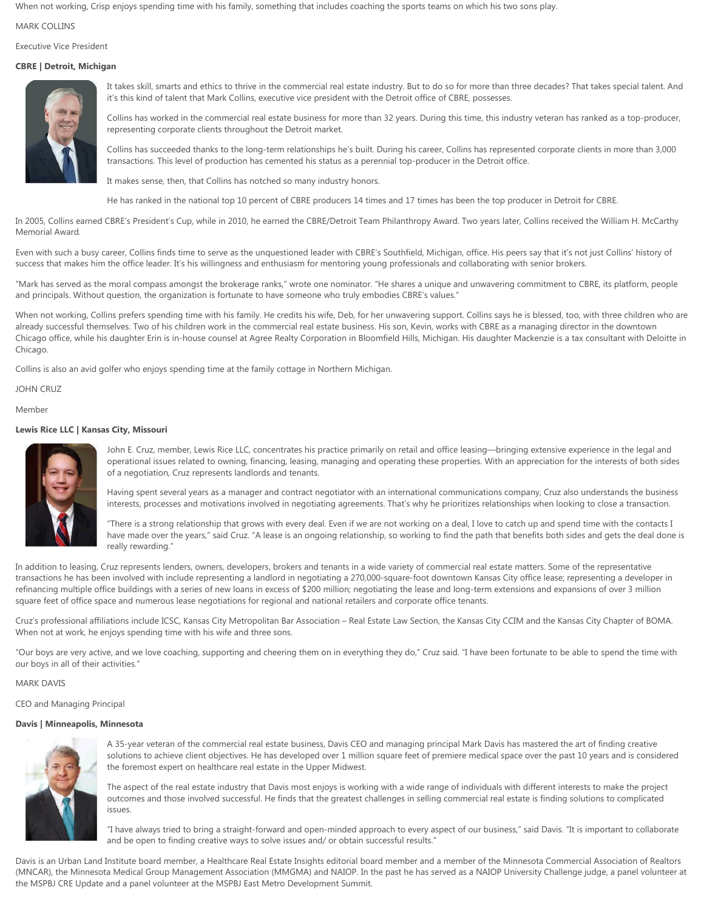When not working, Crisp enjoys spending time with his family, something that includes coaching the sports teams on which his two sons play.

MARK COLLINS

Executive Vice President

**CBRE | Detroit, Michigan**

It takes skill, smarts and ethics to thrive in the commercial real estate industry. But to do so for more than three decades? That takes special talent. And it's this kind of talent that Mark Collins, executive vice president with the Detroit office of CBRE, possesses.

Collins has worked in the commercial real estate business for more than 32 years. During this time, this industry veteran has ranked as a top-producer, representing corporate clients throughout the Detroit market.

Collins has succeeded thanks to the long-term relationships he's built. During his career, Collins has represented corporate clients in more than 3,000 transactions. This level of production has cemented his status as a perennial top-producer in the Detroit office.

It makes sense, then, that Collins has notched so many industry honors.

He has ranked in the national top 10 percent of CBRE producers 14 times and 17 times has been the top producer in Detroit for CBRE.

In 2005, Collins earned CBRE's President's Cup, while in 2010, he earned the CBRE/Detroit Team Philanthropy Award. Two years later, Collins received the William H. McCarthy Memorial Award.

Even with such a busy career, Collins finds time to serve as the unquestioned leader with CBRE's Southfield, Michigan, office. His peers say that it's not just Collins' history of success that makes him the office leader. It's his willingness and enthusiasm for mentoring young professionals and collaborating with senior brokers.

"Mark has served as the moral compass amongst the brokerage ranks," wrote one nominator. "He shares a unique and unwavering commitment to CBRE, its platform, people and principals. Without question, the organization is fortunate to have someone who truly embodies CBRE's values."

When not working, Collins prefers spending time with his family. He credits his wife, Deb, for her unwavering support. Collins says he is blessed, too, with three children who are already successful themselves. Two of his children work in the commercial real estate business. His son, Kevin, works with CBRE as a managing director in the downtown Chicago office, while his daughter Erin is in-house counsel at Agree Realty Corporation in Bloomfield Hills, Michigan. His daughter Mackenzie is a tax consultant with Deloitte in Chicago.

Collins is also an avid golfer who enjoys spending time at the family cottage in Northern Michigan.

JOHN CRUZ

Member

**Lewis Rice LLC | Kansas City, Missouri**

John E. Cruz, member, Lewis Rice LLC, concentrates his practice primarily on retail and office leasing—bringing extensive experience in the legal and operational issues related to owning, financing, leasing, managing and operating these properties. With an appreciation for the interests of both sides of a negotiation, Cruz represents landlords and tenants.

Having spent several years as a manager and contract negotiator with an international communications company, Cruz also understands the business interests, processes and motivations involved in negotiating agreements. That's why he prioritizes relationships when looking to close a transaction.

"There is a strong relationship that grows with every deal. Even if we are not working on a deal, I love to catch up and spend time with the contacts I have made over the years," said Cruz. "A lease is an ongoing relationship, so working to find the path that benefits both sides and gets the deal done is really rewarding."

In addition to leasing, Cruz represents lenders, owners, developers, brokers and tenants in a wide variety of commercial real estate matters. Some of the representative transactions he has been involved with include representing a landlord in negotiating a 270,000-square-foot downtown Kansas City office lease; representing a developer in refinancing multiple office buildings with a series of new loans in excess of $200 million; negotiating the lease and long-term extensions and expansions of over 3 million square feet of office space and numerous lease negotiations for regional and national retailers and corporate office tenants.

Cruz's professional affiliations include ICSC, Kansas City Metropolitan Bar Association – Real Estate Law Section, the Kansas City CCIM and the Kansas City Chapter of BOMA. When not at work, he enjoys spending time with his wife and three sons.

"Our boys are very active, and we love coaching, supporting and cheering them on in everything they do," Cruz said. "I have been fortunate to be able to spend the time with our boys in all of their activities."

MARK DAVIS

CEO and Managing Principal

**Davis | Minneapolis, Minnesota**

A 35-year veteran of the commercial real estate business, Davis CEO and managing principal Mark Davis has mastered the art of finding creative solutions to achieve client objectives. He has developed over 1 million square feet of premiere medical space over the past 10 years and is considered the foremost expert on healthcare real estate in the Upper Midwest.

The aspect of the real estate industry that Davis most enjoys is working with a wide range of individuals with different interests to make the project outcomes and those involved successful. He finds that the greatest challenges in selling commercial real estate is finding solutions to complicated issues.

"I have always tried to bring a straight-forward and open-minded approach to every aspect of our business," said Davis. "It is important to collaborate and be open to finding creative ways to solve issues and/ or obtain successful results."

Davis is an Urban Land Institute board member, a Healthcare Real Estate Insights editorial board member and a member of the Minnesota Commercial Association of Realtors (MNCAR), the Minnesota Medical Group Management Association (MMGMA) and NAIOP. In the past he has served as a NAIOP University Challenge judge, a panel volunteer at the MSPBJ CRE Update and a panel volunteer at the MSPBJ East Metro Development Summit.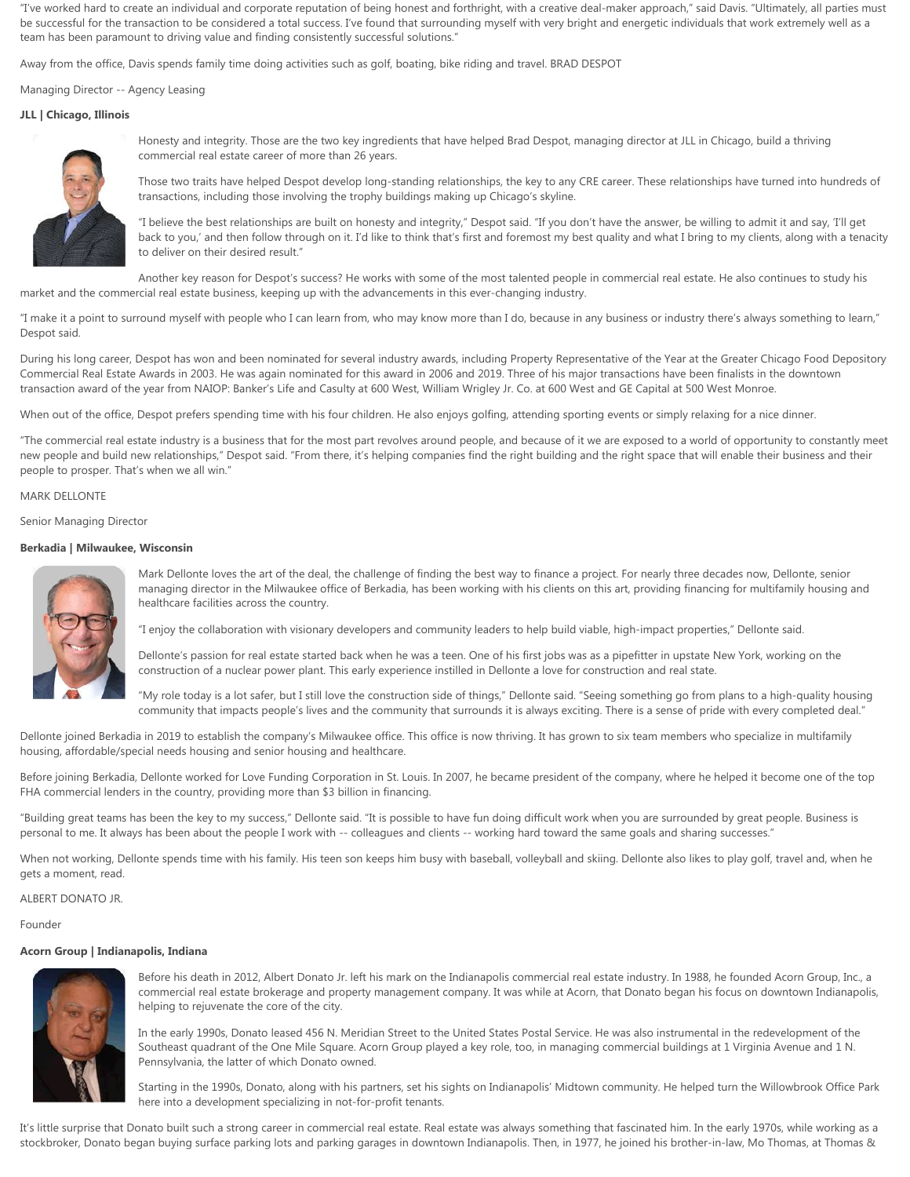"I've worked hard to create an individual and corporate reputation of being honest and forthright, with a creative deal-maker approach," said Davis. "Ultimately, all parties must be successful for the transaction to be considered a total success. I've found that surrounding myself with very bright and energetic individuals that work extremely well as a team has been paramount to driving value and finding consistently successful solutions."

Away from the office, Davis spends family time doing activities such as golf, boating, bike riding and travel. BRAD DESPOT

Managing Director -- Agency Leasing

**JLL | Chicago, Illinois**

Honesty and integrity. Those are the two key ingredients that have helped Brad Despot, managing director at JLL in Chicago, build a thriving commercial real estate career of more than 26 years.

Those two traits have helped Despot develop long-standing relationships, the key to any CRE career. These relationships have turned into hundreds of transactions, including those involving the trophy buildings making up Chicago's skyline.

"I believe the best relationships are built on honesty and integrity," Despot said. "If you don't have the answer, be willing to admit it and say, 'I'll get back to you,' and then follow through on it. I'd like to think that's first and foremost my best quality and what I bring to my clients, along with a tenacity to deliver on their desired result."

Another key reason for Despot's success? He works with some of the most talented people in commercial real estate. He also continues to study his market and the commercial real estate business, keeping up with the advancements in this ever-changing industry.

"I make it a point to surround myself with people who I can learn from, who may know more than I do, because in any business or industry there's always something to learn," Despot said.

During his long career, Despot has won and been nominated for several industry awards, including Property Representative of the Year at the Greater Chicago Food Depository Commercial Real Estate Awards in 2003. He was again nominated for this award in 2006 and 2019. Three of his major transactions have been finalists in the downtown transaction award of the year from NAIOP: Banker's Life and Casulty at 600 West, William Wrigley Jr. Co. at 600 West and GE Capital at 500 West Monroe.

When out of the office, Despot prefers spending time with his four children. He also enjoys golfing, attending sporting events or simply relaxing for a nice dinner.

"The commercial real estate industry is a business that for the most part revolves around people, and because of it we are exposed to a world of opportunity to constantly meet new people and build new relationships," Despot said. "From there, it's helping companies find the right building and the right space that will enable their business and their people to prosper. That's when we all win."

MARK DELLONTE

Senior Managing Director

**Berkadia | Milwaukee, Wisconsin**

Mark Dellonte loves the art of the deal, the challenge of finding the best way to finance a project. For nearly three decades now, Dellonte, senior managing director in the Milwaukee office of Berkadia, has been working with his clients on this art, providing financing for multifamily housing and healthcare facilities across the country.

"I enjoy the collaboration with visionary developers and community leaders to help build viable, high-impact properties," Dellonte said.

Dellonte's passion for real estate started back when he was a teen. One of his first jobs was as a pipefitter in upstate New York, working on the construction of a nuclear power plant. This early experience instilled in Dellonte a love for construction and real state.

"My role today is a lot safer, but I still love the construction side of things," Dellonte said. "Seeing something go from plans to a high-quality housing community that impacts people's lives and the community that surrounds it is always exciting. There is a sense of pride with every completed deal."

Dellonte joined Berkadia in 2019 to establish the company's Milwaukee office. This office is now thriving. It has grown to six team members who specialize in multifamily housing, affordable/special needs housing and senior housing and healthcare.

Before joining Berkadia, Dellonte worked for Love Funding Corporation in St. Louis. In 2007, he became president of the company, where he helped it become one of the top FHA commercial lenders in the country, providing more than $3 billion in financing.

"Building great teams has been the key to my success," Dellonte said. "It is possible to have fun doing difficult work when you are surrounded by great people. Business is personal to me. It always has been about the people I work with -- colleagues and clients -- working hard toward the same goals and sharing successes."

When not working, Dellonte spends time with his family. His teen son keeps him busy with baseball, volleyball and skiing. Dellonte also likes to play golf, travel and, when he gets a moment, read.

ALBERT DONATO JR.

Founder

**Acorn Group | Indianapolis, Indiana**

Before his death in 2012, Albert Donato Jr. left his mark on the Indianapolis commercial real estate industry. In 1988, he founded Acorn Group, Inc., a commercial real estate brokerage and property management company. It was while at Acorn, that Donato began his focus on downtown Indianapolis, helping to rejuvenate the core of the city.

In the early 1990s, Donato leased 456 N. Meridian Street to the United States Postal Service. He was also instrumental in the redevelopment of the Southeast quadrant of the One Mile Square. Acorn Group played a key role, too, in managing commercial buildings at 1 Virginia Avenue and 1 N. Pennsylvania, the latter of which Donato owned.

Starting in the 1990s, Donato, along with his partners, set his sights on Indianapolis' Midtown community. He helped turn the Willowbrook Office Park here into a development specializing in not-for-profit tenants.

It's little surprise that Donato built such a strong career in commercial real estate. Real estate was always something that fascinated him. In the early 1970s, while working as a stockbroker, Donato began buying surface parking lots and parking garages in downtown Indianapolis. Then, in 1977, he joined his brother-in-law, Mo Thomas, at Thomas &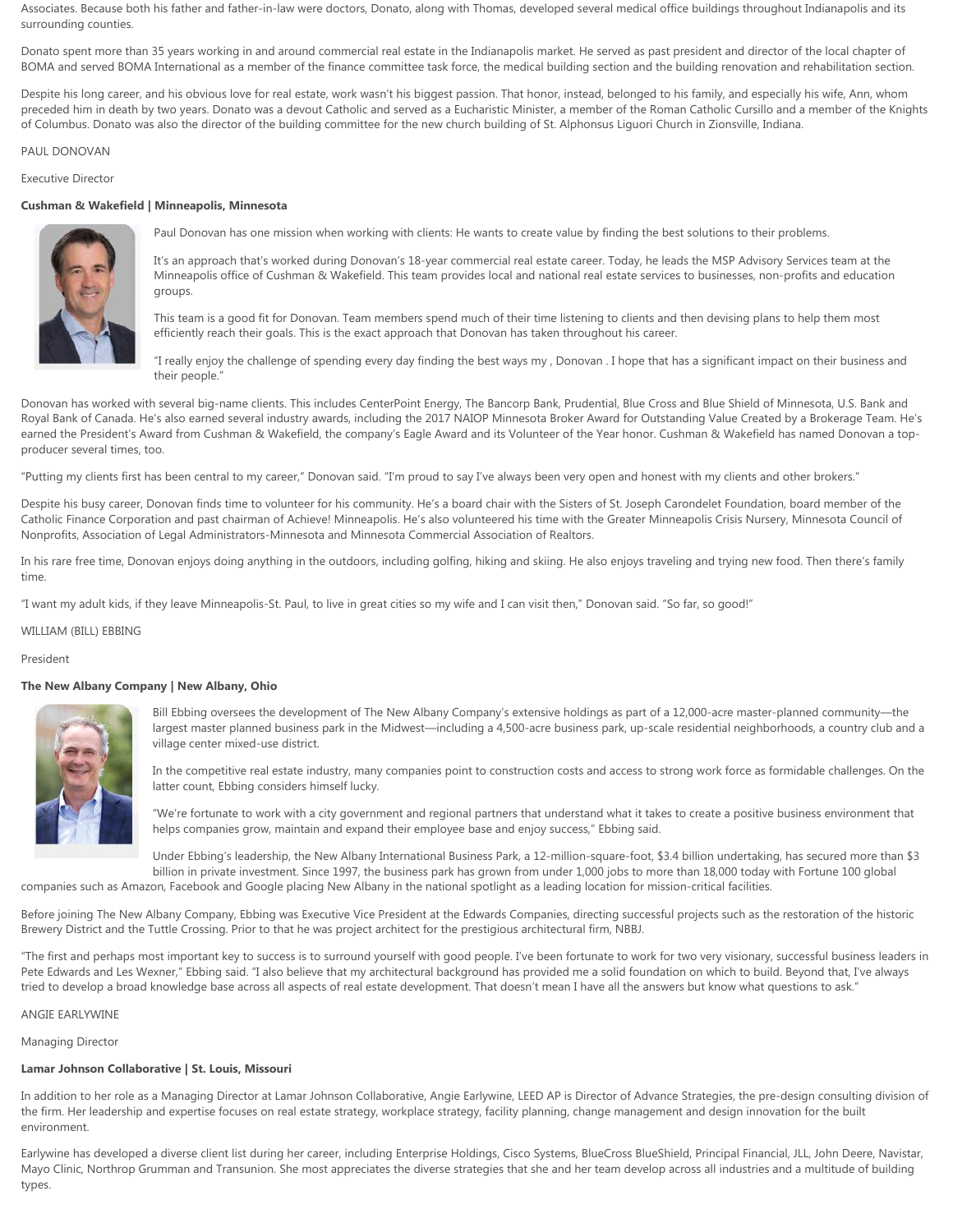Associates. Because both his father and father-in-law were doctors, Donato, along with Thomas, developed several medical office buildings throughout Indianapolis and its surrounding counties.

Donato spent more than 35 years working in and around commercial real estate in the Indianapolis market. He served as past president and director of the local chapter of BOMA and served BOMA International as a member of the finance committee task force, the medical building section and the building renovation and rehabilitation section.

Despite his long career, and his obvious love for real estate, work wasn't his biggest passion. That honor, instead, belonged to his family, and especially his wife, Ann, whom preceded him in death by two years. Donato was a devout Catholic and served as a Eucharistic Minister, a member of the Roman Catholic Cursillo and a member of the Knights of Columbus. Donato was also the director of the building committee for the new church building of St. Alphonsus Liguori Church in Zionsville, Indiana.

PAUL DONOVAN

Executive Director

**Cushman & Wakefield | Minneapolis, Minnesota**

Paul Donovan has one mission when working with clients: He wants to create value by finding the best solutions to their problems.

It's an approach that's worked during Donovan's 18-year commercial real estate career. Today, he leads the MSP Advisory Services team at the Minneapolis office of Cushman & Wakefield. This team provides local and national real estate services to businesses, non-profits and education groups.

This team is a good fit for Donovan. Team members spend much of their time listening to clients and then devising plans to help them most efficiently reach their goals. This is the exact approach that Donovan has taken throughout his career.

"I really enjoy the challenge of spending every day finding the best ways my , Donovan . I hope that has a significant impact on their business and their people."

Donovan has worked with several big-name clients. This includes CenterPoint Energy, The Bancorp Bank, Prudential, Blue Cross and Blue Shield of Minnesota, U.S. Bank and Royal Bank of Canada. He's also earned several industry awards, including the 2017 NAIOP Minnesota Broker Award for Outstanding Value Created by a Brokerage Team. He's earned the President's Award from Cushman & Wakefield, the company's Eagle Award and its Volunteer of the Year honor. Cushman & Wakefield has named Donovan a top-producer several times, too.

"Putting my clients first has been central to my career," Donovan said. "I'm proud to say I've always been very open and honest with my clients and other brokers."

Despite his busy career, Donovan finds time to volunteer for his community. He's a board chair with the Sisters of St. Joseph Carondelet Foundation, board member of the Catholic Finance Corporation and past chairman of Achieve! Minneapolis. He's also volunteered his time with the Greater Minneapolis Crisis Nursery, Minnesota Council of Nonprofits, Association of Legal Administrators-Minnesota and Minnesota Commercial Association of Realtors.

In his rare free time, Donovan enjoys doing anything in the outdoors, including golfing, hiking and skiing. He also enjoys traveling and trying new food. Then there's family time.

"I want my adult kids, if they leave Minneapolis-St. Paul, to live in great cities so my wife and I can visit then," Donovan said. "So far, so good!"

WILLIAM (BILL) EBBING

President

**The New Albany Company | New Albany, Ohio**

Bill Ebbing oversees the development of The New Albany Company's extensive holdings as part of a 12,000-acre master-planned community—the largest master planned business park in the Midwest—including a 4,500-acre business park, up-scale residential neighborhoods, a country club and a village center mixed-use district.

In the competitive real estate industry, many companies point to construction costs and access to strong work force as formidable challenges. On the latter count, Ebbing considers himself lucky.

"We're fortunate to work with a city government and regional partners that understand what it takes to create a positive business environment that helps companies grow, maintain and expand their employee base and enjoy success," Ebbing said.

Under Ebbing's leadership, the New Albany International Business Park, a 12-million-square-foot, $3.4 billion undertaking, has secured more than $3 billion in private investment. Since 1997, the business park has grown from under 1,000 jobs to more than 18,000 today with Fortune 100 global companies such as Amazon, Facebook and Google placing New Albany in the national spotlight as a leading location for mission-critical facilities.

Before joining The New Albany Company, Ebbing was Executive Vice President at the Edwards Companies, directing successful projects such as the restoration of the historic Brewery District and the Tuttle Crossing. Prior to that he was project architect for the prestigious architectural firm, NBBJ.

"The first and perhaps most important key to success is to surround yourself with good people. I've been fortunate to work for two very visionary, successful business leaders in Pete Edwards and Les Wexner," Ebbing said. "I also believe that my architectural background has provided me a solid foundation on which to build. Beyond that, I've always tried to develop a broad knowledge base across all aspects of real estate development. That doesn't mean I have all the answers but know what questions to ask."

ANGIE EARLYWINE

Managing Director

**Lamar Johnson Collaborative | St. Louis, Missouri**

In addition to her role as a Managing Director at Lamar Johnson Collaborative, Angie Earlywine, LEED AP is Director of Advance Strategies, the pre-design consulting division of the firm. Her leadership and expertise focuses on real estate strategy, workplace strategy, facility planning, change management and design innovation for the built environment.

Earlywine has developed a diverse client list during her career, including Enterprise Holdings, Cisco Systems, BlueCross BlueShield, Principal Financial, JLL, John Deere, Navistar, Mayo Clinic, Northrop Grumman and Transunion. She most appreciates the diverse strategies that she and her team develop across all industries and a multitude of building types.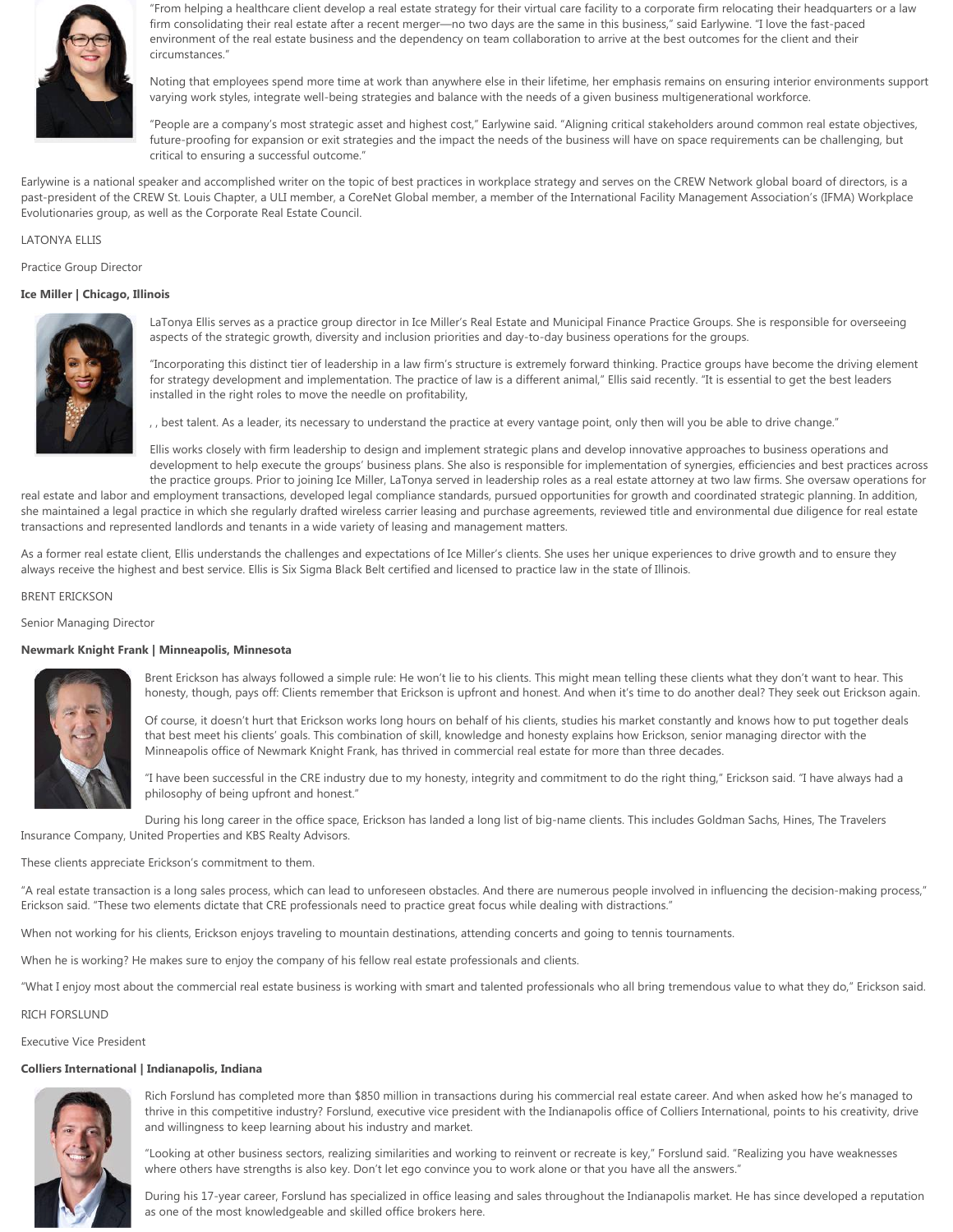"From helping a healthcare client develop a real estate strategy for their virtual care facility to a corporate firm relocating their headquarters or a law firm consolidating their real estate after a recent merger—no two days are the same in this business," said Earlywine. "I love the fast-paced environment of the real estate business and the dependency on team collaboration to arrive at the best outcomes for the client and their circumstances."

Noting that employees spend more time at work than anywhere else in their lifetime, her emphasis remains on ensuring interior environments support varying work styles, integrate well-being strategies and balance with the needs of a given business multigenerational workforce.

"People are a company's most strategic asset and highest cost," Earlywine said. "Aligning critical stakeholders around common real estate objectives, future-proofing for expansion or exit strategies and the impact the needs of the business will have on space requirements can be challenging, but critical to ensuring a successful outcome."

Earlywine is a national speaker and accomplished writer on the topic of best practices in workplace strategy and serves on the CREW Network global board of directors, is a past-president of the CREW St. Louis Chapter, a ULI member, a CoreNet Global member, a member of the International Facility Management Association's (IFMA) Workplace Evolutionaries group, as well as the Corporate Real Estate Council.

LATONYA ELLIS

Practice Group Director

**Ice Miller | Chicago, Illinois**

LaTonya Ellis serves as a practice group director in Ice Miller's Real Estate and Municipal Finance Practice Groups. She is responsible for overseeing aspects of the strategic growth, diversity and inclusion priorities and day-to-day business operations for the groups.

"Incorporating this distinct tier of leadership in a law firm's structure is extremely forward thinking. Practice groups have become the driving element for strategy development and implementation. The practice of law is a different animal," Ellis said recently. "It is essential to get the best leaders installed in the right roles to move the needle on profitability,

, , best talent. As a leader, its necessary to understand the practice at every vantage point, only then will you be able to drive change."

Ellis works closely with firm leadership to design and implement strategic plans and develop innovative approaches to business operations and development to help execute the groups' business plans. She also is responsible for implementation of synergies, efficiencies and best practices across the practice groups. Prior to joining Ice Miller, LaTonya served in leadership roles as a real estate attorney at two law firms. She oversaw operations for real estate and labor and employment transactions, developed legal compliance standards, pursued opportunities for growth and coordinated strategic planning. In addition, she maintained a legal practice in which she regularly drafted wireless carrier leasing and purchase agreements, reviewed title and environmental due diligence for real estate transactions and represented landlords and tenants in a wide variety of leasing and management matters.

As a former real estate client, Ellis understands the challenges and expectations of Ice Miller's clients. She uses her unique experiences to drive growth and to ensure they always receive the highest and best service. Ellis is Six Sigma Black Belt certified and licensed to practice law in the state of Illinois.

BRENT ERICKSON

Senior Managing Director

**Newmark Knight Frank | Minneapolis, Minnesota**

Brent Erickson has always followed a simple rule: He won't lie to his clients. This might mean telling these clients what they don't want to hear. This honesty, though, pays off: Clients remember that Erickson is upfront and honest. And when it's time to do another deal? They seek out Erickson again.

Of course, it doesn't hurt that Erickson works long hours on behalf of his clients, studies his market constantly and knows how to put together deals that best meet his clients' goals. This combination of skill, knowledge and honesty explains how Erickson, senior managing director with the Minneapolis office of Newmark Knight Frank, has thrived in commercial real estate for more than three decades.

"I have been successful in the CRE industry due to my honesty, integrity and commitment to do the right thing," Erickson said. "I have always had a philosophy of being upfront and honest."

During his long career in the office space, Erickson has landed a long list of big-name clients. This includes Goldman Sachs, Hines, The Travelers Insurance Company, United Properties and KBS Realty Advisors.

These clients appreciate Erickson's commitment to them.

"A real estate transaction is a long sales process, which can lead to unforeseen obstacles. And there are numerous people involved in influencing the decision-making process," Erickson said. "These two elements dictate that CRE professionals need to practice great focus while dealing with distractions."

When not working for his clients, Erickson enjoys traveling to mountain destinations, attending concerts and going to tennis tournaments.

When he is working? He makes sure to enjoy the company of his fellow real estate professionals and clients.

"What I enjoy most about the commercial real estate business is working with smart and talented professionals who all bring tremendous value to what they do," Erickson said.

RICH FORSLUND

Executive Vice President

**Colliers International | Indianapolis, Indiana**

Rich Forslund has completed more than $850 million in transactions during his commercial real estate career. And when asked how he's managed to thrive in this competitive industry? Forslund, executive vice president with the Indianapolis office of Colliers International, points to his creativity, drive and willingness to keep learning about his industry and market.

"Looking at other business sectors, realizing similarities and working to reinvent or recreate is key," Forslund said. "Realizing you have weaknesses where others have strengths is also key. Don't let ego convince you to work alone or that you have all the answers."

During his 17-year career, Forslund has specialized in office leasing and sales throughout the Indianapolis market. He has since developed a reputation as one of the most knowledgeable and skilled office brokers here.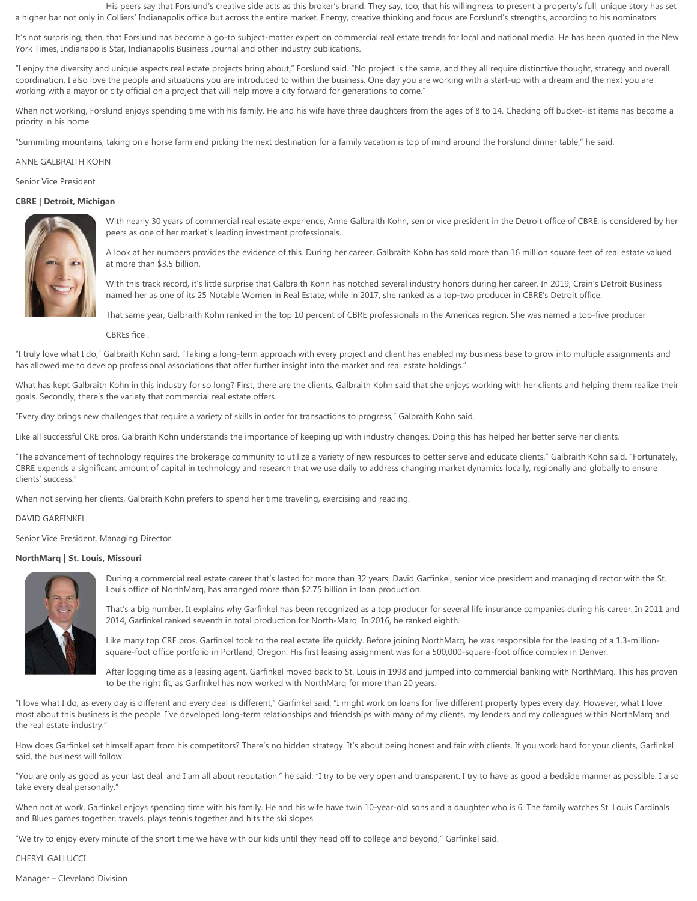His peers say that Forslund's creative side acts as this broker's brand. They say, too, that his willingness to present a property's full, unique story has set a higher bar not only in Colliers' Indianapolis office but across the entire market. Energy, creative thinking and focus are Forslund's strengths, according to his nominators.

It's not surprising, then, that Forslund has become a go-to subject-matter expert on commercial real estate trends for local and national media. He has been quoted in the New York Times, Indianapolis Star, Indianapolis Business Journal and other industry publications.

"I enjoy the diversity and unique aspects real estate projects bring about," Forslund said. "No project is the same, and they all require distinctive thought, strategy and overall coordination. I also love the people and situations you are introduced to within the business. One day you are working with a start-up with a dream and the next you are working with a mayor or city official on a project that will help move a city forward for generations to come."

When not working, Forslund enjoys spending time with his family. He and his wife have three daughters from the ages of 8 to 14. Checking off bucket-list items has become a priority in his home.

"Summiting mountains, taking on a horse farm and picking the next destination for a family vacation is top of mind around the Forslund dinner table," he said.

ANNE GALBRAITH KOHN

Senior Vice President

**CBRE | Detroit, Michigan**

With nearly 30 years of commercial real estate experience, Anne Galbraith Kohn, senior vice president in the Detroit office of CBRE, is considered by her peers as one of her market's leading investment professionals.

A look at her numbers provides the evidence of this. During her career, Galbraith Kohn has sold more than 16 million square feet of real estate valued at more than $3.5 billion.

With this track record, it's little surprise that Galbraith Kohn has notched several industry honors during her career. In 2019, Crain's Detroit Business named her as one of its 25 Notable Women in Real Estate, while in 2017, she ranked as a top-two producer in CBRE's Detroit office.

That same year, Galbraith Kohn ranked in the top 10 percent of CBRE professionals in the Americas region. She was named a top-five producer

CBREs fice .

"I truly love what I do," Galbraith Kohn said. "Taking a long-term approach with every project and client has enabled my business base to grow into multiple assignments and has allowed me to develop professional associations that offer further insight into the market and real estate holdings."

What has kept Galbraith Kohn in this industry for so long? First, there are the clients. Galbraith Kohn said that she enjoys working with her clients and helping them realize their goals. Secondly, there's the variety that commercial real estate offers.

"Every day brings new challenges that require a variety of skills in order for transactions to progress," Galbraith Kohn said.

Like all successful CRE pros, Galbraith Kohn understands the importance of keeping up with industry changes. Doing this has helped her better serve her clients.

"The advancement of technology requires the brokerage community to utilize a variety of new resources to better serve and educate clients," Galbraith Kohn said. "Fortunately, CBRE expends a significant amount of capital in technology and research that we use daily to address changing market dynamics locally, regionally and globally to ensure clients' success."

When not serving her clients, Galbraith Kohn prefers to spend her time traveling, exercising and reading.

DAVID GARFINKEL

Senior Vice President, Managing Director

**NorthMarq | St. Louis, Missouri**

During a commercial real estate career that's lasted for more than 32 years, David Garfinkel, senior vice president and managing director with the St. Louis office of NorthMarq, has arranged more than $2.75 billion in loan production.

That's a big number. It explains why Garfinkel has been recognized as a top producer for several life insurance companies during his career. In 2011 and 2014, Garfinkel ranked seventh in total production for North-Marq. In 2016, he ranked eighth.

Like many top CRE pros, Garfinkel took to the real estate life quickly. Before joining NorthMarq, he was responsible for the leasing of a 1.3-million-square-foot office portfolio in Portland, Oregon. His first leasing assignment was for a 500,000-square-foot office complex in Denver.

After logging time as a leasing agent, Garfinkel moved back to St. Louis in 1998 and jumped into commercial banking with NorthMarq. This has proven to be the right fit, as Garfinkel has now worked with NorthMarq for more than 20 years.

"I love what I do, as every day is different and every deal is different," Garfinkel said. "I might work on loans for five different property types every day. However, what I love most about this business is the people. I've developed long-term relationships and friendships with many of my clients, my lenders and my colleagues within NorthMarq and the real estate industry."

How does Garfinkel set himself apart from his competitors? There's no hidden strategy. It's about being honest and fair with clients. If you work hard for your clients, Garfinkel said, the business will follow.

"You are only as good as your last deal, and I am all about reputation," he said. "I try to be very open and transparent. I try to have as good a bedside manner as possible. I also take every deal personally."

When not at work, Garfinkel enjoys spending time with his family. He and his wife have twin 10-year-old sons and a daughter who is 6. The family watches St. Louis Cardinals and Blues games together, travels, plays tennis together and hits the ski slopes.

"We try to enjoy every minute of the short time we have with our kids until they head off to college and beyond," Garfinkel said.

CHERYL GALLUCCI

Manager – Cleveland Division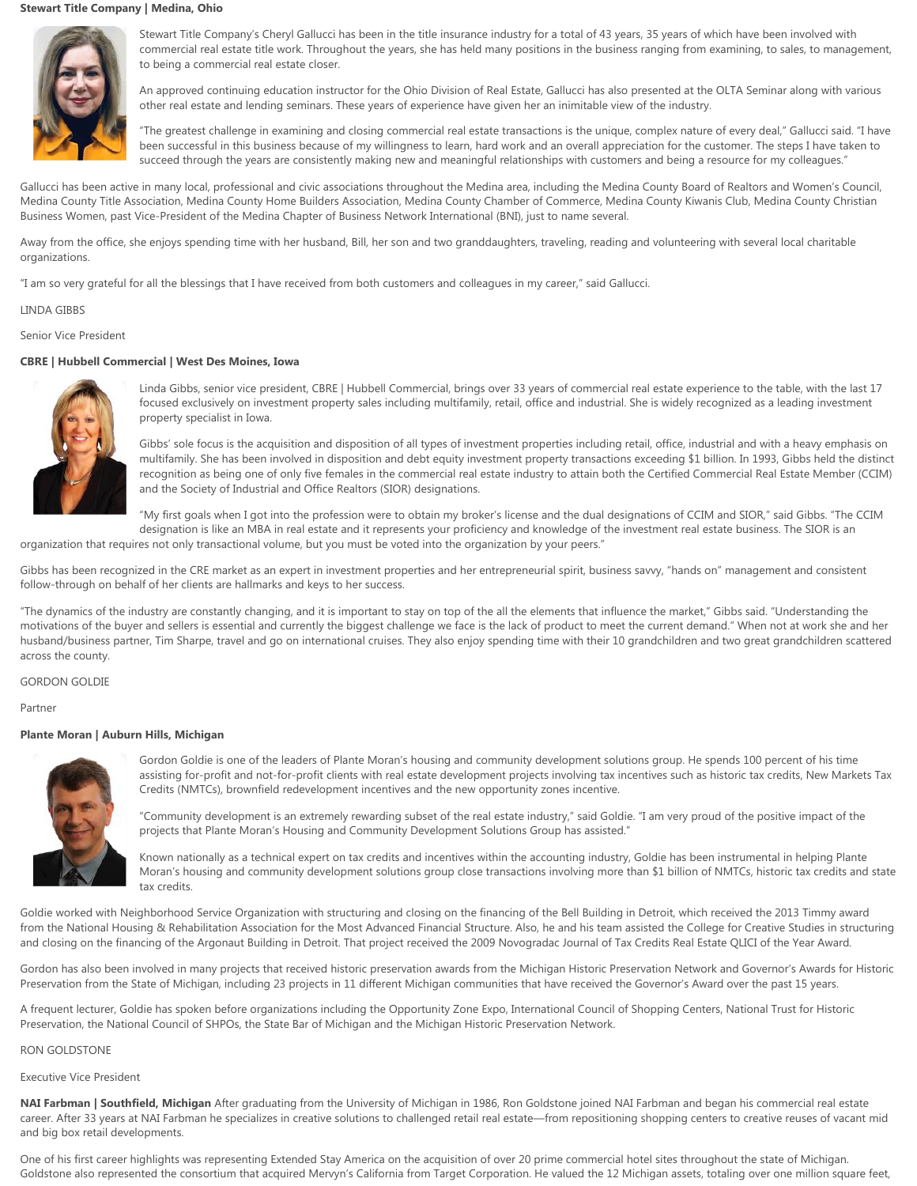**Stewart Title Company | Medina, Ohio**

Stewart Title Company's Cheryl Gallucci has been in the title insurance industry for a total of 43 years, 35 years of which have been involved with commercial real estate title work. Throughout the years, she has held many positions in the business ranging from examining, to sales, to management, to being a commercial real estate closer.

An approved continuing education instructor for the Ohio Division of Real Estate, Gallucci has also presented at the OLTA Seminar along with various other real estate and lending seminars. These years of experience have given her an inimitable view of the industry.

"The greatest challenge in examining and closing commercial real estate transactions is the unique, complex nature of every deal," Gallucci said. "I have been successful in this business because of my willingness to learn, hard work and an overall appreciation for the customer. The steps I have taken to succeed through the years are consistently making new and meaningful relationships with customers and being a resource for my colleagues."

Gallucci has been active in many local, professional and civic associations throughout the Medina area, including the Medina County Board of Realtors and Women's Council, Medina County Title Association, Medina County Home Builders Association, Medina County Chamber of Commerce, Medina County Kiwanis Club, Medina County Christian Business Women, past Vice-President of the Medina Chapter of Business Network International (BNI), just to name several.

Away from the office, she enjoys spending time with her husband, Bill, her son and two granddaughters, traveling, reading and volunteering with several local charitable organizations.

"I am so very grateful for all the blessings that I have received from both customers and colleagues in my career," said Gallucci.

LINDA GIBBS

Senior Vice President

**CBRE | Hubbell Commercial | West Des Moines, Iowa**

Linda Gibbs, senior vice president, CBRE | Hubbell Commercial, brings over 33 years of commercial real estate experience to the table, with the last 17 focused exclusively on investment property sales including multifamily, retail, office and industrial. She is widely recognized as a leading investment property specialist in Iowa.

Gibbs' sole focus is the acquisition and disposition of all types of investment properties including retail, office, industrial and with a heavy emphasis on multifamily. She has been involved in disposition and debt equity investment property transactions exceeding $1 billion. In 1993, Gibbs held the distinct recognition as being one of only five females in the commercial real estate industry to attain both the Certified Commercial Real Estate Member (CCIM) and the Society of Industrial and Office Realtors (SIOR) designations.

"My first goals when I got into the profession were to obtain my broker's license and the dual designations of CCIM and SIOR," said Gibbs. "The CCIM designation is like an MBA in real estate and it represents your proficiency and knowledge of the investment real estate business. The SIOR is an organization that requires not only transactional volume, but you must be voted into the organization by your peers."

Gibbs has been recognized in the CRE market as an expert in investment properties and her entrepreneurial spirit, business savvy, "hands on" management and consistent follow-through on behalf of her clients are hallmarks and keys to her success.

"The dynamics of the industry are constantly changing, and it is important to stay on top of the all the elements that influence the market," Gibbs said. "Understanding the motivations of the buyer and sellers is essential and currently the biggest challenge we face is the lack of product to meet the current demand." When not at work she and her husband/business partner, Tim Sharpe, travel and go on international cruises. They also enjoy spending time with their 10 grandchildren and two great grandchildren scattered across the county.

GORDON GOLDIE

Partner

**Plante Moran | Auburn Hills, Michigan**

Gordon Goldie is one of the leaders of Plante Moran's housing and community development solutions group. He spends 100 percent of his time assisting for-profit and not-for-profit clients with real estate development projects involving tax incentives such as historic tax credits, New Markets Tax Credits (NMTCs), brownfield redevelopment incentives and the new opportunity zones incentive.

"Community development is an extremely rewarding subset of the real estate industry," said Goldie. "I am very proud of the positive impact of the projects that Plante Moran's Housing and Community Development Solutions Group has assisted."

Known nationally as a technical expert on tax credits and incentives within the accounting industry, Goldie has been instrumental in helping Plante Moran's housing and community development solutions group close transactions involving more than $1 billion of NMTCs, historic tax credits and state tax credits.

Goldie worked with Neighborhood Service Organization with structuring and closing on the financing of the Bell Building in Detroit, which received the 2013 Timmy award from the National Housing & Rehabilitation Association for the Most Advanced Financial Structure. Also, he and his team assisted the College for Creative Studies in structuring and closing on the financing of the Argonaut Building in Detroit. That project received the 2009 Novogradac Journal of Tax Credits Real Estate QLICI of the Year Award.

Gordon has also been involved in many projects that received historic preservation awards from the Michigan Historic Preservation Network and Governor's Awards for Historic Preservation from the State of Michigan, including 23 projects in 11 different Michigan communities that have received the Governor's Award over the past 15 years.

A frequent lecturer, Goldie has spoken before organizations including the Opportunity Zone Expo, International Council of Shopping Centers, National Trust for Historic Preservation, the National Council of SHPOs, the State Bar of Michigan and the Michigan Historic Preservation Network.

RON GOLDSTONE

Executive Vice President

**NAI Farbman | Southfield, Michigan** After graduating from the University of Michigan in 1986, Ron Goldstone joined NAI Farbman and began his commercial real estate career. After 33 years at NAI Farbman he specializes in creative solutions to challenged retail real estate—from repositioning shopping centers to creative reuses of vacant mid and big box retail developments.

One of his first career highlights was representing Extended Stay America on the acquisition of over 20 prime commercial hotel sites throughout the state of Michigan. Goldstone also represented the consortium that acquired Mervyn's California from Target Corporation. He valued the 12 Michigan assets, totaling over one million square feet,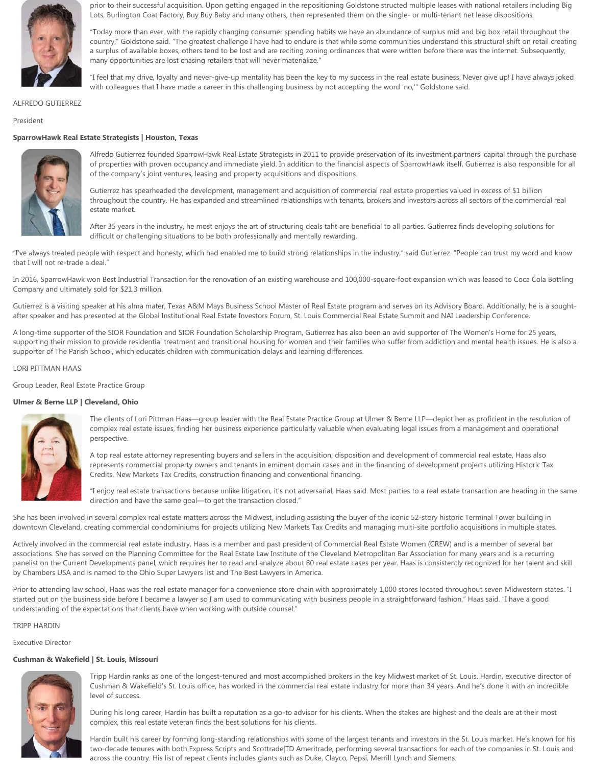prior to their successful acquisition. Upon getting engaged in the repositioning Goldstone structed multiple leases with national retailers including Big Lots, Burlington Coat Factory, Buy Buy Baby and many others, then represented them on the single- or multi-tenant net lease dispositions.

"Today more than ever, with the rapidly changing consumer spending habits we have an abundance of surplus mid and big box retail throughout the country," Goldstone said. "The greatest challenge I have had to endure is that while some communities understand this structural shift on retail creating a surplus of available boxes, others tend to be lost and are reciting zoning ordinances that were written before there was the internet. Subsequently, many opportunities are lost chasing retailers that will never materialize."

"I feel that my drive, loyalty and never-give-up mentality has been the key to my success in the real estate business. Never give up! I have always joked with colleagues that I have made a career in this challenging business by not accepting the word 'no,'" Goldstone said.

ALFREDO GUTIERREZ

President

**SparrowHawk Real Estate Strategists | Houston, Texas**

Alfredo Gutierrez founded SparrowHawk Real Estate Strategists in 2011 to provide preservation of its investment partners' capital through the purchase of properties with proven occupancy and immediate yield. In addition to the financial aspects of SparrowHawk itself, Gutierrez is also responsible for all of the company's joint ventures, leasing and property acquisitions and dispositions.

Gutierrez has spearheaded the development, management and acquisition of commercial real estate properties valued in excess of $1 billion throughout the country. He has expanded and streamlined relationships with tenants, brokers and investors across all sectors of the commercial real estate market.

After 35 years in the industry, he most enjoys the art of structuring deals taht are beneficial to all parties. Gutierrez finds developing solutions for difficult or challenging situations to be both professionally and mentally rewarding.

"I've always treated people with respect and honesty, which had enabled me to build strong relationships in the industry," said Gutierrez. "People can trust my word and know that I will not re-trade a deal."

In 2016, SparrowHawk won Best Industrial Transaction for the renovation of an existing warehouse and 100,000-square-foot expansion which was leased to Coca Cola Bottling Company and ultimately sold for $21.3 million.

Gutierrez is a visiting speaker at his alma mater, Texas A&M Mays Business School Master of Real Estate program and serves on its Advisory Board. Additionally, he is a sought-after speaker and has presented at the Global Institutional Real Estate Investors Forum, St. Louis Commercial Real Estate Summit and NAI Leadership Conference.

A long-time supporter of the SIOR Foundation and SIOR Foundation Scholarship Program, Gutierrez has also been an avid supporter of The Women's Home for 25 years, supporting their mission to provide residential treatment and transitional housing for women and their families who suffer from addiction and mental health issues. He is also a supporter of The Parish School, which educates children with communication delays and learning differences.

LORI PITTMAN HAAS

Group Leader, Real Estate Practice Group

**Ulmer & Berne LLP | Cleveland, Ohio**

The clients of Lori Pittman Haas—group leader with the Real Estate Practice Group at Ulmer & Berne LLP—depict her as proficient in the resolution of complex real estate issues, finding her business experience particularly valuable when evaluating legal issues from a management and operational perspective.

A top real estate attorney representing buyers and sellers in the acquisition, disposition and development of commercial real estate, Haas also represents commercial property owners and tenants in eminent domain cases and in the financing of development projects utilizing Historic Tax Credits, New Markets Tax Credits, construction financing and conventional financing.

"I enjoy real estate transactions because unlike litigation, it's not adversarial, Haas said. Most parties to a real estate transaction are heading in the same direction and have the same goal—to get the transaction closed."

She has been involved in several complex real estate matters across the Midwest, including assisting the buyer of the iconic 52-story historic Terminal Tower building in downtown Cleveland, creating commercial condominiums for projects utilizing New Markets Tax Credits and managing multi-site portfolio acquisitions in multiple states.

Actively involved in the commercial real estate industry, Haas is a member and past president of Commercial Real Estate Women (CREW) and is a member of several bar associations. She has served on the Planning Committee for the Real Estate Law Institute of the Cleveland Metropolitan Bar Association for many years and is a recurring panelist on the Current Developments panel, which requires her to read and analyze about 80 real estate cases per year. Haas is consistently recognized for her talent and skill by Chambers USA and is named to the Ohio Super Lawyers list and The Best Lawyers in America.

Prior to attending law school, Haas was the real estate manager for a convenience store chain with approximately 1,000 stores located throughout seven Midwestern states. "I started out on the business side before I became a lawyer so I am used to communicating with business people in a straightforward fashion," Haas said. "I have a good understanding of the expectations that clients have when working with outside counsel."

TRIPP HARDIN

Executive Director

**Cushman & Wakefield | St. Louis, Missouri**

Tripp Hardin ranks as one of the longest-tenured and most accomplished brokers in the key Midwest market of St. Louis. Hardin, executive director of Cushman & Wakefield's St. Louis office, has worked in the commercial real estate industry for more than 34 years. And he's done it with an incredible level of success.

During his long career, Hardin has built a reputation as a go-to advisor for his clients. When the stakes are highest and the deals are at their most complex, this real estate veteran finds the best solutions for his clients.

Hardin built his career by forming long-standing relationships with some of the largest tenants and investors in the St. Louis market. He's known for his two-decade tenures with both Express Scripts and Scottrade|TD Ameritrade, performing several transactions for each of the companies in St. Louis and across the country. His list of repeat clients includes giants such as Duke, Clayco, Pepsi, Merrill Lynch and Siemens.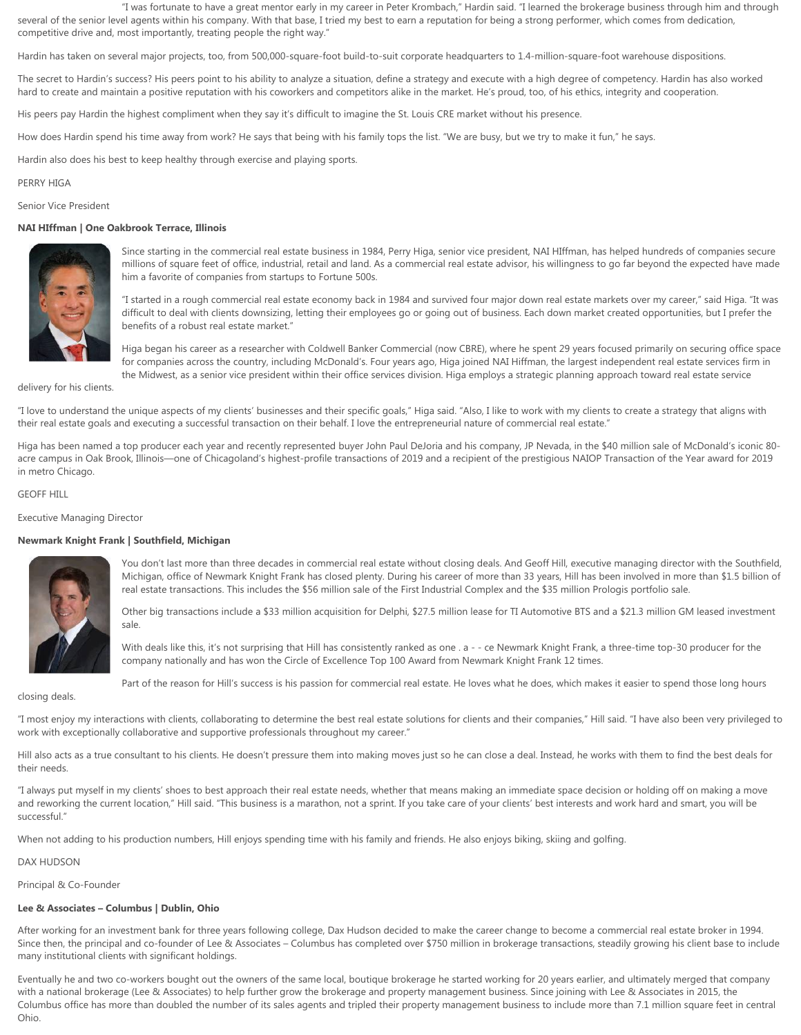"I was fortunate to have a great mentor early in my career in Peter Krombach," Hardin said. "I learned the brokerage business through him and through several of the senior level agents within his company. With that base, I tried my best to earn a reputation for being a strong performer, which comes from dedication, competitive drive and, most importantly, treating people the right way."

Hardin has taken on several major projects, too, from 500,000-square-foot build-to-suit corporate headquarters to 1.4-million-square-foot warehouse dispositions.

The secret to Hardin's success? His peers point to his ability to analyze a situation, define a strategy and execute with a high degree of competency. Hardin has also worked hard to create and maintain a positive reputation with his coworkers and competitors alike in the market. He's proud, too, of his ethics, integrity and cooperation.

His peers pay Hardin the highest compliment when they say it's difficult to imagine the St. Louis CRE market without his presence.

How does Hardin spend his time away from work? He says that being with his family tops the list. "We are busy, but we try to make it fun," he says.

Hardin also does his best to keep healthy through exercise and playing sports.

PERRY HIGA

Senior Vice President

**NAI HIffman | One Oakbrook Terrace, Illinois**

Since starting in the commercial real estate business in 1984, Perry Higa, senior vice president, NAI HIffman, has helped hundreds of companies secure millions of square feet of office, industrial, retail and land. As a commercial real estate advisor, his willingness to go far beyond the expected have made him a favorite of companies from startups to Fortune 500s.

"I started in a rough commercial real estate economy back in 1984 and survived four major down real estate markets over my career," said Higa. "It was difficult to deal with clients downsizing, letting their employees go or going out of business. Each down market created opportunities, but I prefer the benefits of a robust real estate market."

Higa began his career as a researcher with Coldwell Banker Commercial (now CBRE), where he spent 29 years focused primarily on securing office space for companies across the country, including McDonald's. Four years ago, Higa joined NAI Hiffman, the largest independent real estate services firm in the Midwest, as a senior vice president within their office services division. Higa employs a strategic planning approach toward real estate service delivery for his clients.

"I love to understand the unique aspects of my clients' businesses and their specific goals," Higa said. "Also, I like to work with my clients to create a strategy that aligns with their real estate goals and executing a successful transaction on their behalf. I love the entrepreneurial nature of commercial real estate."

Higa has been named a top producer each year and recently represented buyer John Paul DeJoria and his company, JP Nevada, in the $40 million sale of McDonald's iconic 80-acre campus in Oak Brook, Illinois—one of Chicagoland's highest-profile transactions of 2019 and a recipient of the prestigious NAIOP Transaction of the Year award for 2019 in metro Chicago.

GEOFF HILL

Executive Managing Director

**Newmark Knight Frank | Southfield, Michigan**

You don't last more than three decades in commercial real estate without closing deals. And Geoff Hill, executive managing director with the Southfield, Michigan, office of Newmark Knight Frank has closed plenty. During his career of more than 33 years, Hill has been involved in more than $1.5 billion of real estate transactions. This includes the $56 million sale of the First Industrial Complex and the $35 million Prologis portfolio sale.

Other big transactions include a $33 million acquisition for Delphi, $27.5 million lease for TI Automotive BTS and a $21.3 million GM leased investment sale.

With deals like this, it's not surprising that Hill has consistently ranked as one . a - - ce Newmark Knight Frank, a three-time top-30 producer for the company nationally and has won the Circle of Excellence Top 100 Award from Newmark Knight Frank 12 times.

Part of the reason for Hill's success is his passion for commercial real estate. He loves what he does, which makes it easier to spend those long hours closing deals.

"I most enjoy my interactions with clients, collaborating to determine the best real estate solutions for clients and their companies," Hill said. "I have also been very privileged to work with exceptionally collaborative and supportive professionals throughout my career."

Hill also acts as a true consultant to his clients. He doesn't pressure them into making moves just so he can close a deal. Instead, he works with them to find the best deals for their needs.

"I always put myself in my clients' shoes to best approach their real estate needs, whether that means making an immediate space decision or holding off on making a move and reworking the current location," Hill said. "This business is a marathon, not a sprint. If you take care of your clients' best interests and work hard and smart, you will be successful."

When not adding to his production numbers, Hill enjoys spending time with his family and friends. He also enjoys biking, skiing and golfing.

DAX HUDSON

Principal & Co-Founder

**Lee & Associates – Columbus | Dublin, Ohio**

After working for an investment bank for three years following college, Dax Hudson decided to make the career change to become a commercial real estate broker in 1994. Since then, the principal and co-founder of Lee & Associates – Columbus has completed over $750 million in brokerage transactions, steadily growing his client base to include many institutional clients with significant holdings.

Eventually he and two co-workers bought out the owners of the same local, boutique brokerage he started working for 20 years earlier, and ultimately merged that company with a national brokerage (Lee & Associates) to help further grow the brokerage and property management business. Since joining with Lee & Associates in 2015, the Columbus office has more than doubled the number of its sales agents and tripled their property management business to include more than 7.1 million square feet in central Ohio.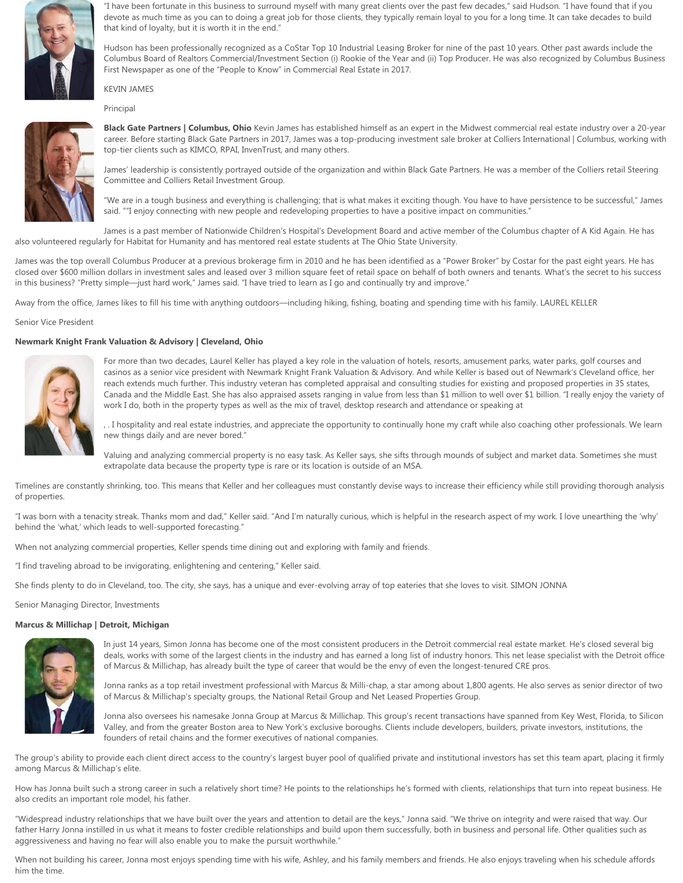"I have been fortunate in this business to surround myself with many great clients over the past few decades," said Hudson. "I have found that if you devote as much time as you can to doing a great job for those clients, they typically remain loyal to you for a long time. It can take decades to build that kind of loyalty, but it is worth it in the end."

Hudson has been professionally recognized as a CoStar Top 10 Industrial Leasing Broker for nine of the past 10 years. Other past awards include the Columbus Board of Realtors Commercial/Investment Section (i) Rookie of the Year and (ii) Top Producer. He was also recognized by Columbus Business First Newspaper as one of the "People to Know" in Commercial Real Estate in 2017.

KEVIN JAMES

Principal

**Black Gate Partners | Columbus, Ohio** Kevin James has established himself as an expert in the Midwest commercial real estate industry over a 20-year career. Before starting Black Gate Partners in 2017, James was a top-producing investment sale broker at Colliers International | Columbus, working with top-tier clients such as KIMCO, RPAI, InvenTrust, and many others.

James' leadership is consistently portrayed outside of the organization and within Black Gate Partners. He was a member of the Colliers retail Steering Committee and Colliers Retail Investment Group.

"We are in a tough business and everything is challenging; that is what makes it exciting though. You have to have persistence to be successful," James said. ""I enjoy connecting with new people and redeveloping properties to have a positive impact on communities."

James is a past member of Nationwide Children's Hospital's Development Board and active member of the Columbus chapter of A Kid Again. He has also volunteered regularly for Habitat for Humanity and has mentored real estate students at The Ohio State University.

James was the top overall Columbus Producer at a previous brokerage firm in 2010 and he has been identified as a "Power Broker" by Costar for the past eight years. He has closed over $600 million dollars in investment sales and leased over 3 million square feet of retail space on behalf of both owners and tenants. What's the secret to his success in this business? "Pretty simple—just hard work," James said. "I have tried to learn as I go and continually try and improve."

Away from the office, James likes to fill his time with anything outdoors—including hiking, fishing, boating and spending time with his family. LAUREL KELLER

Senior Vice President

**Newmark Knight Frank Valuation & Advisory | Cleveland, Ohio**

For more than two decades, Laurel Keller has played a key role in the valuation of hotels, resorts, amusement parks, water parks, golf courses and casinos as a senior vice president with Newmark Knight Frank Valuation & Advisory. And while Keller is based out of Newmark's Cleveland office, her reach extends much further. This industry veteran has completed appraisal and consulting studies for existing and proposed properties in 35 states, Canada and the Middle East. She has also appraised assets ranging in value from less than $1 million to well over $1 billion. "I really enjoy the variety of work I do, both in the property types as well as the mix of travel, desktop research and attendance or speaking at

, . I hospitality and real estate industries, and appreciate the opportunity to continually hone my craft while also coaching other professionals. We learn new things daily and are never bored."

Valuing and analyzing commercial property is no easy task. As Keller says, she sifts through mounds of subject and market data. Sometimes she must extrapolate data because the property type is rare or its location is outside of an MSA.

Timelines are constantly shrinking, too. This means that Keller and her colleagues must constantly devise ways to increase their efficiency while still providing thorough analysis of properties.

"I was born with a tenacity streak. Thanks mom and dad," Keller said. "And I'm naturally curious, which is helpful in the research aspect of my work. I love unearthing the 'why' behind the 'what,' which leads to well-supported forecasting."

When not analyzing commercial properties, Keller spends time dining out and exploring with family and friends.

"I find traveling abroad to be invigorating, enlightening and centering," Keller said.

She finds plenty to do in Cleveland, too. The city, she says, has a unique and ever-evolving array of top eateries that she loves to visit. SIMON JONNA

Senior Managing Director, Investments

**Marcus & Millichap | Detroit, Michigan**

In just 14 years, Simon Jonna has become one of the most consistent producers in the Detroit commercial real estate market. He's closed several big deals, works with some of the largest clients in the industry and has earned a long list of industry honors. This net lease specialist with the Detroit office of Marcus & Millichap, has already built the type of career that would be the envy of even the longest-tenured CRE pros.

Jonna ranks as a top retail investment professional with Marcus & Milli-chap, a star among about 1,800 agents. He also serves as senior director of two of Marcus & Millichap's specialty groups, the National Retail Group and Net Leased Properties Group.

Jonna also oversees his namesake Jonna Group at Marcus & Millichap. This group's recent transactions have spanned from Key West, Florida, to Silicon Valley, and from the greater Boston area to New York's exclusive boroughs. Clients include developers, builders, private investors, institutions, the founders of retail chains and the former executives of national companies.

The group's ability to provide each client direct access to the country's largest buyer pool of qualified private and institutional investors has set this team apart, placing it firmly among Marcus & Millichap's elite.

How has Jonna built such a strong career in such a relatively short time? He points to the relationships he's formed with clients, relationships that turn into repeat business. He also credits an important role model, his father.

"Widespread industry relationships that we have built over the years and attention to detail are the keys," Jonna said. "We thrive on integrity and were raised that way. Our father Harry Jonna instilled in us what it means to foster credible relationships and build upon them successfully, both in business and personal life. Other qualities such as aggressiveness and having no fear will also enable you to make the pursuit worthwhile."

When not building his career, Jonna most enjoys spending time with his wife, Ashley, and his family members and friends. He also enjoys traveling when his schedule affords him the time.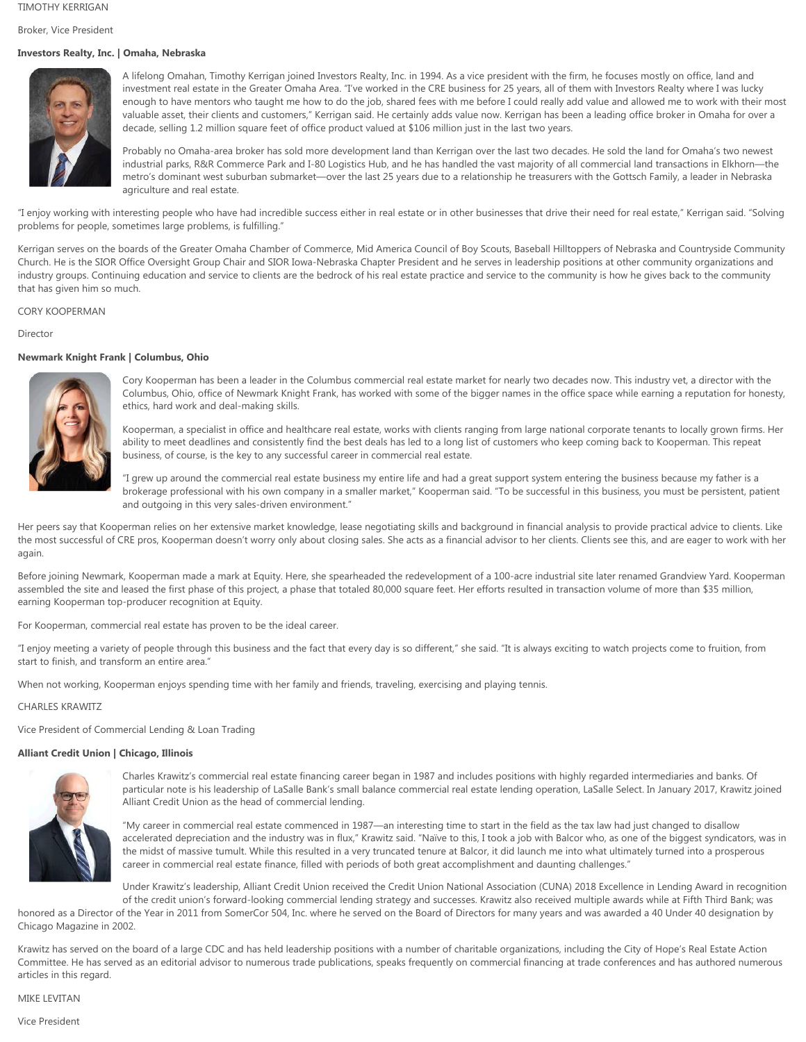TIMOTHY KERRIGAN

Broker, Vice President

**Investors Realty, Inc. | Omaha, Nebraska**

A lifelong Omahan, Timothy Kerrigan joined Investors Realty, Inc. in 1994. As a vice president with the firm, he focuses mostly on office, land and investment real estate in the Greater Omaha Area. "I've worked in the CRE business for 25 years, all of them with Investors Realty where I was lucky enough to have mentors who taught me how to do the job, shared fees with me before I could really add value and allowed me to work with their most valuable asset, their clients and customers," Kerrigan said. He certainly adds value now. Kerrigan has been a leading office broker in Omaha for over a decade, selling 1.2 million square feet of office product valued at $106 million just in the last two years.

Probably no Omaha-area broker has sold more development land than Kerrigan over the last two decades. He sold the land for Omaha's two newest industrial parks, R&R Commerce Park and I-80 Logistics Hub, and he has handled the vast majority of all commercial land transactions in Elkhorn—the metro's dominant west suburban submarket—over the last 25 years due to a relationship he treasurers with the Gottsch Family, a leader in Nebraska agriculture and real estate.

"I enjoy working with interesting people who have had incredible success either in real estate or in other businesses that drive their need for real estate," Kerrigan said. "Solving problems for people, sometimes large problems, is fulfilling."

Kerrigan serves on the boards of the Greater Omaha Chamber of Commerce, Mid America Council of Boy Scouts, Baseball Hilltoppers of Nebraska and Countryside Community Church. He is the SIOR Office Oversight Group Chair and SIOR Iowa-Nebraska Chapter President and he serves in leadership positions at other community organizations and industry groups. Continuing education and service to clients are the bedrock of his real estate practice and service to the community is how he gives back to the community that has given him so much.

CORY KOOPERMAN

Director

**Newmark Knight Frank | Columbus, Ohio**

Cory Kooperman has been a leader in the Columbus commercial real estate market for nearly two decades now. This industry vet, a director with the Columbus, Ohio, office of Newmark Knight Frank, has worked with some of the bigger names in the office space while earning a reputation for honesty, ethics, hard work and deal-making skills.

Kooperman, a specialist in office and healthcare real estate, works with clients ranging from large national corporate tenants to locally grown firms. Her ability to meet deadlines and consistently find the best deals has led to a long list of customers who keep coming back to Kooperman. This repeat business, of course, is the key to any successful career in commercial real estate.

"I grew up around the commercial real estate business my entire life and had a great support system entering the business because my father is a brokerage professional with his own company in a smaller market," Kooperman said. "To be successful in this business, you must be persistent, patient and outgoing in this very sales-driven environment."

Her peers say that Kooperman relies on her extensive market knowledge, lease negotiating skills and background in financial analysis to provide practical advice to clients. Like the most successful of CRE pros, Kooperman doesn't worry only about closing sales. She acts as a financial advisor to her clients. Clients see this, and are eager to work with her again.

Before joining Newmark, Kooperman made a mark at Equity. Here, she spearheaded the redevelopment of a 100-acre industrial site later renamed Grandview Yard. Kooperman assembled the site and leased the first phase of this project, a phase that totaled 80,000 square feet. Her efforts resulted in transaction volume of more than $35 million, earning Kooperman top-producer recognition at Equity.

For Kooperman, commercial real estate has proven to be the ideal career.

"I enjoy meeting a variety of people through this business and the fact that every day is so different," she said. "It is always exciting to watch projects come to fruition, from start to finish, and transform an entire area."

When not working, Kooperman enjoys spending time with her family and friends, traveling, exercising and playing tennis.

CHARLES KRAWITZ

Vice President of Commercial Lending & Loan Trading

**Alliant Credit Union | Chicago, Illinois**

Charles Krawitz's commercial real estate financing career began in 1987 and includes positions with highly regarded intermediaries and banks. Of particular note is his leadership of LaSalle Bank's small balance commercial real estate lending operation, LaSalle Select. In January 2017, Krawitz joined Alliant Credit Union as the head of commercial lending.

"My career in commercial real estate commenced in 1987—an interesting time to start in the field as the tax law had just changed to disallow accelerated depreciation and the industry was in flux," Krawitz said. "Naïve to this, I took a job with Balcor who, as one of the biggest syndicators, was in the midst of massive tumult. While this resulted in a very truncated tenure at Balcor, it did launch me into what ultimately turned into a prosperous career in commercial real estate finance, filled with periods of both great accomplishment and daunting challenges."

Under Krawitz's leadership, Alliant Credit Union received the Credit Union National Association (CUNA) 2018 Excellence in Lending Award in recognition of the credit union's forward-looking commercial lending strategy and successes. Krawitz also received multiple awards while at Fifth Third Bank; was honored as a Director of the Year in 2011 from SomerCor 504, Inc. where he served on the Board of Directors for many years and was awarded a 40 Under 40 designation by Chicago Magazine in 2002.

Krawitz has served on the board of a large CDC and has held leadership positions with a number of charitable organizations, including the City of Hope's Real Estate Action Committee. He has served as an editorial advisor to numerous trade publications, speaks frequently on commercial financing at trade conferences and has authored numerous articles in this regard.

MIKE LEVITAN

Vice President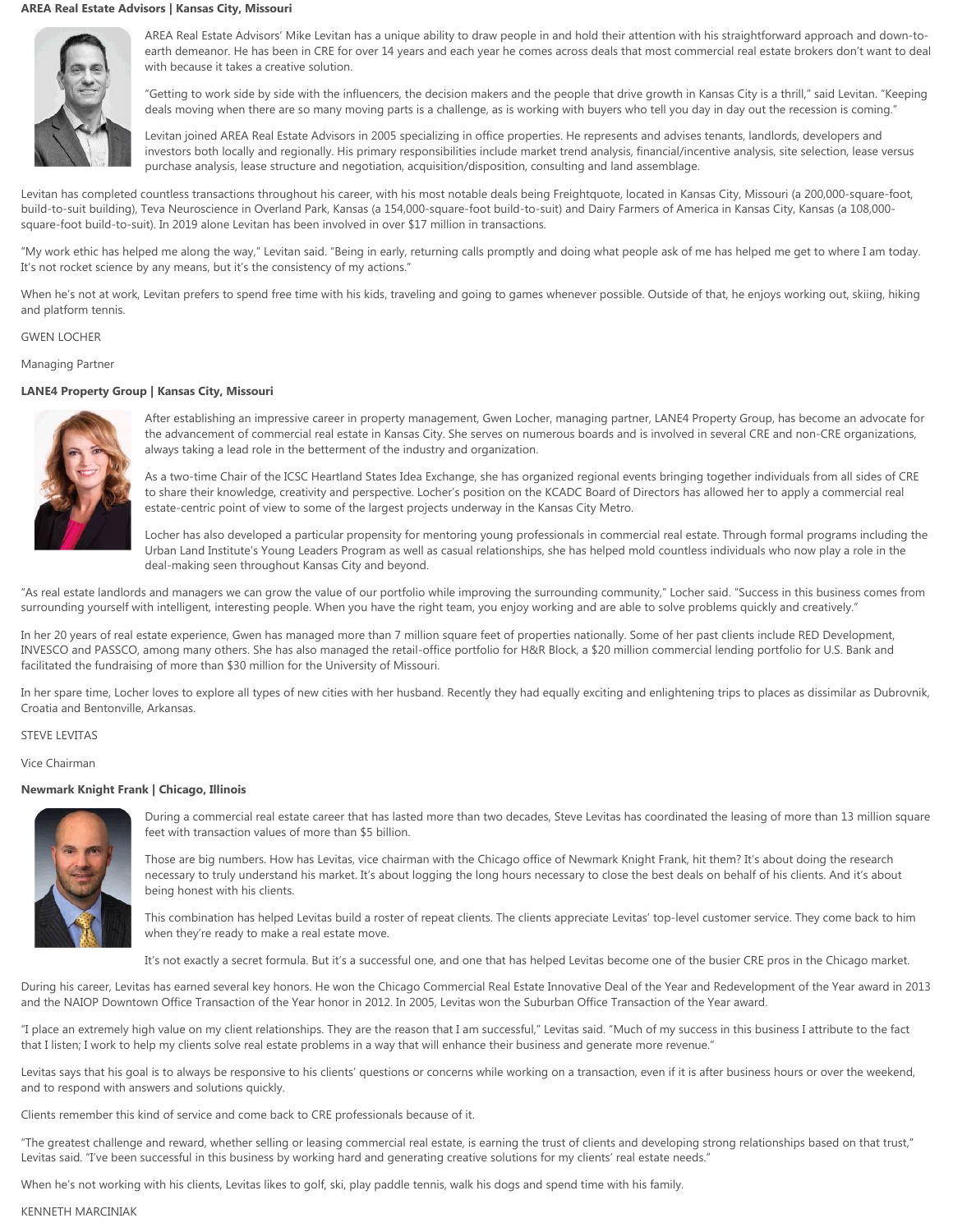**AREA Real Estate Advisors | Kansas City, Missouri**

AREA Real Estate Advisors' Mike Levitan has a unique ability to draw people in and hold their attention with his straightforward approach and down-to-earth demeanor. He has been in CRE for over 14 years and each year he comes across deals that most commercial real estate brokers don't want to deal with because it takes a creative solution.

"Getting to work side by side with the influencers, the decision makers and the people that drive growth in Kansas City is a thrill," said Levitan. "Keeping deals moving when there are so many moving parts is a challenge, as is working with buyers who tell you day in day out the recession is coming."

Levitan joined AREA Real Estate Advisors in 2005 specializing in office properties. He represents and advises tenants, landlords, developers and investors both locally and regionally. His primary responsibilities include market trend analysis, financial/incentive analysis, site selection, lease versus purchase analysis, lease structure and negotiation, acquisition/disposition, consulting and land assemblage.

Levitan has completed countless transactions throughout his career, with his most notable deals being Freightquote, located in Kansas City, Missouri (a 200,000-square-foot, build-to-suit building), Teva Neuroscience in Overland Park, Kansas (a 154,000-square-foot build-to-suit) and Dairy Farmers of America in Kansas City, Kansas (a 108,000-square-foot build-to-suit). In 2019 alone Levitan has been involved in over $17 million in transactions.

"My work ethic has helped me along the way," Levitan said. "Being in early, returning calls promptly and doing what people ask of me has helped me get to where I am today. It's not rocket science by any means, but it's the consistency of my actions."

When he's not at work, Levitan prefers to spend free time with his kids, traveling and going to games whenever possible. Outside of that, he enjoys working out, skiing, hiking and platform tennis.

GWEN LOCHER

Managing Partner

**LANE4 Property Group | Kansas City, Missouri**

After establishing an impressive career in property management, Gwen Locher, managing partner, LANE4 Property Group, has become an advocate for the advancement of commercial real estate in Kansas City. She serves on numerous boards and is involved in several CRE and non-CRE organizations, always taking a lead role in the betterment of the industry and organization.

As a two-time Chair of the ICSC Heartland States Idea Exchange, she has organized regional events bringing together individuals from all sides of CRE to share their knowledge, creativity and perspective. Locher's position on the KCADC Board of Directors has allowed her to apply a commercial real estate-centric point of view to some of the largest projects underway in the Kansas City Metro.

Locher has also developed a particular propensity for mentoring young professionals in commercial real estate. Through formal programs including the Urban Land Institute's Young Leaders Program as well as casual relationships, she has helped mold countless individuals who now play a role in the deal-making seen throughout Kansas City and beyond.

"As real estate landlords and managers we can grow the value of our portfolio while improving the surrounding community," Locher said. "Success in this business comes from surrounding yourself with intelligent, interesting people. When you have the right team, you enjoy working and are able to solve problems quickly and creatively."

In her 20 years of real estate experience, Gwen has managed more than 7 million square feet of properties nationally. Some of her past clients include RED Development, INVESCO and PASSCO, among many others. She has also managed the retail-office portfolio for H&R Block, a $20 million commercial lending portfolio for U.S. Bank and facilitated the fundraising of more than $30 million for the University of Missouri.

In her spare time, Locher loves to explore all types of new cities with her husband. Recently they had equally exciting and enlightening trips to places as dissimilar as Dubrovnik, Croatia and Bentonville, Arkansas.

STEVE LEVITAS

Vice Chairman

**Newmark Knight Frank | Chicago, Illinois**

During a commercial real estate career that has lasted more than two decades, Steve Levitas has coordinated the leasing of more than 13 million square feet with transaction values of more than $5 billion.

Those are big numbers. How has Levitas, vice chairman with the Chicago office of Newmark Knight Frank, hit them? It's about doing the research necessary to truly understand his market. It's about logging the long hours necessary to close the best deals on behalf of his clients. And it's about being honest with his clients.

This combination has helped Levitas build a roster of repeat clients. The clients appreciate Levitas' top-level customer service. They come back to him when they're ready to make a real estate move.

It's not exactly a secret formula. But it's a successful one, and one that has helped Levitas become one of the busier CRE pros in the Chicago market.

During his career, Levitas has earned several key honors. He won the Chicago Commercial Real Estate Innovative Deal of the Year and Redevelopment of the Year award in 2013 and the NAIOP Downtown Office Transaction of the Year honor in 2012. In 2005, Levitas won the Suburban Office Transaction of the Year award.

"I place an extremely high value on my client relationships. They are the reason that I am successful," Levitas said. "Much of my success in this business I attribute to the fact that I listen; I work to help my clients solve real estate problems in a way that will enhance their business and generate more revenue."

Levitas says that his goal is to always be responsive to his clients' questions or concerns while working on a transaction, even if it is after business hours or over the weekend, and to respond with answers and solutions quickly.

Clients remember this kind of service and come back to CRE professionals because of it.

"The greatest challenge and reward, whether selling or leasing commercial real estate, is earning the trust of clients and developing strong relationships based on that trust," Levitas said. "I've been successful in this business by working hard and generating creative solutions for my clients' real estate needs."

When he's not working with his clients, Levitas likes to golf, ski, play paddle tennis, walk his dogs and spend time with his family.

KENNETH MARCINIAK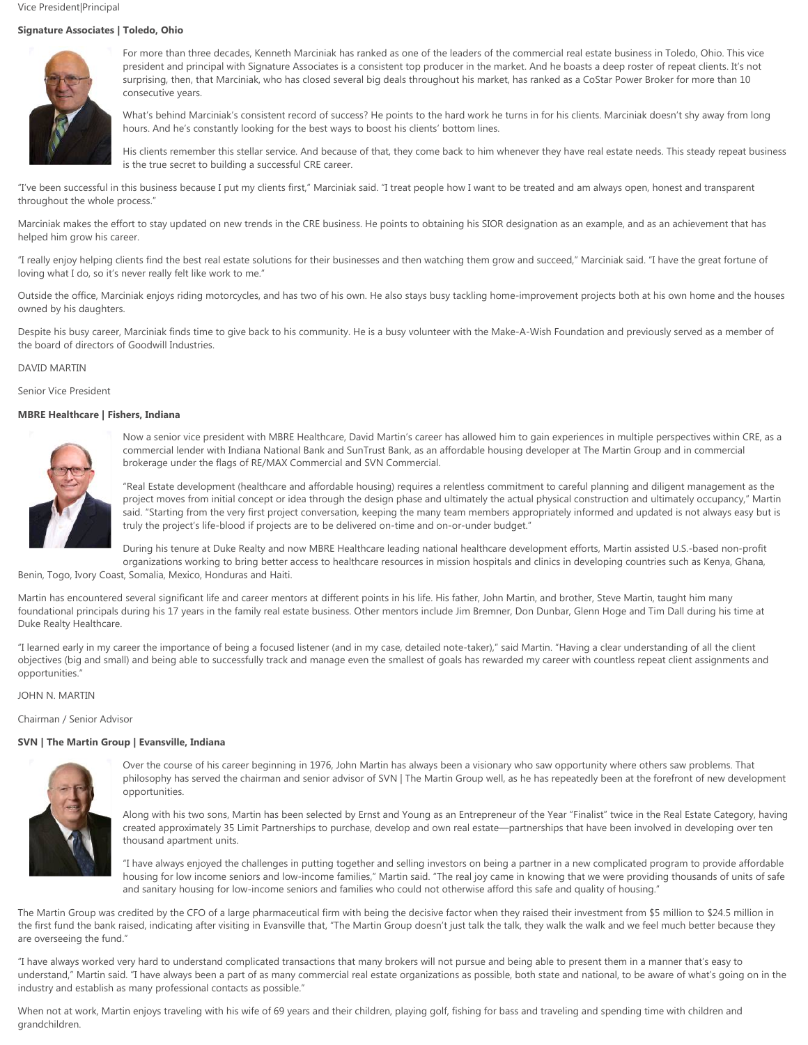Vice President|Principal

**Signature Associates | Toledo, Ohio**

For more than three decades, Kenneth Marciniak has ranked as one of the leaders of the commercial real estate business in Toledo, Ohio. This vice president and principal with Signature Associates is a consistent top producer in the market. And he boasts a deep roster of repeat clients. It's not surprising, then, that Marciniak, who has closed several big deals throughout his market, has ranked as a CoStar Power Broker for more than 10 consecutive years.

What's behind Marciniak's consistent record of success? He points to the hard work he turns in for his clients. Marciniak doesn't shy away from long hours. And he's constantly looking for the best ways to boost his clients' bottom lines.

His clients remember this stellar service. And because of that, they come back to him whenever they have real estate needs. This steady repeat business is the true secret to building a successful CRE career.

"I've been successful in this business because I put my clients first," Marciniak said. "I treat people how I want to be treated and am always open, honest and transparent throughout the whole process."

Marciniak makes the effort to stay updated on new trends in the CRE business. He points to obtaining his SIOR designation as an example, and as an achievement that has helped him grow his career.

"I really enjoy helping clients find the best real estate solutions for their businesses and then watching them grow and succeed," Marciniak said. "I have the great fortune of loving what I do, so it's never really felt like work to me."

Outside the office, Marciniak enjoys riding motorcycles, and has two of his own. He also stays busy tackling home-improvement projects both at his own home and the houses owned by his daughters.

Despite his busy career, Marciniak finds time to give back to his community. He is a busy volunteer with the Make-A-Wish Foundation and previously served as a member of the board of directors of Goodwill Industries.

DAVID MARTIN

Senior Vice President

**MBRE Healthcare | Fishers, Indiana**

Now a senior vice president with MBRE Healthcare, David Martin's career has allowed him to gain experiences in multiple perspectives within CRE, as a commercial lender with Indiana National Bank and SunTrust Bank, as an affordable housing developer at The Martin Group and in commercial brokerage under the flags of RE/MAX Commercial and SVN Commercial.

"Real Estate development (healthcare and affordable housing) requires a relentless commitment to careful planning and diligent management as the project moves from initial concept or idea through the design phase and ultimately the actual physical construction and ultimately occupancy," Martin said. "Starting from the very first project conversation, keeping the many team members appropriately informed and updated is not always easy but is truly the project's life-blood if projects are to be delivered on-time and on-or-under budget."

During his tenure at Duke Realty and now MBRE Healthcare leading national healthcare development efforts, Martin assisted U.S.-based non-profit organizations working to bring better access to healthcare resources in mission hospitals and clinics in developing countries such as Kenya, Ghana, Benin, Togo, Ivory Coast, Somalia, Mexico, Honduras and Haiti.

Martin has encountered several significant life and career mentors at different points in his life. His father, John Martin, and brother, Steve Martin, taught him many foundational principals during his 17 years in the family real estate business. Other mentors include Jim Bremner, Don Dunbar, Glenn Hoge and Tim Dall during his time at Duke Realty Healthcare.

"I learned early in my career the importance of being a focused listener (and in my case, detailed note-taker)," said Martin. "Having a clear understanding of all the client objectives (big and small) and being able to successfully track and manage even the smallest of goals has rewarded my career with countless repeat client assignments and opportunities."

JOHN N. MARTIN

Chairman / Senior Advisor

**SVN | The Martin Group | Evansville, Indiana**

Over the course of his career beginning in 1976, John Martin has always been a visionary who saw opportunity where others saw problems. That philosophy has served the chairman and senior advisor of SVN | The Martin Group well, as he has repeatedly been at the forefront of new development opportunities.

Along with his two sons, Martin has been selected by Ernst and Young as an Entrepreneur of the Year "Finalist" twice in the Real Estate Category, having created approximately 35 Limit Partnerships to purchase, develop and own real estate—partnerships that have been involved in developing over ten thousand apartment units.

"I have always enjoyed the challenges in putting together and selling investors on being a partner in a new complicated program to provide affordable housing for low income seniors and low-income families," Martin said. "The real joy came in knowing that we were providing thousands of units of safe and sanitary housing for low-income seniors and families who could not otherwise afford this safe and quality of housing."

The Martin Group was credited by the CFO of a large pharmaceutical firm with being the decisive factor when they raised their investment from $5 million to $24.5 million in the first fund the bank raised, indicating after visiting in Evansville that, "The Martin Group doesn't just talk the talk, they walk the walk and we feel much better because they are overseeing the fund."

"I have always worked very hard to understand complicated transactions that many brokers will not pursue and being able to present them in a manner that's easy to understand," Martin said. "I have always been a part of as many commercial real estate organizations as possible, both state and national, to be aware of what's going on in the industry and establish as many professional contacts as possible."

When not at work, Martin enjoys traveling with his wife of 69 years and their children, playing golf, fishing for bass and traveling and spending time with children and grandchildren.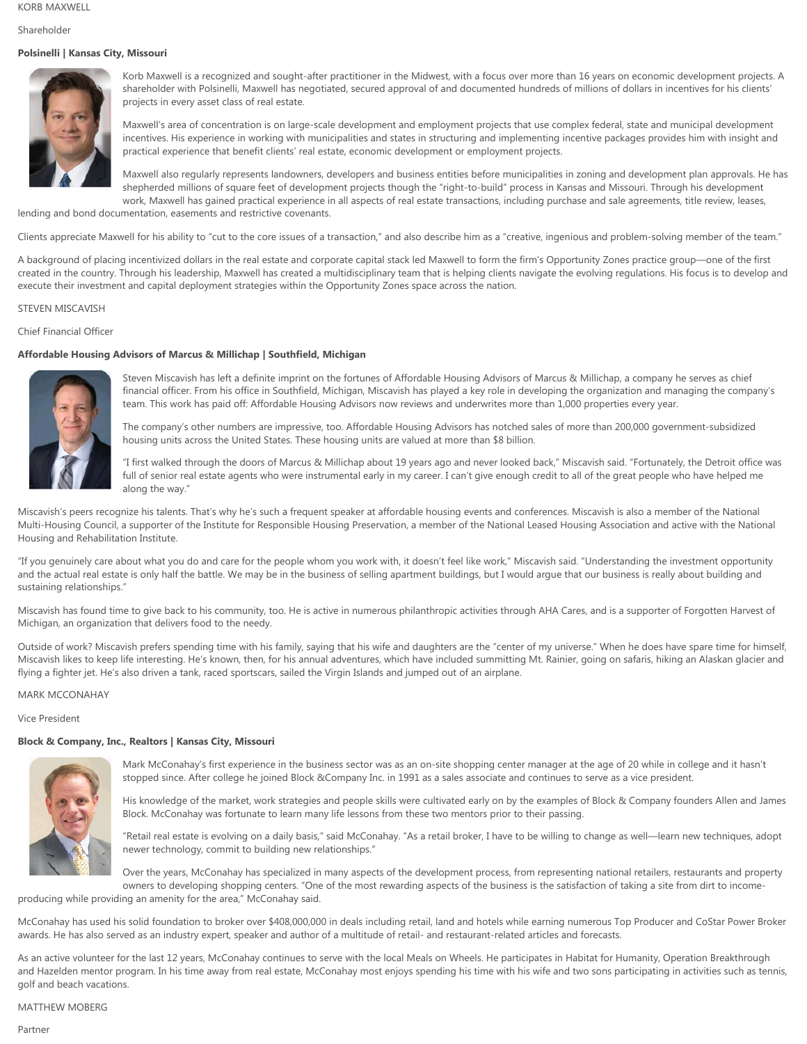KORB MAXWELL

Shareholder

**Polsinelli | Kansas City, Missouri**

Korb Maxwell is a recognized and sought-after practitioner in the Midwest, with a focus over more than 16 years on economic development projects. A shareholder with Polsinelli, Maxwell has negotiated, secured approval of and documented hundreds of millions of dollars in incentives for his clients' projects in every asset class of real estate.

Maxwell's area of concentration is on large-scale development and employment projects that use complex federal, state and municipal development incentives. His experience in working with municipalities and states in structuring and implementing incentive packages provides him with insight and practical experience that benefit clients' real estate, economic development or employment projects.

Maxwell also regularly represents landowners, developers and business entities before municipalities in zoning and development plan approvals. He has shepherded millions of square feet of development projects though the "right-to-build" process in Kansas and Missouri. Through his development work, Maxwell has gained practical experience in all aspects of real estate transactions, including purchase and sale agreements, title review, leases, lending and bond documentation, easements and restrictive covenants.

Clients appreciate Maxwell for his ability to "cut to the core issues of a transaction," and also describe him as a "creative, ingenious and problem-solving member of the team."

A background of placing incentivized dollars in the real estate and corporate capital stack led Maxwell to form the firm's Opportunity Zones practice group—one of the first created in the country. Through his leadership, Maxwell has created a multidisciplinary team that is helping clients navigate the evolving regulations. His focus is to develop and execute their investment and capital deployment strategies within the Opportunity Zones space across the nation.

STEVEN MISCAVISH

Chief Financial Officer

**Affordable Housing Advisors of Marcus & Millichap | Southfield, Michigan**

Steven Miscavish has left a definite imprint on the fortunes of Affordable Housing Advisors of Marcus & Millichap, a company he serves as chief financial officer. From his office in Southfield, Michigan, Miscavish has played a key role in developing the organization and managing the company's team. This work has paid off: Affordable Housing Advisors now reviews and underwrites more than 1,000 properties every year.

The company's other numbers are impressive, too. Affordable Housing Advisors has notched sales of more than 200,000 government-subsidized housing units across the United States. These housing units are valued at more than $8 billion.

"I first walked through the doors of Marcus & Millichap about 19 years ago and never looked back," Miscavish said. "Fortunately, the Detroit office was full of senior real estate agents who were instrumental early in my career. I can't give enough credit to all of the great people who have helped me along the way."

Miscavish's peers recognize his talents. That's why he's such a frequent speaker at affordable housing events and conferences. Miscavish is also a member of the National Multi-Housing Council, a supporter of the Institute for Responsible Housing Preservation, a member of the National Leased Housing Association and active with the National Housing and Rehabilitation Institute.

"If you genuinely care about what you do and care for the people whom you work with, it doesn't feel like work," Miscavish said. "Understanding the investment opportunity and the actual real estate is only half the battle. We may be in the business of selling apartment buildings, but I would argue that our business is really about building and sustaining relationships."

Miscavish has found time to give back to his community, too. He is active in numerous philanthropic activities through AHA Cares, and is a supporter of Forgotten Harvest of Michigan, an organization that delivers food to the needy.

Outside of work? Miscavish prefers spending time with his family, saying that his wife and daughters are the "center of my universe." When he does have spare time for himself, Miscavish likes to keep life interesting. He's known, then, for his annual adventures, which have included summitting Mt. Rainier, going on safaris, hiking an Alaskan glacier and flying a fighter jet. He's also driven a tank, raced sportscars, sailed the Virgin Islands and jumped out of an airplane.

MARK MCCONAHAY

Vice President

**Block & Company, Inc., Realtors | Kansas City, Missouri**

Mark McConahay's first experience in the business sector was as an on-site shopping center manager at the age of 20 while in college and it hasn't stopped since. After college he joined Block &Company Inc. in 1991 as a sales associate and continues to serve as a vice president.

His knowledge of the market, work strategies and people skills were cultivated early on by the examples of Block & Company founders Allen and James Block. McConahay was fortunate to learn many life lessons from these two mentors prior to their passing.

"Retail real estate is evolving on a daily basis," said McConahay. "As a retail broker, I have to be willing to change as well—learn new techniques, adopt newer technology, commit to building new relationships."

Over the years, McConahay has specialized in many aspects of the development process, from representing national retailers, restaurants and property owners to developing shopping centers. "One of the most rewarding aspects of the business is the satisfaction of taking a site from dirt to income-producing while providing an amenity for the area," McConahay said.

McConahay has used his solid foundation to broker over $408,000,000 in deals including retail, land and hotels while earning numerous Top Producer and CoStar Power Broker awards. He has also served as an industry expert, speaker and author of a multitude of retail- and restaurant-related articles and forecasts.

As an active volunteer for the last 12 years, McConahay continues to serve with the local Meals on Wheels. He participates in Habitat for Humanity, Operation Breakthrough and Hazelden mentor program. In his time away from real estate, McConahay most enjoys spending his time with his wife and two sons participating in activities such as tennis, golf and beach vacations.

MATTHEW MOBERG

Partner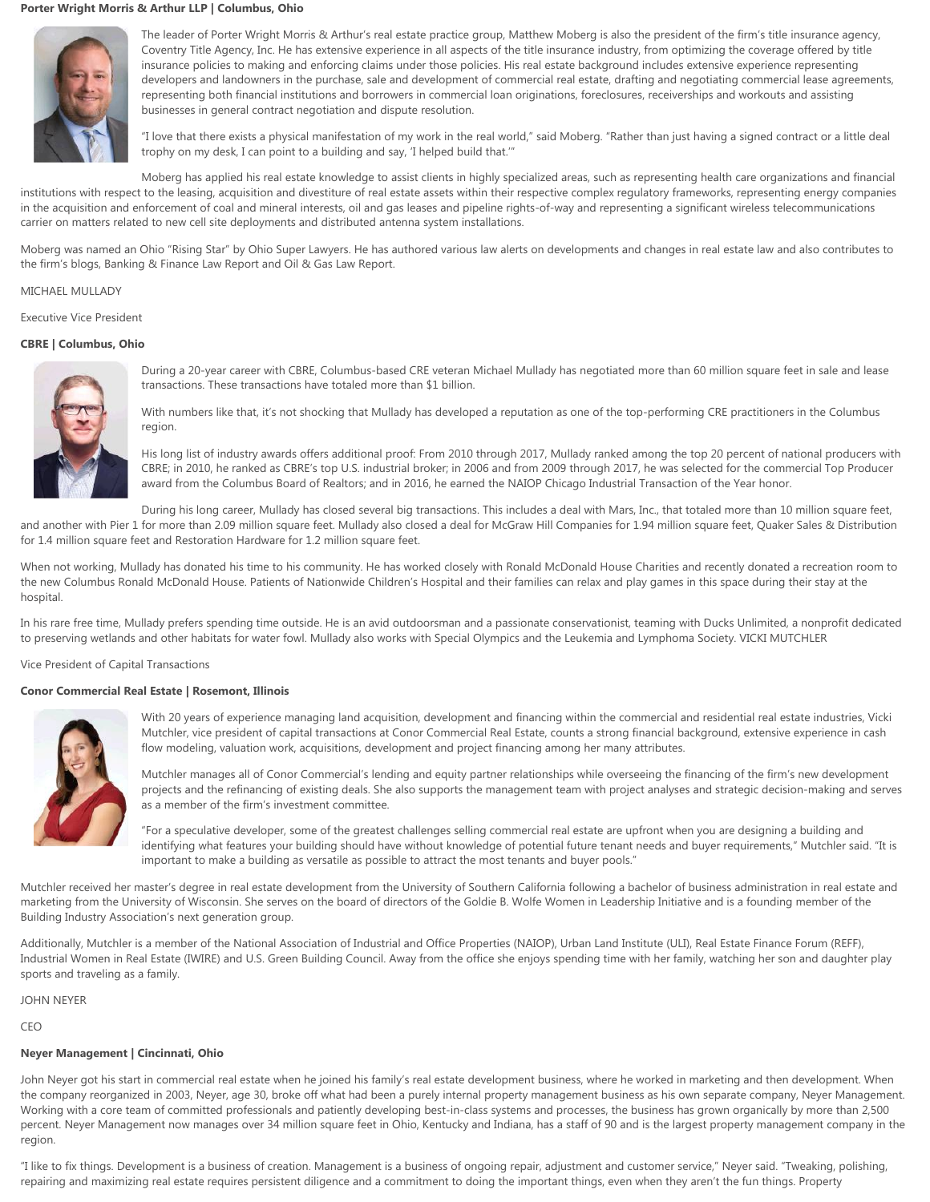**Porter Wright Morris & Arthur LLP | Columbus, Ohio**

The leader of Porter Wright Morris & Arthur's real estate practice group, Matthew Moberg is also the president of the firm's title insurance agency, Coventry Title Agency, Inc. He has extensive experience in all aspects of the title insurance industry, from optimizing the coverage offered by title insurance policies to making and enforcing claims under those policies. His real estate background includes extensive experience representing developers and landowners in the purchase, sale and development of commercial real estate, drafting and negotiating commercial lease agreements, representing both financial institutions and borrowers in commercial loan originations, foreclosures, receiverships and workouts and assisting businesses in general contract negotiation and dispute resolution.

"I love that there exists a physical manifestation of my work in the real world," said Moberg. "Rather than just having a signed contract or a little deal trophy on my desk, I can point to a building and say, 'I helped build that.'"

Moberg has applied his real estate knowledge to assist clients in highly specialized areas, such as representing health care organizations and financial institutions with respect to the leasing, acquisition and divestiture of real estate assets within their respective complex regulatory frameworks, representing energy companies in the acquisition and enforcement of coal and mineral interests, oil and gas leases and pipeline rights-of-way and representing a significant wireless telecommunications carrier on matters related to new cell site deployments and distributed antenna system installations.

Moberg was named an Ohio "Rising Star" by Ohio Super Lawyers. He has authored various law alerts on developments and changes in real estate law and also contributes to the firm's blogs, Banking & Finance Law Report and Oil & Gas Law Report.

MICHAEL MULLADY

Executive Vice President

**CBRE | Columbus, Ohio**

During a 20-year career with CBRE, Columbus-based CRE veteran Michael Mullady has negotiated more than 60 million square feet in sale and lease transactions. These transactions have totaled more than $1 billion.

With numbers like that, it's not shocking that Mullady has developed a reputation as one of the top-performing CRE practitioners in the Columbus region.

His long list of industry awards offers additional proof: From 2010 through 2017, Mullady ranked among the top 20 percent of national producers with CBRE; in 2010, he ranked as CBRE's top U.S. industrial broker; in 2006 and from 2009 through 2017, he was selected for the commercial Top Producer award from the Columbus Board of Realtors; and in 2016, he earned the NAIOP Chicago Industrial Transaction of the Year honor.

During his long career, Mullady has closed several big transactions. This includes a deal with Mars, Inc., that totaled more than 10 million square feet, and another with Pier 1 for more than 2.09 million square feet. Mullady also closed a deal for McGraw Hill Companies for 1.94 million square feet, Quaker Sales & Distribution for 1.4 million square feet and Restoration Hardware for 1.2 million square feet.

When not working, Mullady has donated his time to his community. He has worked closely with Ronald McDonald House Charities and recently donated a recreation room to the new Columbus Ronald McDonald House. Patients of Nationwide Children's Hospital and their families can relax and play games in this space during their stay at the hospital.

In his rare free time, Mullady prefers spending time outside. He is an avid outdoorsman and a passionate conservationist, teaming with Ducks Unlimited, a nonprofit dedicated to preserving wetlands and other habitats for water fowl. Mullady also works with Special Olympics and the Leukemia and Lymphoma Society. VICKI MUTCHLER

Vice President of Capital Transactions

**Conor Commercial Real Estate | Rosemont, Illinois**

With 20 years of experience managing land acquisition, development and financing within the commercial and residential real estate industries, Vicki Mutchler, vice president of capital transactions at Conor Commercial Real Estate, counts a strong financial background, extensive experience in cash flow modeling, valuation work, acquisitions, development and project financing among her many attributes.

Mutchler manages all of Conor Commercial's lending and equity partner relationships while overseeing the financing of the firm's new development projects and the refinancing of existing deals. She also supports the management team with project analyses and strategic decision-making and serves as a member of the firm's investment committee.

"For a speculative developer, some of the greatest challenges selling commercial real estate are upfront when you are designing a building and identifying what features your building should have without knowledge of potential future tenant needs and buyer requirements," Mutchler said. "It is important to make a building as versatile as possible to attract the most tenants and buyer pools."

Mutchler received her master's degree in real estate development from the University of Southern California following a bachelor of business administration in real estate and marketing from the University of Wisconsin. She serves on the board of directors of the Goldie B. Wolfe Women in Leadership Initiative and is a founding member of the Building Industry Association's next generation group.

Additionally, Mutchler is a member of the National Association of Industrial and Office Properties (NAIOP), Urban Land Institute (ULI), Real Estate Finance Forum (REFF), Industrial Women in Real Estate (IWIRE) and U.S. Green Building Council. Away from the office she enjoys spending time with her family, watching her son and daughter play sports and traveling as a family.

JOHN NEYER

CEO

**Neyer Management | Cincinnati, Ohio**

John Neyer got his start in commercial real estate when he joined his family's real estate development business, where he worked in marketing and then development. When the company reorganized in 2003, Neyer, age 30, broke off what had been a purely internal property management business as his own separate company, Neyer Management. Working with a core team of committed professionals and patiently developing best-in-class systems and processes, the business has grown organically by more than 2,500 percent. Neyer Management now manages over 34 million square feet in Ohio, Kentucky and Indiana, has a staff of 90 and is the largest property management company in the region.

"I like to fix things. Development is a business of creation. Management is a business of ongoing repair, adjustment and customer service," Neyer said. "Tweaking, polishing, repairing and maximizing real estate requires persistent diligence and a commitment to doing the important things, even when they aren't the fun things. Property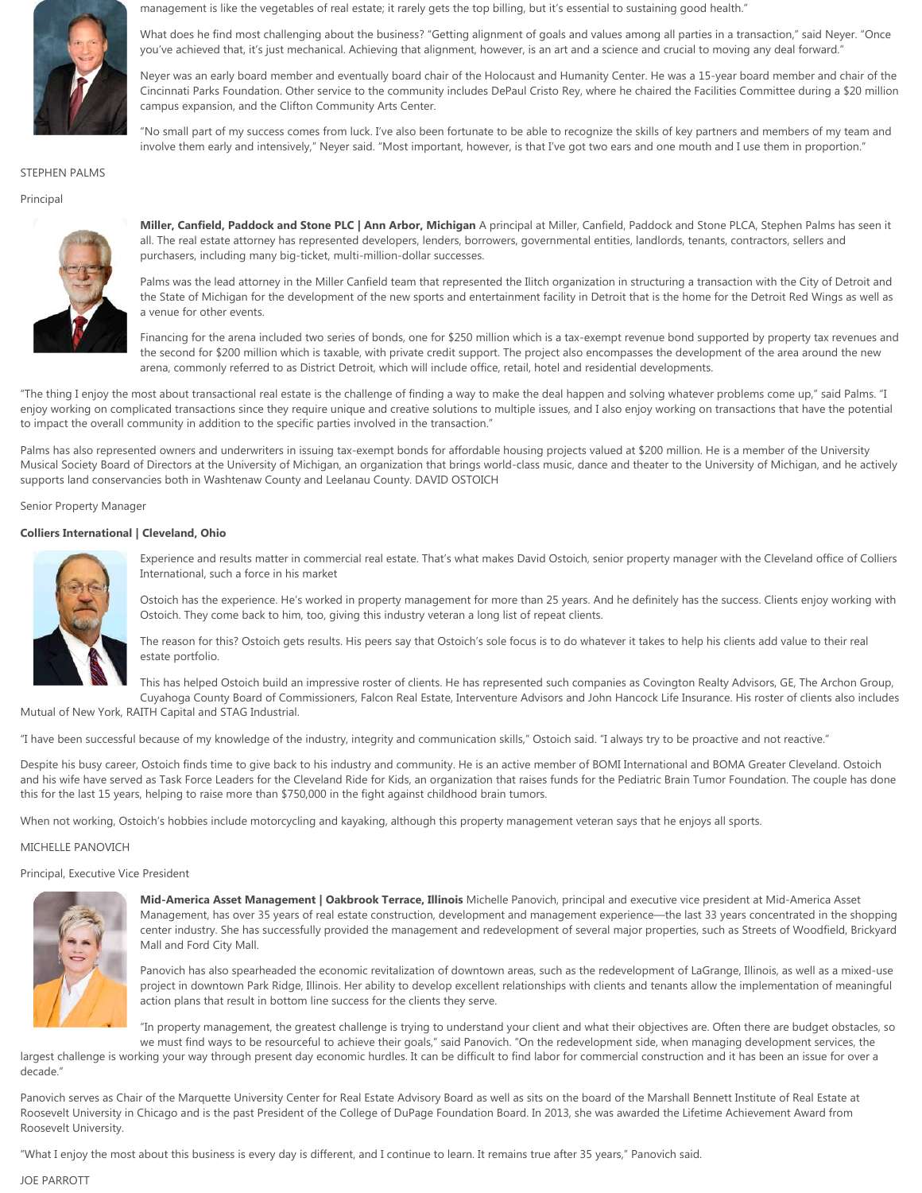management is like the vegetables of real estate; it rarely gets the top billing, but it's essential to sustaining good health."

What does he find most challenging about the business? "Getting alignment of goals and values among all parties in a transaction," said Neyer. "Once you've achieved that, it's just mechanical. Achieving that alignment, however, is an art and a science and crucial to moving any deal forward."

Neyer was an early board member and eventually board chair of the Holocaust and Humanity Center. He was a 15-year board member and chair of the Cincinnati Parks Foundation. Other service to the community includes DePaul Cristo Rey, where he chaired the Facilities Committee during a $20 million campus expansion, and the Clifton Community Arts Center.

"No small part of my success comes from luck. I've also been fortunate to be able to recognize the skills of key partners and members of my team and involve them early and intensively," Neyer said. "Most important, however, is that I've got two ears and one mouth and I use them in proportion."

STEPHEN PALMS

Principal

**Miller, Canfield, Paddock and Stone PLC | Ann Arbor, Michigan** A principal at Miller, Canfield, Paddock and Stone PLCA, Stephen Palms has seen it all. The real estate attorney has represented developers, lenders, borrowers, governmental entities, landlords, tenants, contractors, sellers and purchasers, including many big-ticket, multi-million-dollar successes.

Palms was the lead attorney in the Miller Canfield team that represented the Ilitch organization in structuring a transaction with the City of Detroit and the State of Michigan for the development of the new sports and entertainment facility in Detroit that is the home for the Detroit Red Wings as well as a venue for other events.

Financing for the arena included two series of bonds, one for $250 million which is a tax-exempt revenue bond supported by property tax revenues and the second for $200 million which is taxable, with private credit support. The project also encompasses the development of the area around the new arena, commonly referred to as District Detroit, which will include office, retail, hotel and residential developments.

"The thing I enjoy the most about transactional real estate is the challenge of finding a way to make the deal happen and solving whatever problems come up," said Palms. "I enjoy working on complicated transactions since they require unique and creative solutions to multiple issues, and I also enjoy working on transactions that have the potential to impact the overall community in addition to the specific parties involved in the transaction."

Palms has also represented owners and underwriters in issuing tax-exempt bonds for affordable housing projects valued at $200 million. He is a member of the University Musical Society Board of Directors at the University of Michigan, an organization that brings world-class music, dance and theater to the University of Michigan, and he actively supports land conservancies both in Washtenaw County and Leelanau County. DAVID OSTOICH

Senior Property Manager

**Colliers International | Cleveland, Ohio**

Experience and results matter in commercial real estate. That's what makes David Ostoich, senior property manager with the Cleveland office of Colliers International, such a force in his market

Ostoich has the experience. He's worked in property management for more than 25 years. And he definitely has the success. Clients enjoy working with Ostoich. They come back to him, too, giving this industry veteran a long list of repeat clients.

The reason for this? Ostoich gets results. His peers say that Ostoich's sole focus is to do whatever it takes to help his clients add value to their real estate portfolio.

This has helped Ostoich build an impressive roster of clients. He has represented such companies as Covington Realty Advisors, GE, The Archon Group, Cuyahoga County Board of Commissioners, Falcon Real Estate, Interventure Advisors and John Hancock Life Insurance. His roster of clients also includes Mutual of New York, RAITH Capital and STAG Industrial.

"I have been successful because of my knowledge of the industry, integrity and communication skills," Ostoich said. "I always try to be proactive and not reactive."

Despite his busy career, Ostoich finds time to give back to his industry and community. He is an active member of BOMI International and BOMA Greater Cleveland. Ostoich and his wife have served as Task Force Leaders for the Cleveland Ride for Kids, an organization that raises funds for the Pediatric Brain Tumor Foundation. The couple has done this for the last 15 years, helping to raise more than $750,000 in the fight against childhood brain tumors.

When not working, Ostoich's hobbies include motorcycling and kayaking, although this property management veteran says that he enjoys all sports.

MICHELLE PANOVICH

Principal, Executive Vice President

**Mid-America Asset Management | Oakbrook Terrace, Illinois** Michelle Panovich, principal and executive vice president at Mid-America Asset Management, has over 35 years of real estate construction, development and management experience—the last 33 years concentrated in the shopping center industry. She has successfully provided the management and redevelopment of several major properties, such as Streets of Woodfield, Brickyard Mall and Ford City Mall.

Panovich has also spearheaded the economic revitalization of downtown areas, such as the redevelopment of LaGrange, Illinois, as well as a mixed-use project in downtown Park Ridge, Illinois. Her ability to develop excellent relationships with clients and tenants allow the implementation of meaningful action plans that result in bottom line success for the clients they serve.

"In property management, the greatest challenge is trying to understand your client and what their objectives are. Often there are budget obstacles, so we must find ways to be resourceful to achieve their goals," said Panovich. "On the redevelopment side, when managing development services, the largest challenge is working your way through present day economic hurdles. It can be difficult to find labor for commercial construction and it has been an issue for over a decade."

Panovich serves as Chair of the Marquette University Center for Real Estate Advisory Board as well as sits on the board of the Marshall Bennett Institute of Real Estate at Roosevelt University in Chicago and is the past President of the College of DuPage Foundation Board. In 2013, she was awarded the Lifetime Achievement Award from Roosevelt University.

"What I enjoy the most about this business is every day is different, and I continue to learn. It remains true after 35 years," Panovich said.

JOE PARROTT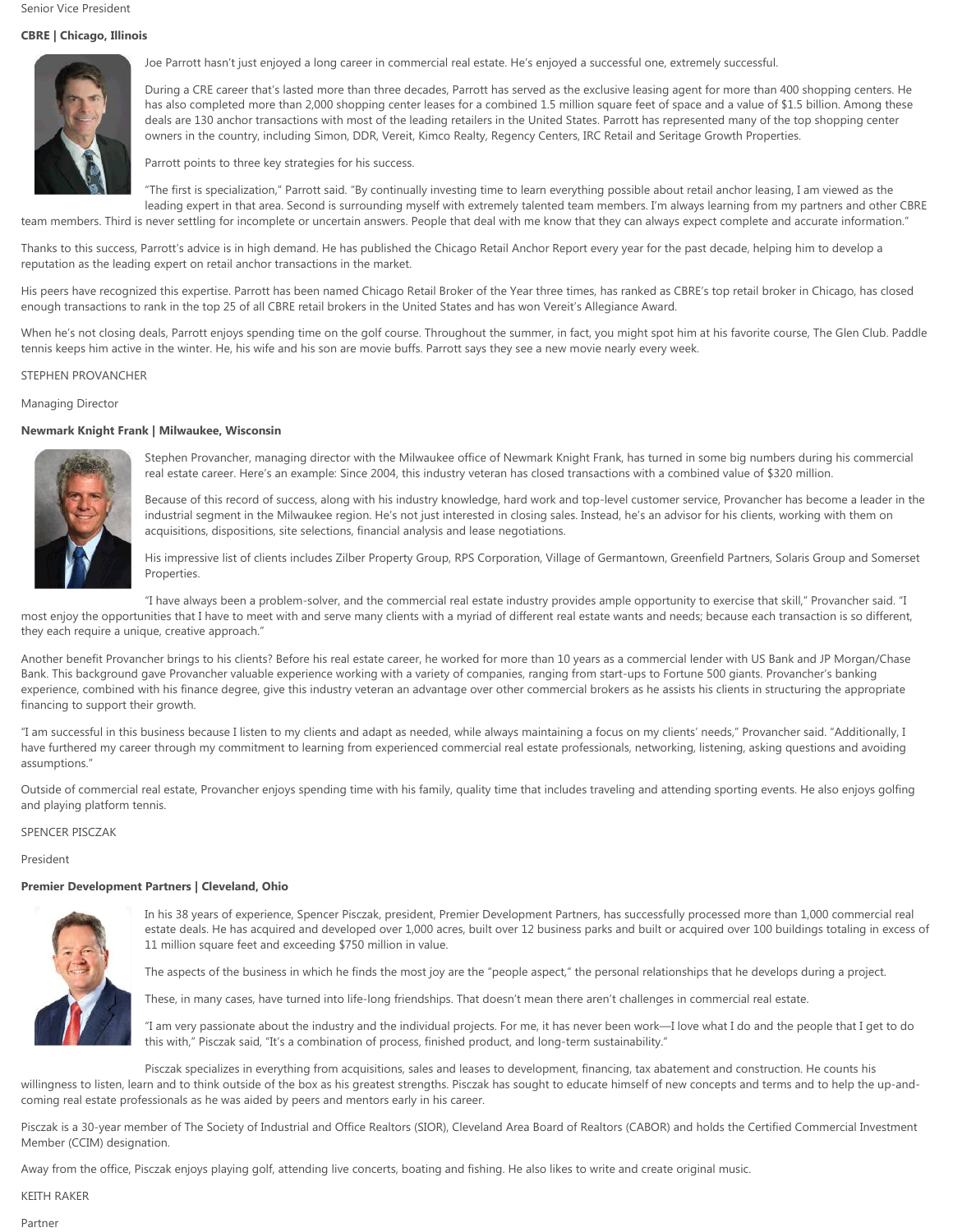Senior Vice President

**CBRE | Chicago, Illinois**

Joe Parrott hasn't just enjoyed a long career in commercial real estate. He's enjoyed a successful one, extremely successful.

During a CRE career that's lasted more than three decades, Parrott has served as the exclusive leasing agent for more than 400 shopping centers. He has also completed more than 2,000 shopping center leases for a combined 1.5 million square feet of space and a value of $1.5 billion. Among these deals are 130 anchor transactions with most of the leading retailers in the United States. Parrott has represented many of the top shopping center owners in the country, including Simon, DDR, Vereit, Kimco Realty, Regency Centers, IRC Retail and Seritage Growth Properties.

Parrott points to three key strategies for his success.

"The first is specialization," Parrott said. "By continually investing time to learn everything possible about retail anchor leasing, I am viewed as the leading expert in that area. Second is surrounding myself with extremely talented team members. I'm always learning from my partners and other CBRE team members. Third is never settling for incomplete or uncertain answers. People that deal with me know that they can always expect complete and accurate information."

Thanks to this success, Parrott's advice is in high demand. He has published the Chicago Retail Anchor Report every year for the past decade, helping him to develop a reputation as the leading expert on retail anchor transactions in the market.

His peers have recognized this expertise. Parrott has been named Chicago Retail Broker of the Year three times, has ranked as CBRE's top retail broker in Chicago, has closed enough transactions to rank in the top 25 of all CBRE retail brokers in the United States and has won Vereit's Allegiance Award.

When he's not closing deals, Parrott enjoys spending time on the golf course. Throughout the summer, in fact, you might spot him at his favorite course, The Glen Club. Paddle tennis keeps him active in the winter. He, his wife and his son are movie buffs. Parrott says they see a new movie nearly every week.

STEPHEN PROVANCHER

Managing Director

**Newmark Knight Frank | Milwaukee, Wisconsin**

Stephen Provancher, managing director with the Milwaukee office of Newmark Knight Frank, has turned in some big numbers during his commercial real estate career. Here's an example: Since 2004, this industry veteran has closed transactions with a combined value of $320 million.

Because of this record of success, along with his industry knowledge, hard work and top-level customer service, Provancher has become a leader in the industrial segment in the Milwaukee region. He's not just interested in closing sales. Instead, he's an advisor for his clients, working with them on acquisitions, dispositions, site selections, financial analysis and lease negotiations.

His impressive list of clients includes Zilber Property Group, RPS Corporation, Village of Germantown, Greenfield Partners, Solaris Group and Somerset Properties.

"I have always been a problem-solver, and the commercial real estate industry provides ample opportunity to exercise that skill," Provancher said. "I most enjoy the opportunities that I have to meet with and serve many clients with a myriad of different real estate wants and needs; because each transaction is so different, they each require a unique, creative approach."

Another benefit Provancher brings to his clients? Before his real estate career, he worked for more than 10 years as a commercial lender with US Bank and JP Morgan/Chase Bank. This background gave Provancher valuable experience working with a variety of companies, ranging from start-ups to Fortune 500 giants. Provancher's banking experience, combined with his finance degree, give this industry veteran an advantage over other commercial brokers as he assists his clients in structuring the appropriate financing to support their growth.

"I am successful in this business because I listen to my clients and adapt as needed, while always maintaining a focus on my clients' needs," Provancher said. "Additionally, I have furthered my career through my commitment to learning from experienced commercial real estate professionals, networking, listening, asking questions and avoiding assumptions."

Outside of commercial real estate, Provancher enjoys spending time with his family, quality time that includes traveling and attending sporting events. He also enjoys golfing and playing platform tennis.

SPENCER PISCZAK

President

**Premier Development Partners | Cleveland, Ohio**

In his 38 years of experience, Spencer Pisczak, president, Premier Development Partners, has successfully processed more than 1,000 commercial real estate deals. He has acquired and developed over 1,000 acres, built over 12 business parks and built or acquired over 100 buildings totaling in excess of 11 million square feet and exceeding $750 million in value.

The aspects of the business in which he finds the most joy are the "people aspect," the personal relationships that he develops during a project.

These, in many cases, have turned into life-long friendships. That doesn't mean there aren't challenges in commercial real estate.

"I am very passionate about the industry and the individual projects. For me, it has never been work—I love what I do and the people that I get to do this with," Pisczak said, "It's a combination of process, finished product, and long-term sustainability."

Pisczak specializes in everything from acquisitions, sales and leases to development, financing, tax abatement and construction. He counts his willingness to listen, learn and to think outside of the box as his greatest strengths. Pisczak has sought to educate himself of new concepts and terms and to help the up-and-coming real estate professionals as he was aided by peers and mentors early in his career.

Pisczak is a 30-year member of The Society of Industrial and Office Realtors (SIOR), Cleveland Area Board of Realtors (CABOR) and holds the Certified Commercial Investment Member (CCIM) designation.

Away from the office, Pisczak enjoys playing golf, attending live concerts, boating and fishing. He also likes to write and create original music.

KEITH RAKER

Partner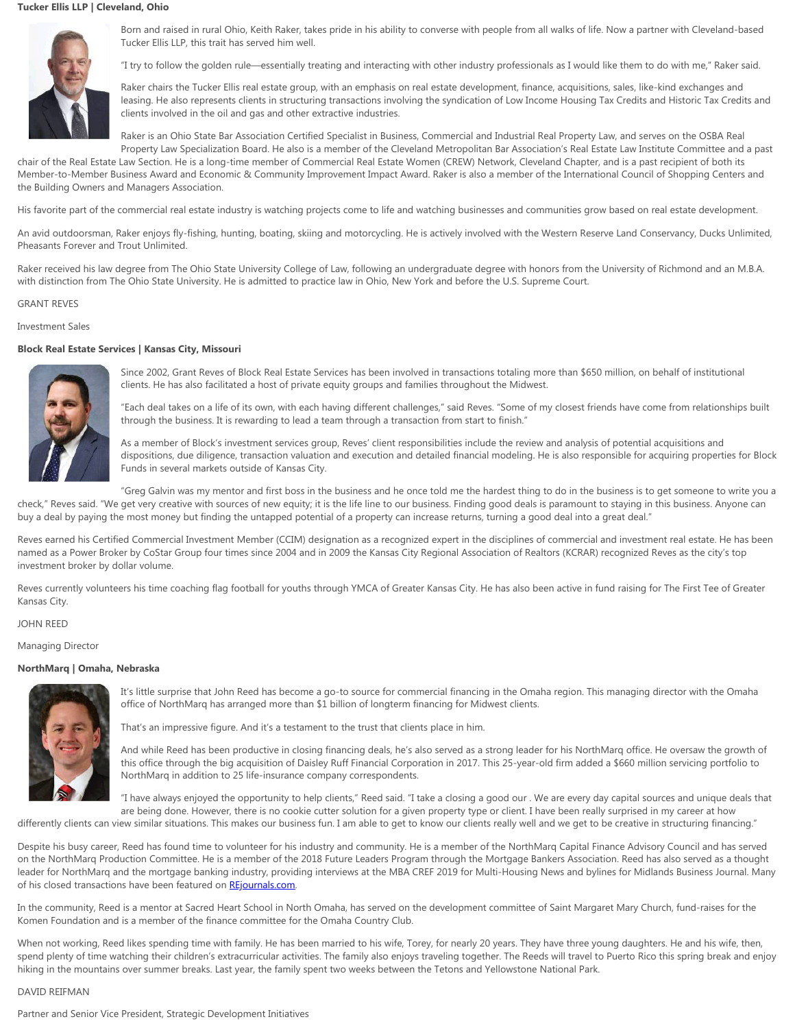**Tucker Ellis LLP | Cleveland, Ohio**

Born and raised in rural Ohio, Keith Raker, takes pride in his ability to converse with people from all walks of life. Now a partner with Cleveland-based Tucker Ellis LLP, this trait has served him well.

"I try to follow the golden rule—essentially treating and interacting with other industry professionals as I would like them to do with me," Raker said.

Raker chairs the Tucker Ellis real estate group, with an emphasis on real estate development, finance, acquisitions, sales, like-kind exchanges and leasing. He also represents clients in structuring transactions involving the syndication of Low Income Housing Tax Credits and Historic Tax Credits and clients involved in the oil and gas and other extractive industries.

Raker is an Ohio State Bar Association Certified Specialist in Business, Commercial and Industrial Real Property Law, and serves on the OSBA Real Property Law Specialization Board. He also is a member of the Cleveland Metropolitan Bar Association's Real Estate Law Institute Committee and a past chair of the Real Estate Law Section. He is a long-time member of Commercial Real Estate Women (CREW) Network, Cleveland Chapter, and is a past recipient of both its Member-to-Member Business Award and Economic & Community Improvement Impact Award. Raker is also a member of the International Council of Shopping Centers and the Building Owners and Managers Association.

His favorite part of the commercial real estate industry is watching projects come to life and watching businesses and communities grow based on real estate development.

An avid outdoorsman, Raker enjoys fly-fishing, hunting, boating, skiing and motorcycling. He is actively involved with the Western Reserve Land Conservancy, Ducks Unlimited, Pheasants Forever and Trout Unlimited.

Raker received his law degree from The Ohio State University College of Law, following an undergraduate degree with honors from the University of Richmond and an M.B.A. with distinction from The Ohio State University. He is admitted to practice law in Ohio, New York and before the U.S. Supreme Court.

GRANT REVES

Investment Sales

**Block Real Estate Services | Kansas City, Missouri**

Since 2002, Grant Reves of Block Real Estate Services has been involved in transactions totaling more than $650 million, on behalf of institutional clients. He has also facilitated a host of private equity groups and families throughout the Midwest.

"Each deal takes on a life of its own, with each having different challenges," said Reves. "Some of my closest friends have come from relationships built through the business. It is rewarding to lead a team through a transaction from start to finish."

As a member of Block's investment services group, Reves' client responsibilities include the review and analysis of potential acquisitions and dispositions, due diligence, transaction valuation and execution and detailed financial modeling. He is also responsible for acquiring properties for Block Funds in several markets outside of Kansas City.

"Greg Galvin was my mentor and first boss in the business and he once told me the hardest thing to do in the business is to get someone to write you a check," Reves said. "We get very creative with sources of new equity; it is the life line to our business. Finding good deals is paramount to staying in this business. Anyone can buy a deal by paying the most money but finding the untapped potential of a property can increase returns, turning a good deal into a great deal."

Reves earned his Certified Commercial Investment Member (CCIM) designation as a recognized expert in the disciplines of commercial and investment real estate. He has been named as a Power Broker by CoStar Group four times since 2004 and in 2009 the Kansas City Regional Association of Realtors (KCRAR) recognized Reves as the city's top investment broker by dollar volume.

Reves currently volunteers his time coaching flag football for youths through YMCA of Greater Kansas City. He has also been active in fund raising for The First Tee of Greater Kansas City.

JOHN REED

Managing Director

**NorthMarq | Omaha, Nebraska**

It's little surprise that John Reed has become a go-to source for commercial financing in the Omaha region. This managing director with the Omaha office of NorthMarq has arranged more than $1 billion of longterm financing for Midwest clients.

That's an impressive figure. And it's a testament to the trust that clients place in him.

And while Reed has been productive in closing financing deals, he's also served as a strong leader for his NorthMarq office. He oversaw the growth of this office through the big acquisition of Daisley Ruff Financial Corporation in 2017. This 25-year-old firm added a $660 million servicing portfolio to NorthMarq in addition to 25 life-insurance company correspondents.

"I have always enjoyed the opportunity to help clients," Reed said. "I take a closing a good our . We are every day capital sources and unique deals that are being done. However, there is no cookie cutter solution for a given property type or client. I have been really surprised in my career at how differently clients can view similar situations. This makes our business fun. I am able to get to know our clients really well and we get to be creative in structuring financing."

Despite his busy career, Reed has found time to volunteer for his industry and community. He is a member of the NorthMarq Capital Finance Advisory Council and has served on the NorthMarq Production Committee. He is a member of the 2018 Future Leaders Program through the Mortgage Bankers Association. Reed has also served as a thought leader for NorthMarq and the mortgage banking industry, providing interviews at the MBA CREF 2019 for Multi-Housing News and bylines for Midlands Business Journal. Many of his closed transactions have been featured on [REjournals.com](REjournals.com).

In the community, Reed is a mentor at Sacred Heart School in North Omaha, has served on the development committee of Saint Margaret Mary Church, fund-raises for the Komen Foundation and is a member of the finance committee for the Omaha Country Club.

When not working, Reed likes spending time with family. He has been married to his wife, Torey, for nearly 20 years. They have three young daughters. He and his wife, then, spend plenty of time watching their children's extracurricular activities. The family also enjoys traveling together. The Reeds will travel to Puerto Rico this spring break and enjoy hiking in the mountains over summer breaks. Last year, the family spent two weeks between the Tetons and Yellowstone National Park.

DAVID REIFMAN

Partner and Senior Vice President, Strategic Development Initiatives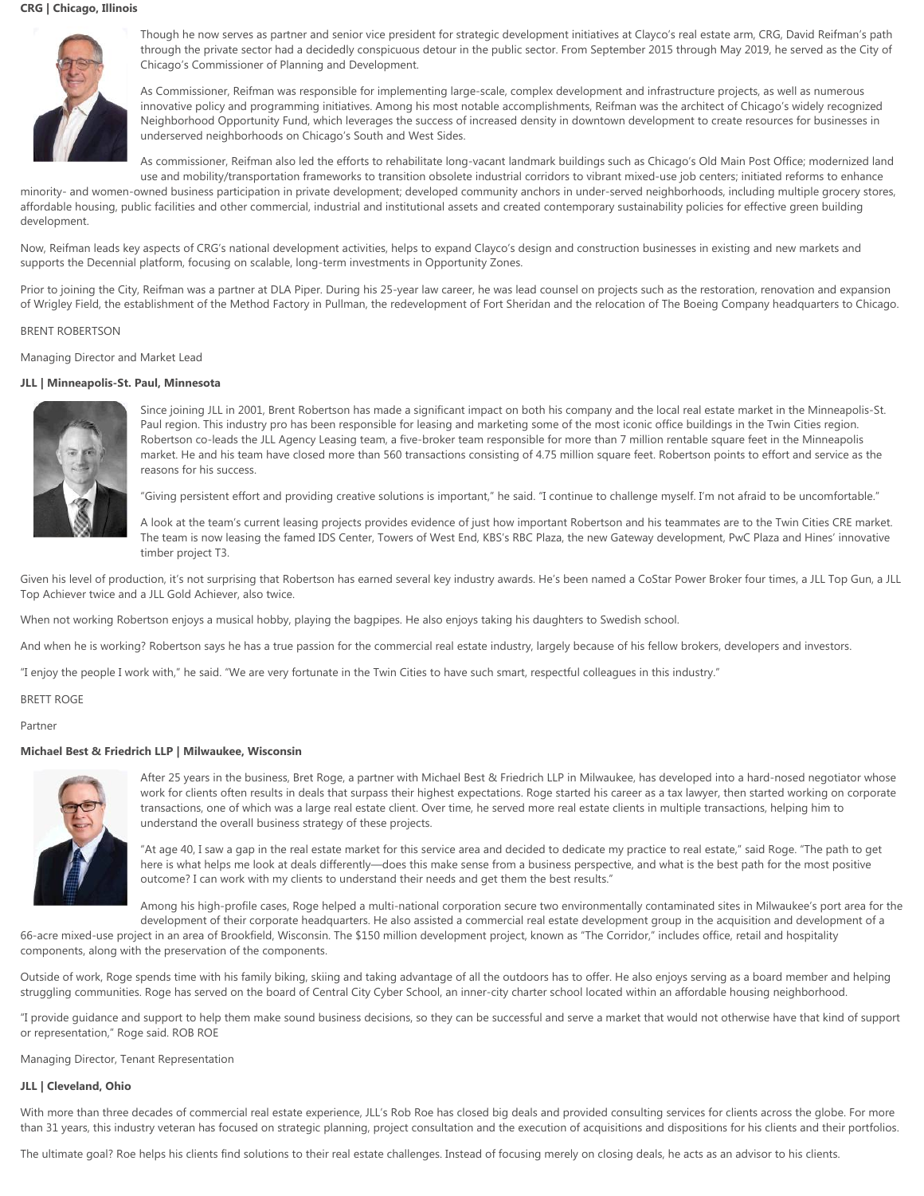**CRG | Chicago, Illinois**

Though he now serves as partner and senior vice president for strategic development initiatives at Clayco's real estate arm, CRG, David Reifman's path through the private sector had a decidedly conspicuous detour in the public sector. From September 2015 through May 2019, he served as the City of Chicago's Commissioner of Planning and Development.

As Commissioner, Reifman was responsible for implementing large-scale, complex development and infrastructure projects, as well as numerous innovative policy and programming initiatives. Among his most notable accomplishments, Reifman was the architect of Chicago's widely recognized Neighborhood Opportunity Fund, which leverages the success of increased density in downtown development to create resources for businesses in underserved neighborhoods on Chicago's South and West Sides.

As commissioner, Reifman also led the efforts to rehabilitate long-vacant landmark buildings such as Chicago's Old Main Post Office; modernized land use and mobility/transportation frameworks to transition obsolete industrial corridors to vibrant mixed-use job centers; initiated reforms to enhance minority- and women-owned business participation in private development; developed community anchors in under-served neighborhoods, including multiple grocery stores, affordable housing, public facilities and other commercial, industrial and institutional assets and created contemporary sustainability policies for effective green building development.

Now, Reifman leads key aspects of CRG's national development activities, helps to expand Clayco's design and construction businesses in existing and new markets and supports the Decennial platform, focusing on scalable, long-term investments in Opportunity Zones.

Prior to joining the City, Reifman was a partner at DLA Piper. During his 25-year law career, he was lead counsel on projects such as the restoration, renovation and expansion of Wrigley Field, the establishment of the Method Factory in Pullman, the redevelopment of Fort Sheridan and the relocation of The Boeing Company headquarters to Chicago.

BRENT ROBERTSON

Managing Director and Market Lead

**JLL | Minneapolis-St. Paul, Minnesota**

Since joining JLL in 2001, Brent Robertson has made a significant impact on both his company and the local real estate market in the Minneapolis-St. Paul region. This industry pro has been responsible for leasing and marketing some of the most iconic office buildings in the Twin Cities region. Robertson co-leads the JLL Agency Leasing team, a five-broker team responsible for more than 7 million rentable square feet in the Minneapolis market. He and his team have closed more than 560 transactions consisting of 4.75 million square feet. Robertson points to effort and service as the reasons for his success.

"Giving persistent effort and providing creative solutions is important," he said. "I continue to challenge myself. I'm not afraid to be uncomfortable."

A look at the team's current leasing projects provides evidence of just how important Robertson and his teammates are to the Twin Cities CRE market. The team is now leasing the famed IDS Center, Towers of West End, KBS's RBC Plaza, the new Gateway development, PwC Plaza and Hines' innovative timber project T3.

Given his level of production, it's not surprising that Robertson has earned several key industry awards. He's been named a CoStar Power Broker four times, a JLL Top Gun, a JLL Top Achiever twice and a JLL Gold Achiever, also twice.

When not working Robertson enjoys a musical hobby, playing the bagpipes. He also enjoys taking his daughters to Swedish school.

And when he is working? Robertson says he has a true passion for the commercial real estate industry, largely because of his fellow brokers, developers and investors.

"I enjoy the people I work with," he said. "We are very fortunate in the Twin Cities to have such smart, respectful colleagues in this industry."

BRETT ROGE

Partner

**Michael Best & Friedrich LLP | Milwaukee, Wisconsin**

After 25 years in the business, Bret Roge, a partner with Michael Best & Friedrich LLP in Milwaukee, has developed into a hard-nosed negotiator whose work for clients often results in deals that surpass their highest expectations. Roge started his career as a tax lawyer, then started working on corporate transactions, one of which was a large real estate client. Over time, he served more real estate clients in multiple transactions, helping him to understand the overall business strategy of these projects.

"At age 40, I saw a gap in the real estate market for this service area and decided to dedicate my practice to real estate," said Roge. "The path to get here is what helps me look at deals differently—does this make sense from a business perspective, and what is the best path for the most positive outcome? I can work with my clients to understand their needs and get them the best results."

Among his high-profile cases, Roge helped a multi-national corporation secure two environmentally contaminated sites in Milwaukee's port area for the development of their corporate headquarters. He also assisted a commercial real estate development group in the acquisition and development of a 66-acre mixed-use project in an area of Brookfield, Wisconsin. The $150 million development project, known as "The Corridor," includes office, retail and hospitality components, along with the preservation of the components.

Outside of work, Roge spends time with his family biking, skiing and taking advantage of all the outdoors has to offer. He also enjoys serving as a board member and helping struggling communities. Roge has served on the board of Central City Cyber School, an inner-city charter school located within an affordable housing neighborhood.

"I provide guidance and support to help them make sound business decisions, so they can be successful and serve a market that would not otherwise have that kind of support or representation," Roge said. ROB ROE

Managing Director, Tenant Representation

**JLL | Cleveland, Ohio**

With more than three decades of commercial real estate experience, JLL's Rob Roe has closed big deals and provided consulting services for clients across the globe. For more than 31 years, this industry veteran has focused on strategic planning, project consultation and the execution of acquisitions and dispositions for his clients and their portfolios.

The ultimate goal? Roe helps his clients find solutions to their real estate challenges. Instead of focusing merely on closing deals, he acts as an advisor to his clients.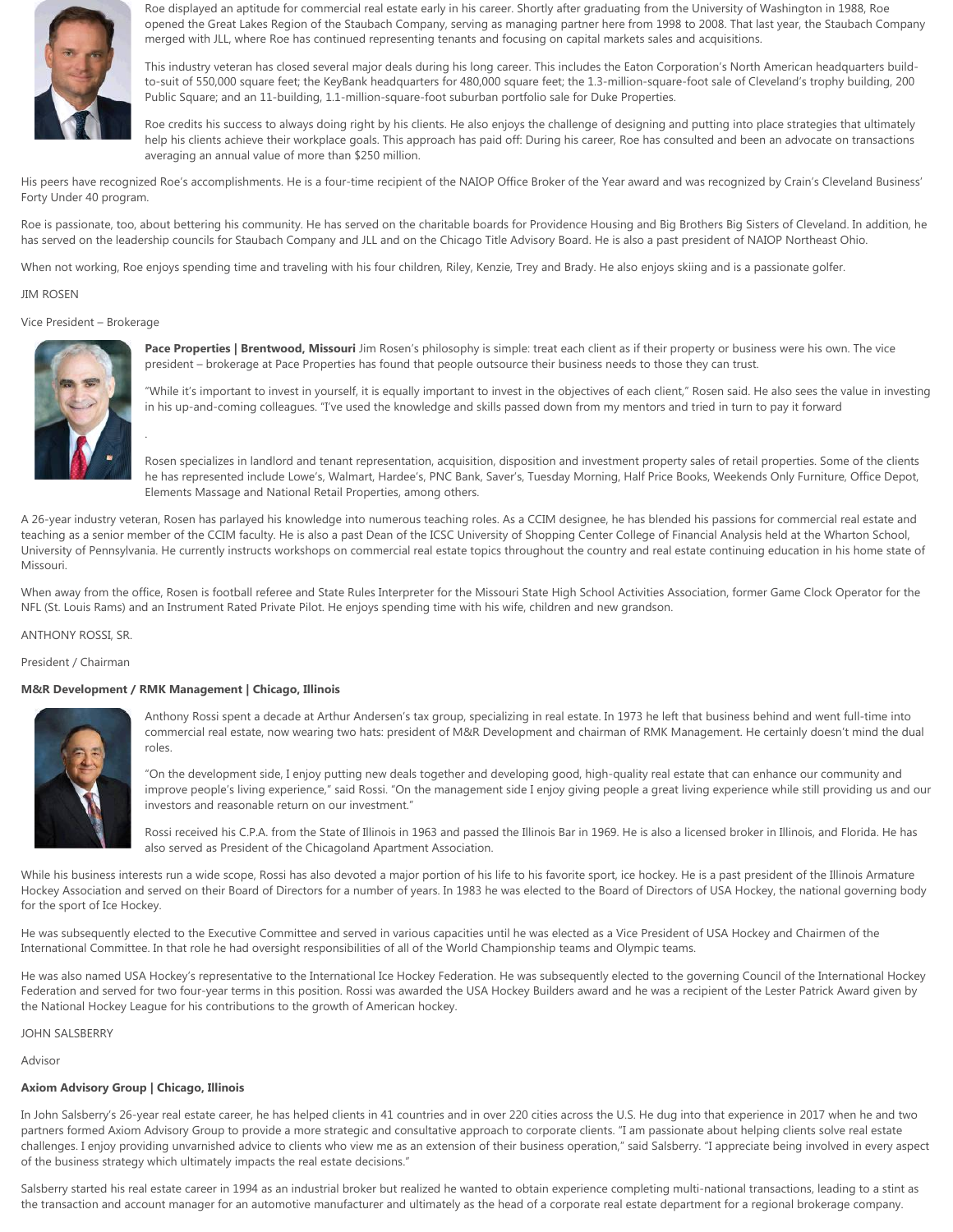Roe displayed an aptitude for commercial real estate early in his career. Shortly after graduating from the University of Washington in 1988, Roe opened the Great Lakes Region of the Staubach Company, serving as managing partner here from 1998 to 2008. That last year, the Staubach Company merged with JLL, where Roe has continued representing tenants and focusing on capital markets sales and acquisitions.

This industry veteran has closed several major deals during his long career. This includes the Eaton Corporation's North American headquarters build-to-suit of 550,000 square feet; the KeyBank headquarters for 480,000 square feet; the 1.3-million-square-foot sale of Cleveland's trophy building, 200 Public Square; and an 11-building, 1.1-million-square-foot suburban portfolio sale for Duke Properties.

Roe credits his success to always doing right by his clients. He also enjoys the challenge of designing and putting into place strategies that ultimately help his clients achieve their workplace goals. This approach has paid off: During his career, Roe has consulted and been an advocate on transactions averaging an annual value of more than $250 million.

His peers have recognized Roe's accomplishments. He is a four-time recipient of the NAIOP Office Broker of the Year award and was recognized by Crain's Cleveland Business' Forty Under 40 program.

Roe is passionate, too, about bettering his community. He has served on the charitable boards for Providence Housing and Big Brothers Big Sisters of Cleveland. In addition, he has served on the leadership councils for Staubach Company and JLL and on the Chicago Title Advisory Board. He is also a past president of NAIOP Northeast Ohio.

When not working, Roe enjoys spending time and traveling with his four children, Riley, Kenzie, Trey and Brady. He also enjoys skiing and is a passionate golfer.

JIM ROSEN

Vice President – Brokerage

**Pace Properties | Brentwood, Missouri** Jim Rosen's philosophy is simple: treat each client as if their property or business were his own. The vice president – brokerage at Pace Properties has found that people outsource their business needs to those they can trust.

"While it's important to invest in yourself, it is equally important to invest in the objectives of each client," Rosen said. He also sees the value in investing in his up-and-coming colleagues. "I've used the knowledge and skills passed down from my mentors and tried in turn to pay it forward

.

Rosen specializes in landlord and tenant representation, acquisition, disposition and investment property sales of retail properties. Some of the clients he has represented include Lowe's, Walmart, Hardee's, PNC Bank, Saver's, Tuesday Morning, Half Price Books, Weekends Only Furniture, Office Depot, Elements Massage and National Retail Properties, among others.

A 26-year industry veteran, Rosen has parlayed his knowledge into numerous teaching roles. As a CCIM designee, he has blended his passions for commercial real estate and teaching as a senior member of the CCIM faculty. He is also a past Dean of the ICSC University of Shopping Center College of Financial Analysis held at the Wharton School, University of Pennsylvania. He currently instructs workshops on commercial real estate topics throughout the country and real estate continuing education in his home state of Missouri.

When away from the office, Rosen is football referee and State Rules Interpreter for the Missouri State High School Activities Association, former Game Clock Operator for the NFL (St. Louis Rams) and an Instrument Rated Private Pilot. He enjoys spending time with his wife, children and new grandson.

ANTHONY ROSSI, SR.

President / Chairman

**M&R Development / RMK Management | Chicago, Illinois**

Anthony Rossi spent a decade at Arthur Andersen's tax group, specializing in real estate. In 1973 he left that business behind and went full-time into commercial real estate, now wearing two hats: president of M&R Development and chairman of RMK Management. He certainly doesn't mind the dual roles.

"On the development side, I enjoy putting new deals together and developing good, high-quality real estate that can enhance our community and improve people's living experience," said Rossi. "On the management side I enjoy giving people a great living experience while still providing us and our investors and reasonable return on our investment."

Rossi received his C.P.A. from the State of Illinois in 1963 and passed the Illinois Bar in 1969. He is also a licensed broker in Illinois, and Florida. He has also served as President of the Chicagoland Apartment Association.

While his business interests run a wide scope, Rossi has also devoted a major portion of his life to his favorite sport, ice hockey. He is a past president of the Illinois Armature Hockey Association and served on their Board of Directors for a number of years. In 1983 he was elected to the Board of Directors of USA Hockey, the national governing body for the sport of Ice Hockey.

He was subsequently elected to the Executive Committee and served in various capacities until he was elected as a Vice President of USA Hockey and Chairmen of the International Committee. In that role he had oversight responsibilities of all of the World Championship teams and Olympic teams.

He was also named USA Hockey's representative to the International Ice Hockey Federation. He was subsequently elected to the governing Council of the International Hockey Federation and served for two four-year terms in this position. Rossi was awarded the USA Hockey Builders award and he was a recipient of the Lester Patrick Award given by the National Hockey League for his contributions to the growth of American hockey.

JOHN SALSBERRY

Advisor

**Axiom Advisory Group | Chicago, Illinois**

In John Salsberry's 26-year real estate career, he has helped clients in 41 countries and in over 220 cities across the U.S. He dug into that experience in 2017 when he and two partners formed Axiom Advisory Group to provide a more strategic and consultative approach to corporate clients. "I am passionate about helping clients solve real estate challenges. I enjoy providing unvarnished advice to clients who view me as an extension of their business operation," said Salsberry. "I appreciate being involved in every aspect of the business strategy which ultimately impacts the real estate decisions."

Salsberry started his real estate career in 1994 as an industrial broker but realized he wanted to obtain experience completing multi-national transactions, leading to a stint as the transaction and account manager for an automotive manufacturer and ultimately as the head of a corporate real estate department for a regional brokerage company.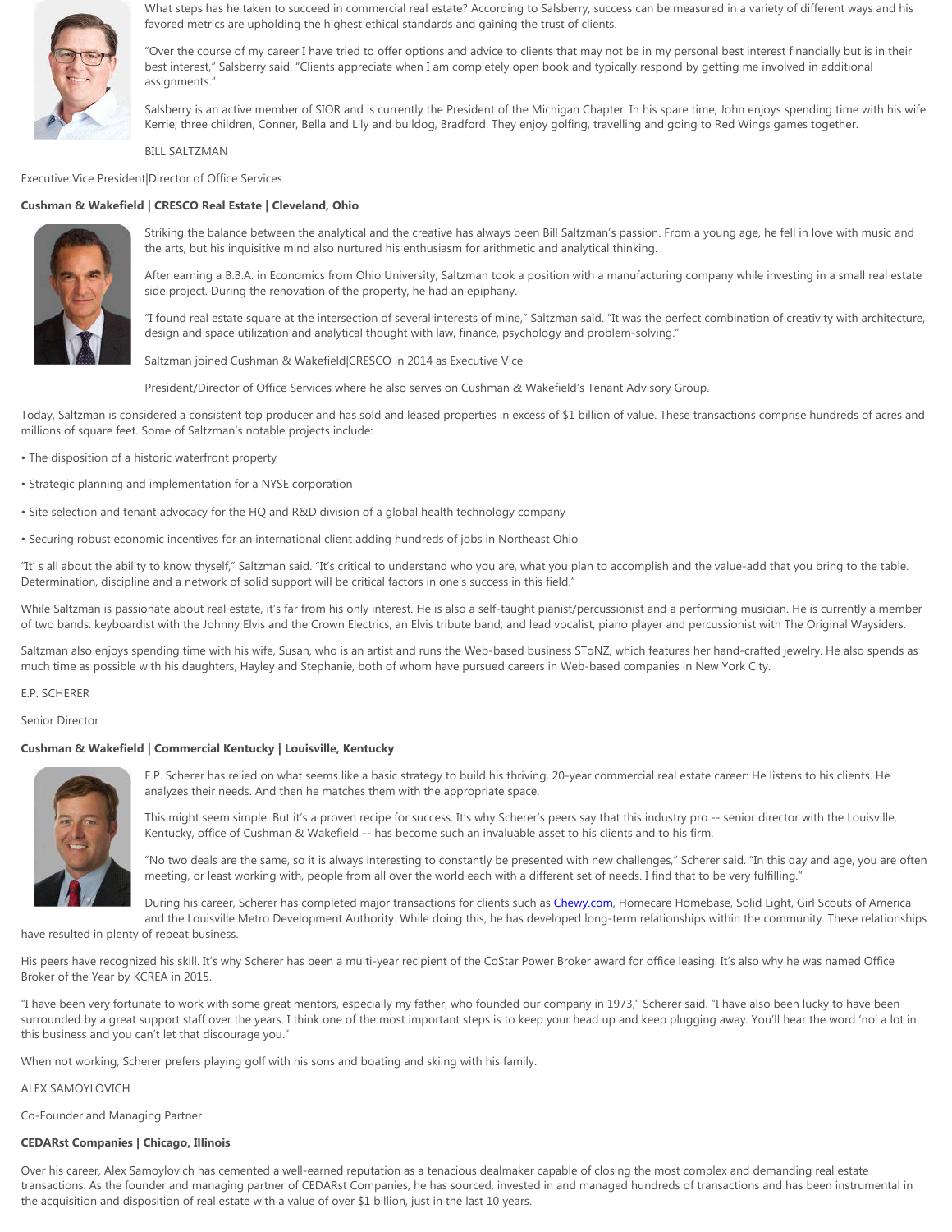What steps has he taken to succeed in commercial real estate? According to Salsberry, success can be measured in a variety of different ways and his favored metrics are upholding the highest ethical standards and gaining the trust of clients.

"Over the course of my career I have tried to offer options and advice to clients that may not be in my personal best interest financially but is in their best interest," Salsberry said. "Clients appreciate when I am completely open book and typically respond by getting me involved in additional assignments."

Salsberry is an active member of SIOR and is currently the President of the Michigan Chapter. In his spare time, John enjoys spending time with his wife Kerrie; three children, Conner, Bella and Lily and bulldog, Bradford. They enjoy golfing, travelling and going to Red Wings games together.

BILL SALTZMAN

Executive Vice President|Director of Office Services

**Cushman & Wakefield | CRESCO Real Estate | Cleveland, Ohio**

Striking the balance between the analytical and the creative has always been Bill Saltzman's passion. From a young age, he fell in love with music and the arts, but his inquisitive mind also nurtured his enthusiasm for arithmetic and analytical thinking.

After earning a B.B.A. in Economics from Ohio University, Saltzman took a position with a manufacturing company while investing in a small real estate side project. During the renovation of the property, he had an epiphany.

"I found real estate square at the intersection of several interests of mine," Saltzman said. "It was the perfect combination of creativity with architecture, design and space utilization and analytical thought with law, finance, psychology and problem-solving."

Saltzman joined Cushman & Wakefield|CRESCO in 2014 as Executive Vice

President/Director of Office Services where he also serves on Cushman & Wakefield's Tenant Advisory Group.

Today, Saltzman is considered a consistent top producer and has sold and leased properties in excess of $1 billion of value. These transactions comprise hundreds of acres and millions of square feet. Some of Saltzman's notable projects include:

- The disposition of a historic waterfront property
- Strategic planning and implementation for a NYSE corporation
- Site selection and tenant advocacy for the HQ and R&D division of a global health technology company
- Securing robust economic incentives for an international client adding hundreds of jobs in Northeast Ohio

"It' s all about the ability to know thyself," Saltzman said. "It's critical to understand who you are, what you plan to accomplish and the value-add that you bring to the table. Determination, discipline and a network of solid support will be critical factors in one's success in this field."

While Saltzman is passionate about real estate, it's far from his only interest. He is also a self-taught pianist/percussionist and a performing musician. He is currently a member of two bands: keyboardist with the Johnny Elvis and the Crown Electrics, an Elvis tribute band; and lead vocalist, piano player and percussionist with The Original Waysiders.

Saltzman also enjoys spending time with his wife, Susan, who is an artist and runs the Web-based business SToNZ, which features her hand-crafted jewelry. He also spends as much time as possible with his daughters, Hayley and Stephanie, both of whom have pursued careers in Web-based companies in New York City.

E.P. SCHERER

Senior Director

**Cushman & Wakefield | Commercial Kentucky | Louisville, Kentucky**

E.P. Scherer has relied on what seems like a basic strategy to build his thriving, 20-year commercial real estate career: He listens to his clients. He analyzes their needs. And then he matches them with the appropriate space.

This might seem simple. But it's a proven recipe for success. It's why Scherer's peers say that this industry pro -- senior director with the Louisville, Kentucky, office of Cushman & Wakefield -- has become such an invaluable asset to his clients and to his firm.

"No two deals are the same, so it is always interesting to constantly be presented with new challenges," Scherer said. "In this day and age, you are often meeting, or least working with, people from all over the world each with a different set of needs. I find that to be very fulfilling."

During his career, Scherer has completed major transactions for clients such as Chewy.com, Homecare Homebase, Solid Light, Girl Scouts of America and the Louisville Metro Development Authority. While doing this, he has developed long-term relationships within the community. These relationships have resulted in plenty of repeat business.

His peers have recognized his skill. It's why Scherer has been a multi-year recipient of the CoStar Power Broker award for office leasing. It's also why he was named Office Broker of the Year by KCREA in 2015.

"I have been very fortunate to work with some great mentors, especially my father, who founded our company in 1973," Scherer said. "I have also been lucky to have been surrounded by a great support staff over the years. I think one of the most important steps is to keep your head up and keep plugging away. You'll hear the word 'no' a lot in this business and you can't let that discourage you."

When not working, Scherer prefers playing golf with his sons and boating and skiing with his family.

ALEX SAMOYLOVICH

Co-Founder and Managing Partner

**CEDARst Companies | Chicago, Illinois**

Over his career, Alex Samoylovich has cemented a well-earned reputation as a tenacious dealmaker capable of closing the most complex and demanding real estate transactions. As the founder and managing partner of CEDARst Companies, he has sourced, invested in and managed hundreds of transactions and has been instrumental in the acquisition and disposition of real estate with a value of over $1 billion, just in the last 10 years.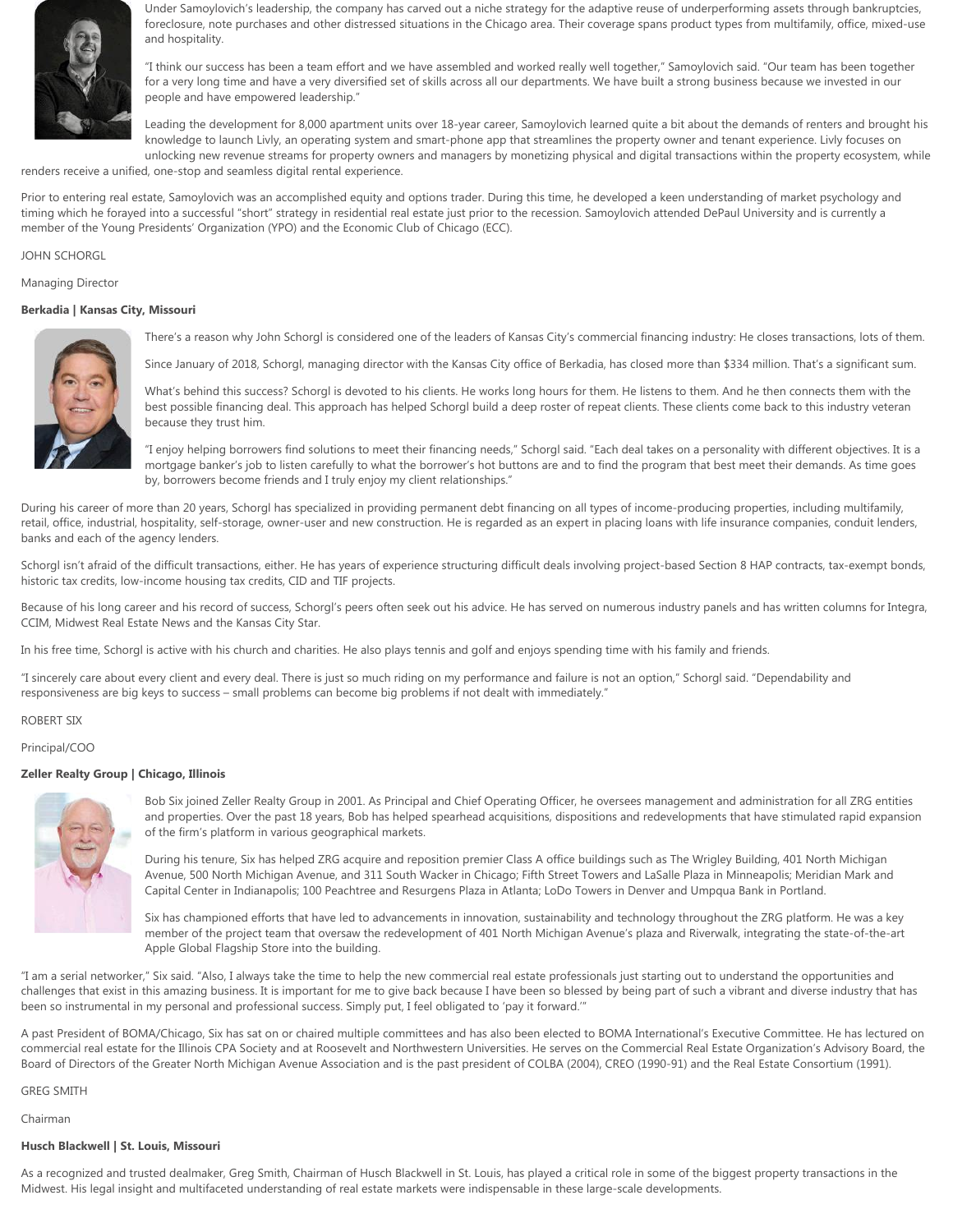Under Samoylovich's leadership, the company has carved out a niche strategy for the adaptive reuse of underperforming assets through bankruptcies, foreclosure, note purchases and other distressed situations in the Chicago area. Their coverage spans product types from multifamily, office, mixed-use and hospitality.

"I think our success has been a team effort and we have assembled and worked really well together," Samoylovich said. "Our team has been together for a very long time and have a very diversified set of skills across all our departments. We have built a strong business because we invested in our people and have empowered leadership."

Leading the development for 8,000 apartment units over 18-year career, Samoylovich learned quite a bit about the demands of renters and brought his knowledge to launch Livly, an operating system and smart-phone app that streamlines the property owner and tenant experience. Livly focuses on unlocking new revenue streams for property owners and managers by monetizing physical and digital transactions within the property ecosystem, while renders receive a unified, one-stop and seamless digital rental experience.

Prior to entering real estate, Samoylovich was an accomplished equity and options trader. During this time, he developed a keen understanding of market psychology and timing which he forayed into a successful "short" strategy in residential real estate just prior to the recession. Samoylovich attended DePaul University and is currently a member of the Young Presidents' Organization (YPO) and the Economic Club of Chicago (ECC).

JOHN SCHORGL

Managing Director

**Berkadia | Kansas City, Missouri**

There's a reason why John Schorgl is considered one of the leaders of Kansas City's commercial financing industry: He closes transactions, lots of them.

Since January of 2018, Schorgl, managing director with the Kansas City office of Berkadia, has closed more than $334 million. That's a significant sum.

What's behind this success? Schorgl is devoted to his clients. He works long hours for them. He listens to them. And he then connects them with the best possible financing deal. This approach has helped Schorgl build a deep roster of repeat clients. These clients come back to this industry veteran because they trust him.

"I enjoy helping borrowers find solutions to meet their financing needs," Schorgl said. "Each deal takes on a personality with different objectives. It is a mortgage banker's job to listen carefully to what the borrower's hot buttons are and to find the program that best meet their demands. As time goes by, borrowers become friends and I truly enjoy my client relationships."

During his career of more than 20 years, Schorgl has specialized in providing permanent debt financing on all types of income-producing properties, including multifamily, retail, office, industrial, hospitality, self-storage, owner-user and new construction. He is regarded as an expert in placing loans with life insurance companies, conduit lenders, banks and each of the agency lenders.

Schorgl isn't afraid of the difficult transactions, either. He has years of experience structuring difficult deals involving project-based Section 8 HAP contracts, tax-exempt bonds, historic tax credits, low-income housing tax credits, CID and TIF projects.

Because of his long career and his record of success, Schorgl's peers often seek out his advice. He has served on numerous industry panels and has written columns for Integra, CCIM, Midwest Real Estate News and the Kansas City Star.

In his free time, Schorgl is active with his church and charities. He also plays tennis and golf and enjoys spending time with his family and friends.

"I sincerely care about every client and every deal. There is just so much riding on my performance and failure is not an option," Schorgl said. "Dependability and responsiveness are big keys to success – small problems can become big problems if not dealt with immediately."

ROBERT SIX

Principal/COO

**Zeller Realty Group | Chicago, Illinois**

Bob Six joined Zeller Realty Group in 2001. As Principal and Chief Operating Officer, he oversees management and administration for all ZRG entities and properties. Over the past 18 years, Bob has helped spearhead acquisitions, dispositions and redevelopments that have stimulated rapid expansion of the firm's platform in various geographical markets.

During his tenure, Six has helped ZRG acquire and reposition premier Class A office buildings such as The Wrigley Building, 401 North Michigan Avenue, 500 North Michigan Avenue, and 311 South Wacker in Chicago; Fifth Street Towers and LaSalle Plaza in Minneapolis; Meridian Mark and Capital Center in Indianapolis; 100 Peachtree and Resurgens Plaza in Atlanta; LoDo Towers in Denver and Umpqua Bank in Portland.

Six has championed efforts that have led to advancements in innovation, sustainability and technology throughout the ZRG platform. He was a key member of the project team that oversaw the redevelopment of 401 North Michigan Avenue's plaza and Riverwalk, integrating the state-of-the-art Apple Global Flagship Store into the building.

"I am a serial networker," Six said. "Also, I always take the time to help the new commercial real estate professionals just starting out to understand the opportunities and challenges that exist in this amazing business. It is important for me to give back because I have been so blessed by being part of such a vibrant and diverse industry that has been so instrumental in my personal and professional success. Simply put, I feel obligated to 'pay it forward.'"

A past President of BOMA/Chicago, Six has sat on or chaired multiple committees and has also been elected to BOMA International's Executive Committee. He has lectured on commercial real estate for the Illinois CPA Society and at Roosevelt and Northwestern Universities. He serves on the Commercial Real Estate Organization's Advisory Board, the Board of Directors of the Greater North Michigan Avenue Association and is the past president of COLBA (2004), CREO (1990-91) and the Real Estate Consortium (1991).

GREG SMITH

Chairman

**Husch Blackwell | St. Louis, Missouri**

As a recognized and trusted dealmaker, Greg Smith, Chairman of Husch Blackwell in St. Louis, has played a critical role in some of the biggest property transactions in the Midwest. His legal insight and multifaceted understanding of real estate markets were indispensable in these large-scale developments.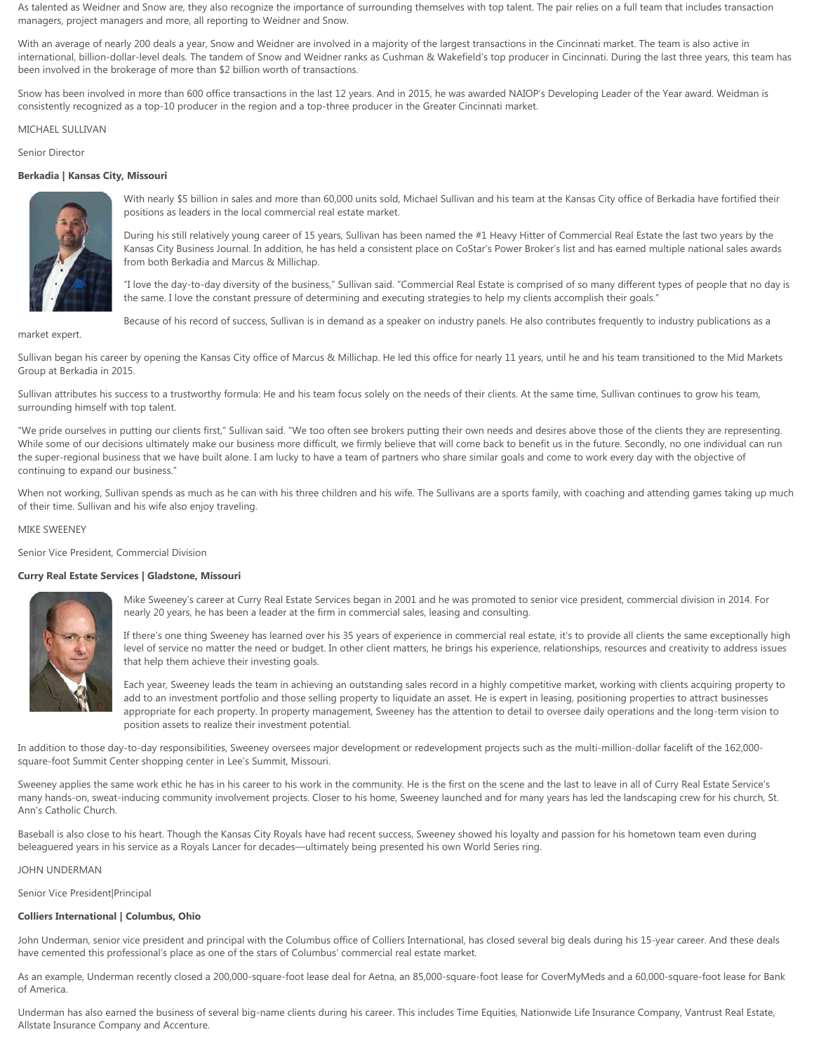As talented as Weidner and Snow are, they also recognize the importance of surrounding themselves with top talent. The pair relies on a full team that includes transaction managers, project managers and more, all reporting to Weidner and Snow.

With an average of nearly 200 deals a year, Snow and Weidner are involved in a majority of the largest transactions in the Cincinnati market. The team is also active in international, billion-dollar-level deals. The tandem of Snow and Weidner ranks as Cushman & Wakefield's top producer in Cincinnati. During the last three years, this team has been involved in the brokerage of more than $2 billion worth of transactions.

Snow has been involved in more than 600 office transactions in the last 12 years. And in 2015, he was awarded NAIOP's Developing Leader of the Year award. Weidman is consistently recognized as a top-10 producer in the region and a top-three producer in the Greater Cincinnati market.

MICHAEL SULLIVAN

Senior Director

**Berkadia | Kansas City, Missouri**

With nearly $5 billion in sales and more than 60,000 units sold, Michael Sullivan and his team at the Kansas City office of Berkadia have fortified their positions as leaders in the local commercial real estate market.

During his still relatively young career of 15 years, Sullivan has been named the #1 Heavy Hitter of Commercial Real Estate the last two years by the Kansas City Business Journal. In addition, he has held a consistent place on CoStar's Power Broker's list and has earned multiple national sales awards from both Berkadia and Marcus & Millichap.

"I love the day-to-day diversity of the business," Sullivan said. "Commercial Real Estate is comprised of so many different types of people that no day is the same. I love the constant pressure of determining and executing strategies to help my clients accomplish their goals."

Because of his record of success, Sullivan is in demand as a speaker on industry panels. He also contributes frequently to industry publications as a market expert.

Sullivan began his career by opening the Kansas City office of Marcus & Millichap. He led this office for nearly 11 years, until he and his team transitioned to the Mid Markets Group at Berkadia in 2015.

Sullivan attributes his success to a trustworthy formula: He and his team focus solely on the needs of their clients. At the same time, Sullivan continues to grow his team, surrounding himself with top talent.

"We pride ourselves in putting our clients first," Sullivan said. "We too often see brokers putting their own needs and desires above those of the clients they are representing. While some of our decisions ultimately make our business more difficult, we firmly believe that will come back to benefit us in the future. Secondly, no one individual can run the super-regional business that we have built alone. I am lucky to have a team of partners who share similar goals and come to work every day with the objective of continuing to expand our business."

When not working, Sullivan spends as much as he can with his three children and his wife. The Sullivans are a sports family, with coaching and attending games taking up much of their time. Sullivan and his wife also enjoy traveling.

MIKE SWEENEY

Senior Vice President, Commercial Division

**Curry Real Estate Services | Gladstone, Missouri**

Mike Sweeney's career at Curry Real Estate Services began in 2001 and he was promoted to senior vice president, commercial division in 2014. For nearly 20 years, he has been a leader at the firm in commercial sales, leasing and consulting.

If there's one thing Sweeney has learned over his 35 years of experience in commercial real estate, it's to provide all clients the same exceptionally high level of service no matter the need or budget. In other client matters, he brings his experience, relationships, resources and creativity to address issues that help them achieve their investing goals.

Each year, Sweeney leads the team in achieving an outstanding sales record in a highly competitive market, working with clients acquiring property to add to an investment portfolio and those selling property to liquidate an asset. He is expert in leasing, positioning properties to attract businesses appropriate for each property. In property management, Sweeney has the attention to detail to oversee daily operations and the long-term vision to position assets to realize their investment potential.

In addition to those day-to-day responsibilities, Sweeney oversees major development or redevelopment projects such as the multi-million-dollar facelift of the 162,000-square-foot Summit Center shopping center in Lee's Summit, Missouri.

Sweeney applies the same work ethic he has in his career to his work in the community. He is the first on the scene and the last to leave in all of Curry Real Estate Service's many hands-on, sweat-inducing community involvement projects. Closer to his home, Sweeney launched and for many years has led the landscaping crew for his church, St. Ann's Catholic Church.

Baseball is also close to his heart. Though the Kansas City Royals have had recent success, Sweeney showed his loyalty and passion for his hometown team even during beleaguered years in his service as a Royals Lancer for decades—ultimately being presented his own World Series ring.

JOHN UNDERMAN

Senior Vice President|Principal

**Colliers International | Columbus, Ohio**

John Underman, senior vice president and principal with the Columbus office of Colliers International, has closed several big deals during his 15-year career. And these deals have cemented this professional's place as one of the stars of Columbus' commercial real estate market.

As an example, Underman recently closed a 200,000-square-foot lease deal for Aetna, an 85,000-square-foot lease for CoverMyMeds and a 60,000-square-foot lease for Bank of America.

Underman has also earned the business of several big-name clients during his career. This includes Time Equities, Nationwide Life Insurance Company, Vantrust Real Estate, Allstate Insurance Company and Accenture.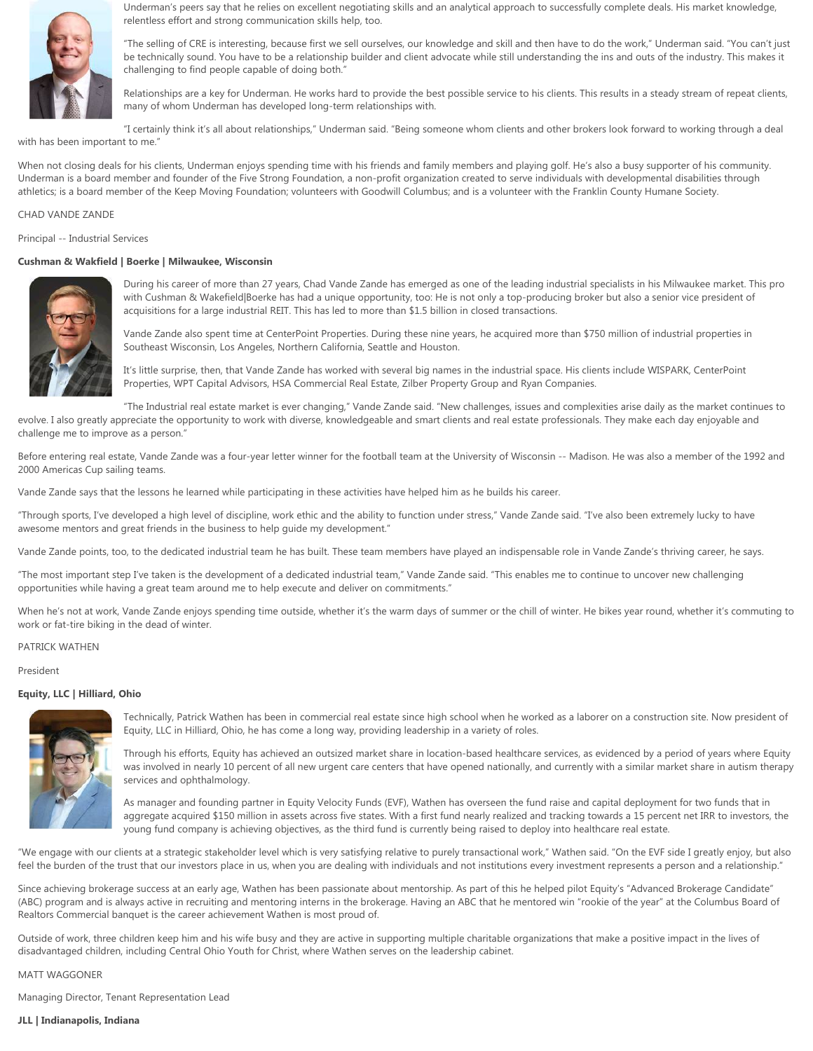Underman's peers say that he relies on excellent negotiating skills and an analytical approach to successfully complete deals. His market knowledge, relentless effort and strong communication skills help, too.

"The selling of CRE is interesting, because first we sell ourselves, our knowledge and skill and then have to do the work," Underman said. "You can't just be technically sound. You have to be a relationship builder and client advocate while still understanding the ins and outs of the industry. This makes it challenging to find people capable of doing both."

Relationships are a key for Underman. He works hard to provide the best possible service to his clients. This results in a steady stream of repeat clients, many of whom Underman has developed long-term relationships with.

"I certainly think it's all about relationships," Underman said. "Being someone whom clients and other brokers look forward to working through a deal with has been important to me."

When not closing deals for his clients, Underman enjoys spending time with his friends and family members and playing golf. He's also a busy supporter of his community. Underman is a board member and founder of the Five Strong Foundation, a non-profit organization created to serve individuals with developmental disabilities through athletics; is a board member of the Keep Moving Foundation; volunteers with Goodwill Columbus; and is a volunteer with the Franklin County Humane Society.

CHAD VANDE ZANDE

Principal -- Industrial Services

**Cushman & Wakfield | Boerke | Milwaukee, Wisconsin**

During his career of more than 27 years, Chad Vande Zande has emerged as one of the leading industrial specialists in his Milwaukee market. This pro with Cushman & Wakefield|Boerke has had a unique opportunity, too: He is not only a top-producing broker but also a senior vice president of acquisitions for a large industrial REIT. This has led to more than $1.5 billion in closed transactions.

Vande Zande also spent time at CenterPoint Properties. During these nine years, he acquired more than $750 million of industrial properties in Southeast Wisconsin, Los Angeles, Northern California, Seattle and Houston.

It's little surprise, then, that Vande Zande has worked with several big names in the industrial space. His clients include WISPARK, CenterPoint Properties, WPT Capital Advisors, HSA Commercial Real Estate, Zilber Property Group and Ryan Companies.

"The Industrial real estate market is ever changing," Vande Zande said. "New challenges, issues and complexities arise daily as the market continues to evolve. I also greatly appreciate the opportunity to work with diverse, knowledgeable and smart clients and real estate professionals. They make each day enjoyable and challenge me to improve as a person."

Before entering real estate, Vande Zande was a four-year letter winner for the football team at the University of Wisconsin -- Madison. He was also a member of the 1992 and 2000 Americas Cup sailing teams.

Vande Zande says that the lessons he learned while participating in these activities have helped him as he builds his career.

"Through sports, I've developed a high level of discipline, work ethic and the ability to function under stress," Vande Zande said. "I've also been extremely lucky to have awesome mentors and great friends in the business to help guide my development."

Vande Zande points, too, to the dedicated industrial team he has built. These team members have played an indispensable role in Vande Zande's thriving career, he says.

"The most important step I've taken is the development of a dedicated industrial team," Vande Zande said. "This enables me to continue to uncover new challenging opportunities while having a great team around me to help execute and deliver on commitments."

When he's not at work, Vande Zande enjoys spending time outside, whether it's the warm days of summer or the chill of winter. He bikes year round, whether it's commuting to work or fat-tire biking in the dead of winter.

PATRICK WATHEN

President

**Equity, LLC | Hilliard, Ohio**

Technically, Patrick Wathen has been in commercial real estate since high school when he worked as a laborer on a construction site. Now president of Equity, LLC in Hilliard, Ohio, he has come a long way, providing leadership in a variety of roles.

Through his efforts, Equity has achieved an outsized market share in location-based healthcare services, as evidenced by a period of years where Equity was involved in nearly 10 percent of all new urgent care centers that have opened nationally, and currently with a similar market share in autism therapy services and ophthalmology.

As manager and founding partner in Equity Velocity Funds (EVF), Wathen has overseen the fund raise and capital deployment for two funds that in aggregate acquired $150 million in assets across five states. With a first fund nearly realized and tracking towards a 15 percent net IRR to investors, the young fund company is achieving objectives, as the third fund is currently being raised to deploy into healthcare real estate.

"We engage with our clients at a strategic stakeholder level which is very satisfying relative to purely transactional work," Wathen said. "On the EVF side I greatly enjoy, but also feel the burden of the trust that our investors place in us, when you are dealing with individuals and not institutions every investment represents a person and a relationship."

Since achieving brokerage success at an early age, Wathen has been passionate about mentorship. As part of this he helped pilot Equity's "Advanced Brokerage Candidate" (ABC) program and is always active in recruiting and mentoring interns in the brokerage. Having an ABC that he mentored win "rookie of the year" at the Columbus Board of Realtors Commercial banquet is the career achievement Wathen is most proud of.

Outside of work, three children keep him and his wife busy and they are active in supporting multiple charitable organizations that make a positive impact in the lives of disadvantaged children, including Central Ohio Youth for Christ, where Wathen serves on the leadership cabinet.

MATT WAGGONER

Managing Director, Tenant Representation Lead

**JLL | Indianapolis, Indiana**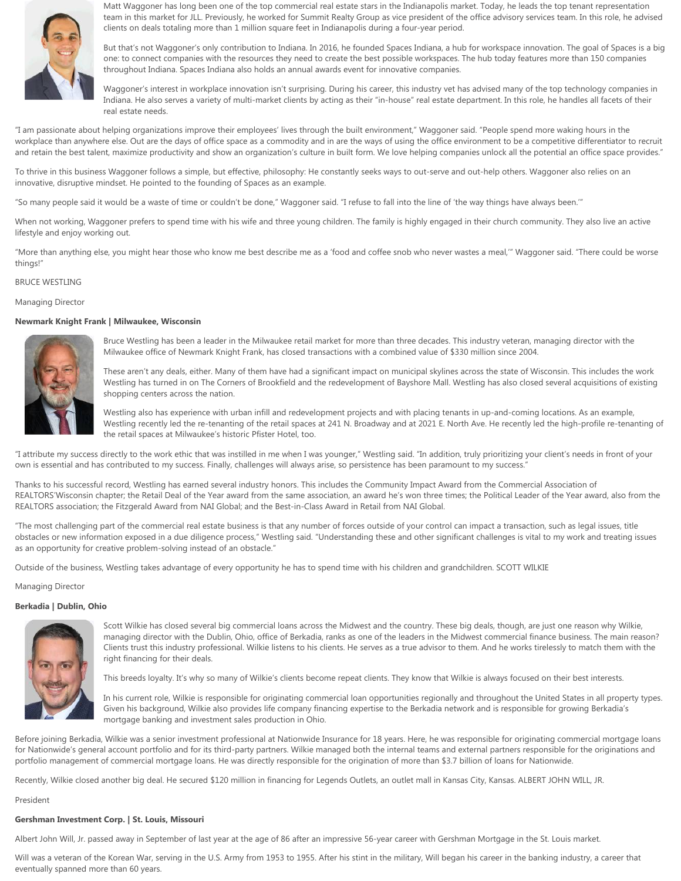Matt Waggoner has long been one of the top commercial real estate stars in the Indianapolis market. Today, he leads the top tenant representation team in this market for JLL. Previously, he worked for Summit Realty Group as vice president of the office advisory services team. In this role, he advised clients on deals totaling more than 1 million square feet in Indianapolis during a four-year period.

But that's not Waggoner's only contribution to Indiana. In 2016, he founded Spaces Indiana, a hub for workspace innovation. The goal of Spaces is a big one: to connect companies with the resources they need to create the best possible workspaces. The hub today features more than 150 companies throughout Indiana. Spaces Indiana also holds an annual awards event for innovative companies.

Waggoner's interest in workplace innovation isn't surprising. During his career, this industry vet has advised many of the top technology companies in Indiana. He also serves a variety of multi-market clients by acting as their "in-house" real estate department. In this role, he handles all facets of their real estate needs.

"I am passionate about helping organizations improve their employees' lives through the built environment," Waggoner said. "People spend more waking hours in the workplace than anywhere else. Out are the days of office space as a commodity and in are the ways of using the office environment to be a competitive differentiator to recruit and retain the best talent, maximize productivity and show an organization's culture in built form. We love helping companies unlock all the potential an office space provides."

To thrive in this business Waggoner follows a simple, but effective, philosophy: He constantly seeks ways to out-serve and out-help others. Waggoner also relies on an innovative, disruptive mindset. He pointed to the founding of Spaces as an example.

"So many people said it would be a waste of time or couldn't be done," Waggoner said. "I refuse to fall into the line of 'the way things have always been.'"

When not working, Waggoner prefers to spend time with his wife and three young children. The family is highly engaged in their church community. They also live an active lifestyle and enjoy working out.

"More than anything else, you might hear those who know me best describe me as a 'food and coffee snob who never wastes a meal,'" Waggoner said. "There could be worse things!"

BRUCE WESTLING

Managing Director

**Newmark Knight Frank | Milwaukee, Wisconsin**

Bruce Westling has been a leader in the Milwaukee retail market for more than three decades. This industry veteran, managing director with the Milwaukee office of Newmark Knight Frank, has closed transactions with a combined value of $330 million since 2004.

These aren't any deals, either. Many of them have had a significant impact on municipal skylines across the state of Wisconsin. This includes the work Westling has turned in on The Corners of Brookfield and the redevelopment of Bayshore Mall. Westling has also closed several acquisitions of existing shopping centers across the nation.

Westling also has experience with urban infill and redevelopment projects and with placing tenants in up-and-coming locations. As an example, Westling recently led the re-tenanting of the retail spaces at 241 N. Broadway and at 2021 E. North Ave. He recently led the high-profile re-tenanting of the retail spaces at Milwaukee's historic Pfister Hotel, too.

"I attribute my success directly to the work ethic that was instilled in me when I was younger," Westling said. "In addition, truly prioritizing your client's needs in front of your own is essential and has contributed to my success. Finally, challenges will always arise, so persistence has been paramount to my success."

Thanks to his successful record, Westling has earned several industry honors. This includes the Community Impact Award from the Commercial Association of REALTORS'Wisconsin chapter; the Retail Deal of the Year award from the same association, an award he's won three times; the Political Leader of the Year award, also from the REALTORS association; the Fitzgerald Award from NAI Global; and the Best-in-Class Award in Retail from NAI Global.

"The most challenging part of the commercial real estate business is that any number of forces outside of your control can impact a transaction, such as legal issues, title obstacles or new information exposed in a due diligence process," Westling said. "Understanding these and other significant challenges is vital to my work and treating issues as an opportunity for creative problem-solving instead of an obstacle."

Outside of the business, Westling takes advantage of every opportunity he has to spend time with his children and grandchildren. SCOTT WILKIE

Managing Director

**Berkadia | Dublin, Ohio**

Scott Wilkie has closed several big commercial loans across the Midwest and the country. These big deals, though, are just one reason why Wilkie, managing director with the Dublin, Ohio, office of Berkadia, ranks as one of the leaders in the Midwest commercial finance business. The main reason? Clients trust this industry professional. Wilkie listens to his clients. He serves as a true advisor to them. And he works tirelessly to match them with the right financing for their deals.

This breeds loyalty. It's why so many of Wilkie's clients become repeat clients. They know that Wilkie is always focused on their best interests.

In his current role, Wilkie is responsible for originating commercial loan opportunities regionally and throughout the United States in all property types. Given his background, Wilkie also provides life company financing expertise to the Berkadia network and is responsible for growing Berkadia's mortgage banking and investment sales production in Ohio.

Before joining Berkadia, Wilkie was a senior investment professional at Nationwide Insurance for 18 years. Here, he was responsible for originating commercial mortgage loans for Nationwide's general account portfolio and for its third-party partners. Wilkie managed both the internal teams and external partners responsible for the originations and portfolio management of commercial mortgage loans. He was directly responsible for the origination of more than $3.7 billion of loans for Nationwide.

Recently, Wilkie closed another big deal. He secured $120 million in financing for Legends Outlets, an outlet mall in Kansas City, Kansas. ALBERT JOHN WILL, JR.

President

**Gershman Investment Corp. | St. Louis, Missouri**

Albert John Will, Jr. passed away in September of last year at the age of 86 after an impressive 56-year career with Gershman Mortgage in the St. Louis market.

Will was a veteran of the Korean War, serving in the U.S. Army from 1953 to 1955. After his stint in the military, Will began his career in the banking industry, a career that eventually spanned more than 60 years.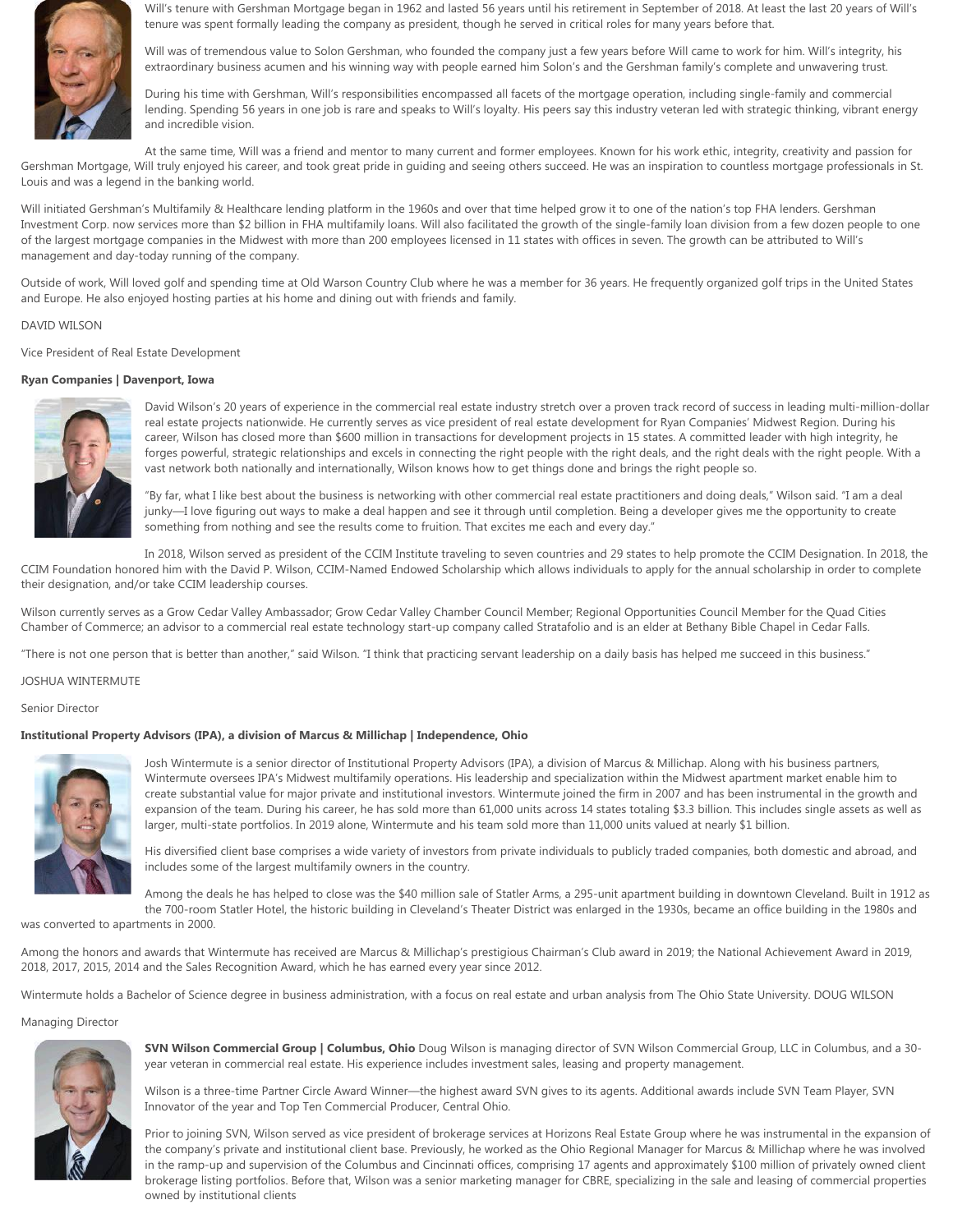Will's tenure with Gershman Mortgage began in 1962 and lasted 56 years until his retirement in September of 2018. At least the last 20 years of Will's tenure was spent formally leading the company as president, though he served in critical roles for many years before that.

Will was of tremendous value to Solon Gershman, who founded the company just a few years before Will came to work for him. Will's integrity, his extraordinary business acumen and his winning way with people earned him Solon's and the Gershman family's complete and unwavering trust.

During his time with Gershman, Will's responsibilities encompassed all facets of the mortgage operation, including single-family and commercial lending. Spending 56 years in one job is rare and speaks to Will's loyalty. His peers say this industry veteran led with strategic thinking, vibrant energy and incredible vision.

At the same time, Will was a friend and mentor to many current and former employees. Known for his work ethic, integrity, creativity and passion for Gershman Mortgage, Will truly enjoyed his career, and took great pride in guiding and seeing others succeed. He was an inspiration to countless mortgage professionals in St. Louis and was a legend in the banking world.

Will initiated Gershman's Multifamily & Healthcare lending platform in the 1960s and over that time helped grow it to one of the nation's top FHA lenders. Gershman Investment Corp. now services more than $2 billion in FHA multifamily loans. Will also facilitated the growth of the single-family loan division from a few dozen people to one of the largest mortgage companies in the Midwest with more than 200 employees licensed in 11 states with offices in seven. The growth can be attributed to Will's management and day-today running of the company.

Outside of work, Will loved golf and spending time at Old Warson Country Club where he was a member for 36 years. He frequently organized golf trips in the United States and Europe. He also enjoyed hosting parties at his home and dining out with friends and family.

DAVID WILSON

Vice President of Real Estate Development

**Ryan Companies | Davenport, Iowa**

David Wilson's 20 years of experience in the commercial real estate industry stretch over a proven track record of success in leading multi-million-dollar real estate projects nationwide. He currently serves as vice president of real estate development for Ryan Companies' Midwest Region. During his career, Wilson has closed more than $600 million in transactions for development projects in 15 states. A committed leader with high integrity, he forges powerful, strategic relationships and excels in connecting the right people with the right deals, and the right deals with the right people. With a vast network both nationally and internationally, Wilson knows how to get things done and brings the right people so.

"By far, what I like best about the business is networking with other commercial real estate practitioners and doing deals," Wilson said. "I am a deal junky—I love figuring out ways to make a deal happen and see it through until completion. Being a developer gives me the opportunity to create something from nothing and see the results come to fruition. That excites me each and every day."

In 2018, Wilson served as president of the CCIM Institute traveling to seven countries and 29 states to help promote the CCIM Designation. In 2018, the CCIM Foundation honored him with the David P. Wilson, CCIM-Named Endowed Scholarship which allows individuals to apply for the annual scholarship in order to complete their designation, and/or take CCIM leadership courses.

Wilson currently serves as a Grow Cedar Valley Ambassador; Grow Cedar Valley Chamber Council Member; Regional Opportunities Council Member for the Quad Cities Chamber of Commerce; an advisor to a commercial real estate technology start-up company called Stratafolio and is an elder at Bethany Bible Chapel in Cedar Falls.

"There is not one person that is better than another," said Wilson. "I think that practicing servant leadership on a daily basis has helped me succeed in this business."

JOSHUA WINTERMUTE

Senior Director

**Institutional Property Advisors (IPA), a division of Marcus & Millichap | Independence, Ohio**

Josh Wintermute is a senior director of Institutional Property Advisors (IPA), a division of Marcus & Millichap. Along with his business partners, Wintermute oversees IPA's Midwest multifamily operations. His leadership and specialization within the Midwest apartment market enable him to create substantial value for major private and institutional investors. Wintermute joined the firm in 2007 and has been instrumental in the growth and expansion of the team. During his career, he has sold more than 61,000 units across 14 states totaling $3.3 billion. This includes single assets as well as larger, multi-state portfolios. In 2019 alone, Wintermute and his team sold more than 11,000 units valued at nearly $1 billion.

His diversified client base comprises a wide variety of investors from private individuals to publicly traded companies, both domestic and abroad, and includes some of the largest multifamily owners in the country.

Among the deals he has helped to close was the $40 million sale of Statler Arms, a 295-unit apartment building in downtown Cleveland. Built in 1912 as the 700-room Statler Hotel, the historic building in Cleveland's Theater District was enlarged in the 1930s, became an office building in the 1980s and was converted to apartments in 2000.

Among the honors and awards that Wintermute has received are Marcus & Millichap's prestigious Chairman's Club award in 2019; the National Achievement Award in 2019, 2018, 2017, 2015, 2014 and the Sales Recognition Award, which he has earned every year since 2012.

Wintermute holds a Bachelor of Science degree in business administration, with a focus on real estate and urban analysis from The Ohio State University.

DOUG WILSON

Managing Director

**SVN Wilson Commercial Group | Columbus, Ohio**

Doug Wilson is managing director of SVN Wilson Commercial Group, LLC in Columbus, and a 30-year veteran in commercial real estate. His experience includes investment sales, leasing and property management.

Wilson is a three-time Partner Circle Award Winner—the highest award SVN gives to its agents. Additional awards include SVN Team Player, SVN Innovator of the year and Top Ten Commercial Producer, Central Ohio.

Prior to joining SVN, Wilson served as vice president of brokerage services at Horizons Real Estate Group where he was instrumental in the expansion of the company's private and institutional client base. Previously, he worked as the Ohio Regional Manager for Marcus & Millichap where he was involved in the ramp-up and supervision of the Columbus and Cincinnati offices, comprising 17 agents and approximately $100 million of privately owned client brokerage listing portfolios. Before that, Wilson was a senior marketing manager for CBRE, specializing in the sale and leasing of commercial properties owned by institutional clients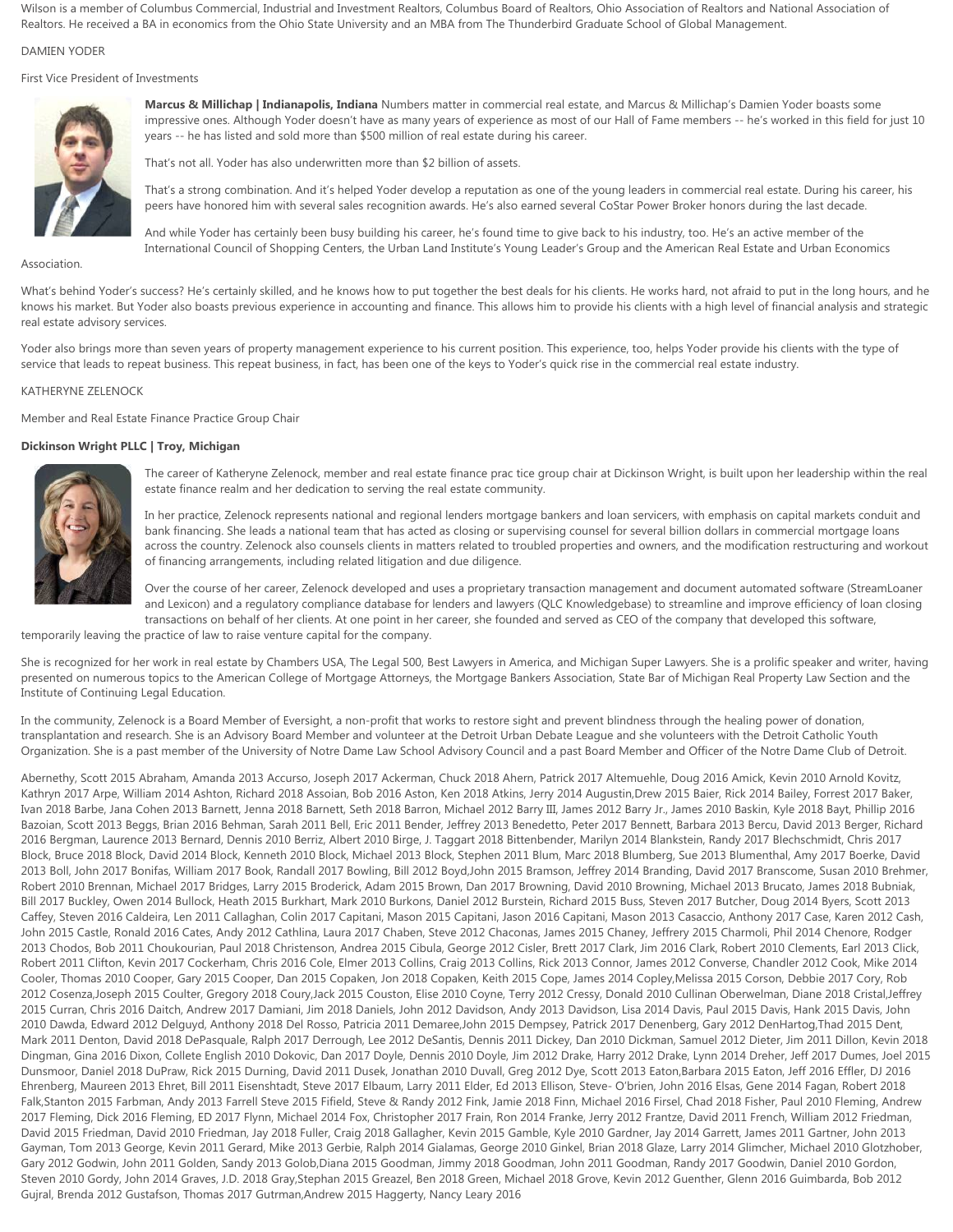Wilson is a member of Columbus Commercial, Industrial and Investment Realtors, Columbus Board of Realtors, Ohio Association of Realtors and National Association of Realtors. He received a BA in economics from the Ohio State University and an MBA from The Thunderbird Graduate School of Global Management.

DAMIEN YODER

First Vice President of Investments

**Marcus & Millichap | Indianapolis, Indiana** Numbers matter in commercial real estate, and Marcus & Millichap's Damien Yoder boasts some impressive ones. Although Yoder doesn't have as many years of experience as most of our Hall of Fame members -- he's worked in this field for just 10 years -- he has listed and sold more than $500 million of real estate during his career.

That's not all. Yoder has also underwritten more than $2 billion of assets.

That's a strong combination. And it's helped Yoder develop a reputation as one of the young leaders in commercial real estate. During his career, his peers have honored him with several sales recognition awards. He's also earned several CoStar Power Broker honors during the last decade.

And while Yoder has certainly been busy building his career, he's found time to give back to his industry, too. He's an active member of the International Council of Shopping Centers, the Urban Land Institute's Young Leader's Group and the American Real Estate and Urban Economics Association.

What's behind Yoder's success? He's certainly skilled, and he knows how to put together the best deals for his clients. He works hard, not afraid to put in the long hours, and he knows his market. But Yoder also boasts previous experience in accounting and finance. This allows him to provide his clients with a high level of financial analysis and strategic real estate advisory services.

Yoder also brings more than seven years of property management experience to his current position. This experience, too, helps Yoder provide his clients with the type of service that leads to repeat business. This repeat business, in fact, has been one of the keys to Yoder's quick rise in the commercial real estate industry.

KATHERYNE ZELENOCK

Member and Real Estate Finance Practice Group Chair

**Dickinson Wright PLLC | Troy, Michigan**

The career of Katheryne Zelenock, member and real estate finance prac tice group chair at Dickinson Wright, is built upon her leadership within the real estate finance realm and her dedication to serving the real estate community.

In her practice, Zelenock represents national and regional lenders mortgage bankers and loan servicers, with emphasis on capital markets conduit and bank financing. She leads a national team that has acted as closing or supervising counsel for several billion dollars in commercial mortgage loans across the country. Zelenock also counsels clients in matters related to troubled properties and owners, and the modification restructuring and workout of financing arrangements, including related litigation and due diligence.

Over the course of her career, Zelenock developed and uses a proprietary transaction management and document automated software (StreamLoaner and Lexicon) and a regulatory compliance database for lenders and lawyers (QLC Knowledgebase) to streamline and improve efficiency of loan closing transactions on behalf of her clients. At one point in her career, she founded and served as CEO of the company that developed this software, temporarily leaving the practice of law to raise venture capital for the company.

She is recognized for her work in real estate by Chambers USA, The Legal 500, Best Lawyers in America, and Michigan Super Lawyers. She is a prolific speaker and writer, having presented on numerous topics to the American College of Mortgage Attorneys, the Mortgage Bankers Association, State Bar of Michigan Real Property Law Section and the Institute of Continuing Legal Education.

In the community, Zelenock is a Board Member of Eversight, a non-profit that works to restore sight and prevent blindness through the healing power of donation, transplantation and research. She is an Advisory Board Member and volunteer at the Detroit Urban Debate League and she volunteers with the Detroit Catholic Youth Organization. She is a past member of the University of Notre Dame Law School Advisory Council and a past Board Member and Officer of the Notre Dame Club of Detroit.

Abernethy, Scott 2015 Abraham, Amanda 2013 Accurso, Joseph 2017 Ackerman, Chuck 2018 Ahern, Patrick 2017 Altemuehle, Doug 2016 Amick, Kevin 2010 Arnold Kovitz, Kathryn 2017 Arpe, William 2014 Ashton, Richard 2018 Assoian, Bob 2016 Aston, Ken 2018 Atkins, Jerry 2014 Augustin,Drew 2015 Baier, Rick 2014 Bailey, Forrest 2017 Baker, Ivan 2018 Barbe, Jana Cohen 2013 Barnett, Jenna 2018 Barnett, Seth 2018 Barron, Michael 2012 Barry III, James 2012 Barry Jr., James 2010 Baskin, Kyle 2018 Bayt, Phillip 2016 Bazoian, Scott 2013 Beggs, Brian 2016 Behman, Sarah 2011 Bell, Eric 2011 Bender, Jeffrey 2013 Benedetto, Peter 2017 Bennett, Barbara 2013 Bercu, David 2013 Berger, Richard 2016 Bergman, Laurence 2013 Bernard, Dennis 2010 Berriz, Albert 2010 Birge, J. Taggart 2018 Bittenbender, Marilyn 2014 Blankstein, Randy 2017 Blechschmidt, Chris 2017 Block, Bruce 2018 Block, David 2014 Block, Kenneth 2010 Block, Michael 2013 Block, Stephen 2011 Blum, Marc 2018 Blumberg, Sue 2013 Blumenthal, Amy 2017 Boerke, David 2013 Boll, John 2017 Bonifas, William 2017 Book, Randall 2017 Bowling, Bill 2012 Boyd,John 2015 Bramson, Jeffrey 2014 Branding, David 2017 Branscome, Susan 2010 Brehmer, Robert 2010 Brennan, Michael 2017 Bridges, Larry 2015 Broderick, Adam 2015 Brown, Dan 2017 Browning, David 2010 Browning, Michael 2013 Brucato, James 2018 Bubniak, Bill 2017 Buckley, Owen 2014 Bullock, Heath 2015 Burkhart, Mark 2010 Burkons, Daniel 2012 Burstein, Richard 2015 Buss, Steven 2017 Butcher, Doug 2014 Byers, Scott 2013 Caffey, Steven 2016 Caldeira, Len 2011 Callaghan, Colin 2017 Capitani, Mason 2015 Capitani, Jason 2016 Capitani, Mason 2013 Casaccio, Anthony 2017 Case, Karen 2012 Cash, John 2015 Castle, Ronald 2016 Cates, Andy 2012 Cathlina, Laura 2017 Chaben, Steve 2012 Chaconas, James 2015 Chaney, Jeffrery 2015 Charmoli, Phil 2014 Chenore, Rodger 2013 Chodos, Bob 2011 Choukourian, Paul 2018 Christenson, Andrea 2015 Cibula, George 2012 Cisler, Brett 2017 Clark, Jim 2016 Clark, Robert 2010 Clements, Earl 2013 Click, Robert 2011 Clifton, Kevin 2017 Cockerham, Chris 2016 Cole, Elmer 2013 Collins, Craig 2013 Collins, Rick 2013 Connor, James 2012 Converse, Chandler 2012 Cook, Mike 2014 Cooler, Thomas 2010 Cooper, Gary 2015 Cooper, Dan 2015 Copaken, Jon 2018 Copaken, Keith 2015 Cope, James 2014 Copley,Melissa 2015 Corson, Debbie 2017 Cory, Rob 2012 Cosenza,Joseph 2015 Coulter, Gregory 2018 Coury,Jack 2015 Couston, Elise 2010 Coyne, Terry 2012 Cressy, Donald 2010 Cullinan Oberwelman, Diane 2018 Cristal,Jeffrey 2015 Curran, Chris 2016 Daitch, Andrew 2017 Damiani, Jim 2018 Daniels, John 2012 Davidson, Andy 2013 Davidson, Lisa 2014 Davis, Paul 2015 Davis, Hank 2015 Davis, John 2010 Dawda, Edward 2012 Delguyd, Anthony 2018 Del Rosso, Patricia 2011 Demaree,John 2015 Dempsey, Patrick 2017 Denenberg, Gary 2012 DenHartog,Thad 2015 Dent, Mark 2011 Denton, David 2018 DePasquale, Ralph 2017 Derrough, Lee 2012 DeSantis, Dennis 2011 Dickey, Dan 2010 Dickman, Samuel 2012 Dieter, Jim 2011 Dillon, Kevin 2018 Dingman, Gina 2016 Dixon, Collete English 2010 Dokovic, Dan 2017 Doyle, Dennis 2010 Doyle, Jim 2012 Drake, Harry 2012 Drake, Lynn 2014 Dreher, Jeff 2017 Dumes, Joel 2015 Dunsmoor, Daniel 2018 DuPraw, Rick 2015 Durning, David 2011 Dusek, Jonathan 2010 Duvall, Greg 2012 Dye, Scott 2013 Eaton,Barbara 2015 Eaton, Jeff 2016 Effler, DJ 2016 Ehrenberg, Maureen 2013 Ehret, Bill 2011 Eisenshtadt, Steve 2017 Elbaum, Larry 2011 Elder, Ed 2013 Ellison, Steve- O'brien, John 2016 Elsas, Gene 2014 Fagan, Robert 2018 Falk,Stanton 2015 Farbman, Andy 2013 Farrell Steve 2015 Fifield, Steve & Randy 2012 Fink, Jamie 2018 Finn, Michael 2016 Firsel, Chad 2018 Fisher, Paul 2010 Fleming, Andrew 2017 Fleming, Dick 2016 Fleming, ED 2017 Flynn, Michael 2014 Fox, Christopher 2017 Frain, Ron 2014 Franke, Jerry 2012 Frantze, David 2011 French, William 2012 Friedman, David 2015 Friedman, David 2010 Friedman, Jay 2018 Fuller, Craig 2018 Gallagher, Kevin 2015 Gamble, Kyle 2010 Gardner, Jay 2014 Garrett, James 2011 Gartner, John 2013 Gayman, Tom 2013 George, Kevin 2011 Gerard, Mike 2013 Gerbie, Ralph 2014 Gialamas, George 2010 Ginkel, Brian 2018 Glaze, Larry 2014 Glimcher, Michael 2010 Glotzhober, Gary 2012 Godwin, John 2011 Golden, Sandy 2013 Golob,Diana 2015 Goodman, Jimmy 2018 Goodman, John 2011 Goodman, Randy 2017 Goodwin, Daniel 2010 Gordon, Steven 2010 Gordy, John 2014 Graves, J.D. 2018 Gray,Stephan 2015 Greazel, Ben 2018 Green, Michael 2018 Grove, Kevin 2012 Guenther, Glenn 2016 Guimbarda, Bob 2012 Gujral, Brenda 2012 Gustafson, Thomas 2017 Gutrman,Andrew 2015 Haggerty, Nancy Leary 2016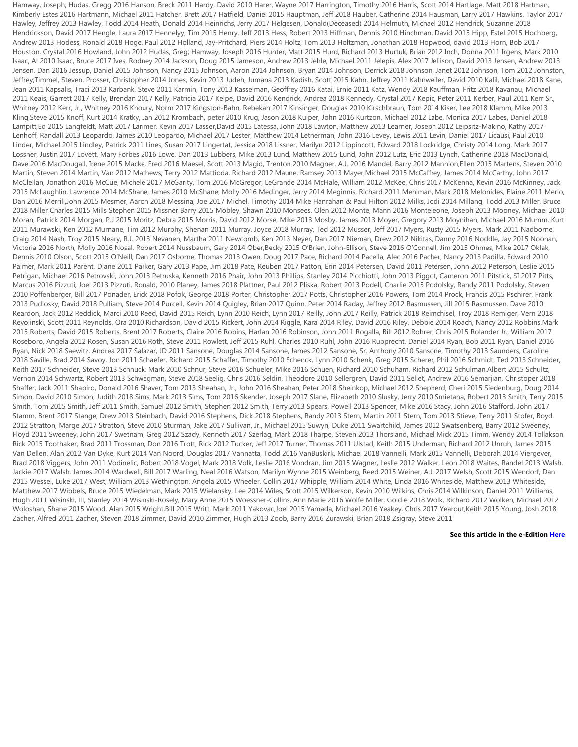Hamway, Joseph; Hudas, Gregg 2016 Hanson, Breck 2011 Hardy, David 2010 Harer, Wayne 2017 Harrington, Timothy 2016 Harris, Scott 2014 Hartlage, Matt 2018 Hartman, Kimberly Estes 2016 Hartmann, Michael 2011 Hatcher, Brett 2017 Hatfield, Daniel 2015 Hauptman, Jeff 2018 Hauber, Catherine 2014 Hausman, Larry 2017 Hawkins, Taylor 2017 Hawley, Jeffrey 2013 Hawley, Todd 2014 Heath, Donald 2014 Heinrichs, Jerry 2017 Helgesen, Donald(Deceased) 2014 Helmuth, Michael 2012 Hendrick, Suzanne 2018 Hendrickson, David 2017 Hengle, Laura 2017 Hennelyy, Tim 2015 Henry, Jeff 2013 Hess, Robert 2013 Hiffman, Dennis 2010 Hinchman, David 2015 Hipp, Estel 2015 Hochberg, Andrew 2013 Hodess, Ronald 2018 Hoge, Paul 2012 Holland, Jay-Pritchard, Piers 2014 Holtz, Tom 2013 Holtzman, Jonathan 2018 Hopwood, david 2013 Horn, Bob 2017 Houston, Crystal 2016 Howland, John 2012 Hudas, Greg; Hamway, Joseph 2016 Hunter, Matt 2015 Hurd, Richard 2013 Hurtuk, Brian 2012 Inch, Donna 2011 Irgens, Mark 2010 Isaac, Al 2010 Isaac, Bruce 2017 Ives, Rodney 2014 Jackson, Doug 2015 Jameson, Andrew 2013 Jehle, Michael 2011 Jelepis, Alex 2017 Jellison, David 2013 Jensen, Andrew 2013 Jensen, Dan 2016 Jessup, Daniel 2015 Johnson, Nancy 2015 Johnson, Aaron 2014 Johnson, Bryan 2014 Johnson, Derrick 2018 Johnson, Janet 2012 Johnson, Tom 2012 Johnston, Jeffrey;Timmel, Steven, Prosser, Christopher 2014 Jones, Kevin 2013 Judeh, Jumana 2013 Kadish, Scott 2015 Kahn, Jeffrey 2011 Kahnweiler, David 2010 Kalil, Michael 2018 Kane, Jean 2011 Kapsalis, Traci 2013 Karbank, Steve 2011 Karmin, Tony 2013 Kasselman, Geoffrey 2016 Katai, Ernie 2011 Katz, Wendy 2018 Kauffman, Fritz 2018 Kavanau, Michael 2011 Keais, Garrett 2017 Kelly, Brendan 2017 Kelly, Patricia 2017 Kelpe, David 2016 Kendrick, Andrea 2018 Kennedy, Crystal 2017 Kepic, Peter 2011 Kerber, Paul 2011 Kerr Sr., Whitney 2012 Kerr, Jr., Whitney 2016 Khoury, Norm 2017 Kingston-Bahn, Rebekah 2017 Kinsinger, Douglas 2010 Kirschbraun, Tom 2014 Kiser, Lee 2018 Klamm, Mike 2013 Kling,Steve 2015 Knoff, Kurt 2014 Kratky, Jan 2012 Krombach, peter 2010 Krug, Jason 2018 Kuiper, John 2016 Kurtzon, Michael 2012 Labe, Monica 2017 Labes, Daniel 2018 Lampitt,Ed 2015 Langfeldt, Matt 2017 Larimer, Kevin 2017 Lasser,David 2015 Latessa, John 2018 Lawton, Matthew 2013 Learner, Joseph 2012 Leipsitz-Makino, Kathy 2017 Lenhoff, Randall 2013 Leopardo, James 2010 Leopardo, Michael 2017 Lester, Matthew 2014 Letherman, John 2016 Levey, Lewis 2011 Levin, Daniel 2017 Licausi, Paul 2010 Linder, Michael 2015 Lindley, Patrick 2011 Lines, Susan 2017 Lingertat, Jessica 2018 Lissner, Marilyn 2012 Lippincott, Edward 2018 Lockridge, Christy 2014 Long, Mark 2017 Lossner, Justin 2017 Lovett, Mary Forbes 2016 Lowe, Dan 2013 Lubbers, Mike 2013 Lund, Matthew 2015 Lund, John 2012 Lutz, Eric 2013 Lynch, Catherine 2018 MacDonald, Dave 2016 MacDougall, Irene 2015 Macke, Fred 2016 Maesel, Scott 2013 Magid, Trenton 2010 Magner, A.J. 2016 Mandel, Barry 2012 Mannion,Ellen 2015 Martens, Steven 2010 Martin, Steven 2014 Martin, Van 2012 Mathews, Terry 2012 Mattioda, Richard 2012 Maune, Ramsey 2013 Mayer,Michael 2015 McCaffrey, James 2014 McCarthy, John 2017 McClellan, Jonathon 2016 McCue, Michele 2017 McGarity, Tom 2016 McGregor, LeGrande 2014 McHale, William 2012 McKee, Chris 2017 McKenna, Kevin 2016 McKinney, Jack 2015 McLaughlin, Lawrence 2014 McShane, James 2010 McShane, Molly 2016 Medinger, Jerry 2014 Meginnis, Richard 2011 Mehlman, Mark 2018 Melonides, Elaine 2011 Merlo, Dan 2016 Merrill,John 2015 Mesmer, Aaron 2018 Messina, Joe 2017 Michel, Timothy 2014 Mike Hanrahan & Paul Hilton 2012 Milks, Jodi 2014 Millang, Todd 2013 Miller, Bruce 2018 Miller Charles 2015 Mills Stephen 2015 Missner Barry 2015 Mobley, Shawn 2010 Monsees, Olen 2012 Monte, Mann 2016 Monteleone, Joseph 2013 Mooney, Michael 2010 Moran, Patrick 2014 Morgan, P.J 2015 Moritz, Debra 2015 Morris, David 2012 Morse, Mike 2013 Mosby, James 2013 Moyer, Gregory 2013 Moynihan, Michael 2016 Mumm, Kurt 2011 Murawski, Ken 2012 Murnane, Tim 2012 Murphy, Shenan 2011 Murray, Joyce 2018 Murray, Ted 2012 Musser, Jeff 2017 Myers, Rusty 2015 Myers, Mark 2011 Nadborne, Craig 2014 Nash, Troy 2015 Neary, R.J. 2013 Nevanen, Martha 2011 Newcomb, Ken 2013 Neyer, Dan 2017 Nieman, Drew 2012 Nikitas, Danny 2016 Noddle, Jay 2015 Noonan, Victoria 2016 North, Molly 2016 Nosal, Robert 2014 Nussbaum, Gary 2014 Ober,Becky 2015 O'Brien, John-Ellison, Steve 2016 O'Connell, Jim 2015 Ohmes, Mike 2017 Oklak, Dennis 2010 Olson, Scott 2015 O'Neill, Dan 2017 Osborne, Thomas 2013 Owen, Doug 2017 Pace, Richard 2014 Pacella, Alec 2016 Pacher, Nancy 2013 Padilla, Edward 2010 Palmer, Mark 2011 Parent, Diane 2011 Parker, Gary 2013 Pape, Jim 2018 Pate, Reuben 2017 Patton, Erin 2014 Petersen, David 2011 Petersen, John 2012 Peterson, Leslie 2015 Petrigan, Michael 2016 Petrovski, John 2013 Petruska, Kenneth 2016 Phair, John 2013 Phillips, Stanley 2014 Picchiotti, John 2013 Piggot, Cameron 2011 Pitstick, SI 2017 Pitts, Marcus 2016 Pizzuti, Joel 2013 Pizzuti, Ronald, 2010 Planey, James 2018 Plattner, Paul 2012 Pliska, Robert 2013 Podell, Charlie 2015 Podolsky, Randy 2011 Podolsky, Steven 2010 Poffenberger, Bill 2017 Ponader, Erick 2018 Pofok, George 2018 Porter, Christopher 2017 Potts, Christopher 2016 Powers, Tom 2014 Prock, Francis 2015 Pschirer, Frank 2013 Pudlosky, David 2018 Pulliam, Steve 2014 Purcell, Kevin 2014 Quigley, Brian 2017 Quinn, Peter 2014 Raday, Jeffrey 2012 Rasmussen, Jill 2015 Rasmussen, Dave 2010 Reardon, Jack 2012 Reddick, Marci 2010 Reed, David 2015 Reich, Lynn 2010 Reich, Lynn 2017 Reilly, John 2017 Reilly, Patrick 2018 Reimchisel, Troy 2018 Remiger, Vern 2018 Revolinski, Scott 2011 Reynolds, Ora 2010 Richardson, David 2015 Rickert, John 2014 Riggle, Kara 2014 Riley, David 2016 Riley, Debbie 2014 Roach, Nancy 2012 Robbins,Mark 2015 Roberts, David 2015 Roberts, Brent 2017 Roberts, Claire 2016 Robins, Harlan 2016 Robinson, John 2011 Rogalla, Bill 2012 Rohrer, Chris 2015 Rolander Jr., William 2017 Roseboro, Angela 2012 Rosen, Susan 2016 Roth, Steve 2011 Rowlett, Jeff 2015 Ruhl, Charles 2010 Ruhl, John 2016 Rupprecht, Daniel 2014 Ryan, Bob 2011 Ryan, Daniel 2016 Ryan, Nick 2018 Saewitz, Andrea 2017 Salazar, JD 2011 Sansone, Douglas 2014 Sansone, James 2012 Sansone, Sr. Anthony 2010 Sansone, Timothy 2013 Saunders, Caroline 2018 Saville, Brad 2014 Savoy, Jon 2011 Schaefer, Richard 2015 Schaffer, Timothy 2010 Schenck, Lynn 2010 Schenk, Greg 2015 Scherer, Phil 2016 Schmidt, Ted 2013 Schneider, Keith 2017 Schneider, Steve 2013 Schnuck, Mark 2010 Schnur, Steve 2016 Schueler, Mike 2016 Schuen, Richard 2010 Schuham, Richard 2012 Schulman,Albert 2015 Schultz, Vernon 2014 Schwartz, Robert 2013 Schwegman, Steve 2018 Seelig, Chris 2016 Seldin, Theodore 2010 Sellergren, David 2011 Sellet, Andrew 2016 Semarjian, Christoper 2018 Shaffer, Jack 2011 Shapiro, Donald 2016 Shaver, Tom 2013 Sheahan, Jr., John 2016 Sheahan, Peter 2018 Sheinkop, Michael 2012 Shepherd, Cheri 2015 Siedenburg, Doug 2014 Simon, David 2010 Simon, Judith 2018 Sims, Mark 2013 Sims, Tom 2016 Skender, Joseph 2017 Slane, Elizabeth 2010 Slusky, Jerry 2010 Smietana, Robert 2013 Smith, Terry 2015 Smith, Tom 2015 Smith, Jeff 2011 Smith, Samuel 2012 Smith, Stephen 2012 Smith, Terry 2013 Spears, Powell 2013 Spencer, Mike 2016 Stacy, John 2016 Stafford, John 2017 Stamm, Brent 2017 Stange, Drew 2013 Steinbach, David 2016 Stephens, Dick 2018 Stephens, Randy 2013 Stern, Martin 2011 Stern, Tom 2013 Stieve, Terry 2011 Stofer, Boyd 2012 Stratton, Marge 2017 Stratton, Steve 2010 Sturman, Jake 2017 Sullivan, Jr., Michael 2015 Suwyn, Duke 2011 Swartchild, James 2012 Swatsenberg, Barry 2012 Sweeney, Floyd 2011 Sweeney, John 2017 Swetnam, Greg 2012 Szady, Kenneth 2017 Szerlag, Mark 2018 Tharpe, Steven 2013 Thorsland, Michael Mick 2015 Timm, Wendy 2014 Tollakson Rick 2015 Toothaker, Brad 2011 Trossman, Don 2016 Trott, Rick 2012 Tucker, Jeff 2017 Turner, Thomas 2011 Ulstad, Keith 2015 Underman, Richard 2012 Unruh, James 2015 Van Dellen, Alan 2012 Van Dyke, Kurt 2014 Van Noord, Douglas 2017 Vannatta, Todd 2016 VanBuskirk, Michael 2018 Vannelli, Mark 2015 Vannelli, Deborah 2014 Viergever, Brad 2018 Viggers, John 2011 Vodinelic, Robert 2018 Vogel, Mark 2018 Volk, Leslie 2016 Vondran, Jim 2015 Wagner, Leslie 2012 Walker, Leon 2018 Waites, Randel 2013 Walsh, Jackie 2017 Walsh, James 2014 Wardwell, Bill 2017 Warling, Neal 2016 Watson, Marilyn Wynne 2015 Weinberg, Reed 2015 Weiner, A.J. 2017 Welsh, Scott 2015 Wendorf, Dan 2015 Wessel, Luke 2017 West, William 2013 Wethington, Angela 2015 Wheeler, Collin 2017 Whipple, William 2014 White, Linda 2016 Whiteside, Matthew 2013 Whiteside, Matthew 2017 Wibbels, Bruce 2015 Wiedelman, Mark 2015 Wielansky, Lee 2014 Wiles, Scott 2015 Wilkerson, Kevin 2010 Wilkins, Chris 2014 Wilkinson, Daniel 2011 Williams, Hugh 2011 Wisinski, III, Stanley 2014 Wisinski-Rosely, Mary Anne 2015 Woessner-Collins, Ann Marie 2016 Wolfe Miller, Goldie 2018 Wolk, Richard 2012 Wolken, Michael 2012 Woloshan, Shane 2015 Wood, Alan 2015 Wright,Bill 2015 Writt, Mark 2011 Yakovac,Joel 2015 Yamada, Michael 2016 Yeakey, Chris 2017 Yearout,Keith 2015 Young, Josh 2018 Zacher, Alfred 2011 Zacher, Steven 2018 Zimmer, David 2010 Zimmer, Hugh 2013 Zoob, Barry 2016 Zurawski, Brian 2018 Zsigray, Steve 2011

**See this article in the e-Edition Here**